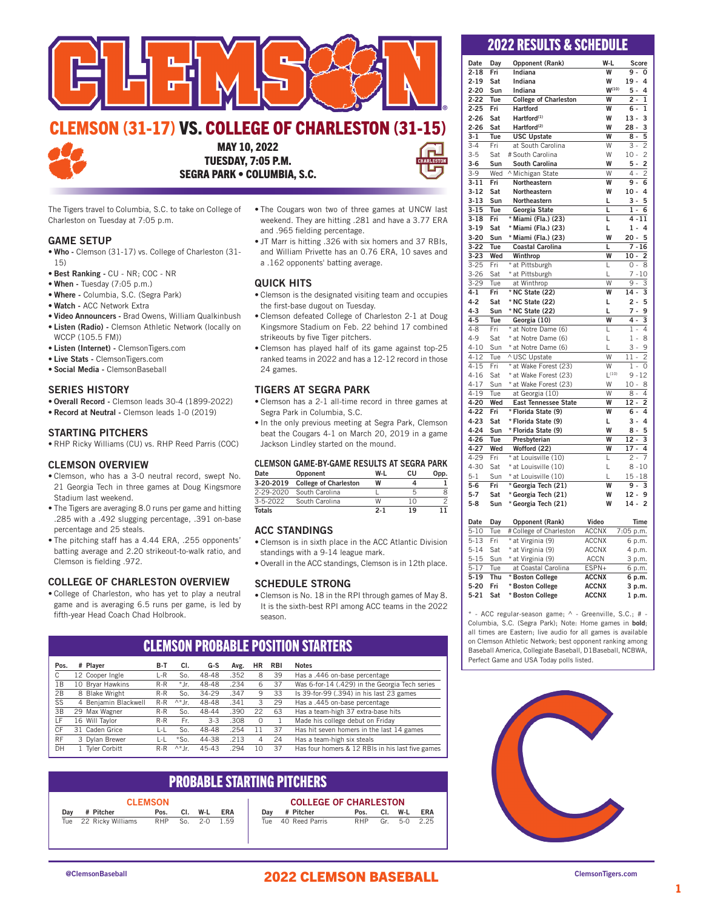# CLEMSON (31-17) VS. COLLEGE OF CHARLESTON (31-15)

**MAY 10, 2022**
**TUESDAY, 7:05 P.M.**
**SEGRA PARK • COLUMBIA, S.C.**

The Tigers travel to Columbia, S.C. to take on College of Charleston on Tuesday at 7:05 p.m.

## GAME SETUP

- **Who** - Clemson (31-17) vs. College of Charleston (31-15)
- **Best Ranking** - CU - NR; COC - NR
- **When** - Tuesday (7:05 p.m.)
- **Where** - Columbia, S.C. (Segra Park)
- **Watch** - ACC Network Extra
- **Video Announcers** - Brad Owens, William Qualkinbush
- **Listen (Radio)** - Clemson Athletic Network (locally on WCCP (105.5 FM))
- **Listen (Internet)** - ClemsonTigers.com
- **Live Stats** - ClemsonTigers.com
- **Social Media** - ClemsonBaseball

## SERIES HISTORY

- **Overall Record** - Clemson leads 30-4 (1899-2022)
- **Record at Neutral** - Clemson leads 1-0 (2019)

## STARTING PITCHERS

- RHP Ricky Williams (CU) vs. RHP Reed Parris (COC)

## CLEMSON OVERVIEW

- Clemson, who has a 3-0 neutral record, swept No. 21 Georgia Tech in three games at Doug Kingsmore Stadium last weekend.
- The Tigers are averaging 8.0 runs per game and hitting .285 with a .492 slugging percentage, .391 on-base percentage and 25 steals.
- The pitching staff has a 4.44 ERA, .255 opponents' batting average and 2.20 strikeout-to-walk ratio, and Clemson is fielding .972.

## COLLEGE OF CHARLESTON OVERVIEW

- College of Charleston, who has yet to play a neutral game and is averaging 6.5 runs per game, is led by fifth-year Head Coach Chad Holbrook.
- The Cougars won two of three games at UNCW last weekend. They are hitting .281 and have a 3.77 ERA and .965 fielding percentage.
- JT Marr is hitting .326 with six homers and 37 RBIs, and William Privette has an 0.76 ERA, 10 saves and a .162 opponents' batting average.

## QUICK HITS

- Clemson is the designated visiting team and occupies the first-base dugout on Tuesday.
- Clemson defeated College of Charleston 2-1 at Doug Kingsmore Stadium on Feb. 22 behind 17 combined strikeouts by five Tiger pitchers.
- Clemson has played half of its game against top-25 ranked teams in 2022 and has a 12-12 record in those 24 games.

## TIGERS AT SEGRA PARK

- Clemson has a 2-1 all-time record in three games at Segra Park in Columbia, S.C.
- In the only previous meeting at Segra Park, Clemson beat the Cougars 4-1 on March 20, 2019 in a game Jackson Lindley started on the mound.

### CLEMSON GAME-BY-GAME RESULTS AT SEGRA PARK

| Date | Opponent | W-L | CU | Opp. |
|---|---|---|---|---|
| **3-20-2019** | **College of Charleston** | **W** | **4** | **1** |
| 2-29-2020 | South Carolina | L | 5 | 8 |
| 3-5-2022 | South Carolina | W | 10 | 2 |
| **Totals** | | **2-1** | **19** | **11** |

## ACC STANDINGS

- Clemson is in sixth place in the ACC Atlantic Division standings with a 9-14 league mark.
- Overall in the ACC standings, Clemson is in 12th place.

## SCHEDULE STRONG

- Clemson is No. 18 in the RPI through games of May 8. It is the sixth-best RPI among ACC teams in the 2022 season.

## CLEMSON PROBABLE POSITION STARTERS

| Pos. | # Player | B-T | Cl. | G-S | Avg. | HR | RBI | Notes |
|---|---|---|---|---|---|---|---|---|
| C | 12 Cooper Ingle | L-R | So. | 48-48 | .352 | 8 | 39 | Has a .446 on-base percentage |
| 1B | 10 Bryar Hawkins | R-R | *Jr. | 48-48 | .234 | 6 | 37 | Was 6-for-14 (.429) in the Georgia Tech series |
| 2B | 8 Blake Wright | R-R | So. | 34-29 | .347 | 9 | 33 | Is 39-for-99 (.394) in his last 23 games |
| SS | 4 Benjamin Blackwell | R-R | ^*Jr. | 48-48 | .341 | 3 | 29 | Has a .445 on-base percentage |
| 3B | 29 Max Wagner | R-R | So. | 48-44 | .390 | 22 | 63 | Has a team-high 37 extra-base hits |
| LF | 16 Will Taylor | R-R | Fr. | 3-3 | .308 | 0 | 1 | Made his college debut on Friday |
| CF | 31 Caden Grice | L-L | So. | 48-48 | .254 | 11 | 37 | Has hit seven homers in the last 14 games |
| RF | 3 Dylan Brewer | L-L | *So. | 44-38 | .213 | 4 | 24 | Has a team-high six steals |
| DH | 1 Tyler Corbitt | R-R | ^*Jr. | 45-43 | .294 | 10 | 37 | Has four homers & 12 RBIs in his last five games |

## PROBABLE STARTING PITCHERS

**CLEMSON**

| Day | # Pitcher | Pos. | Cl. | W-L | ERA |
|---|---|---|---|---|---|
| Tue | 22 Ricky Williams | RHP | So. | 2-0 | 1.59 |

**COLLEGE OF CHARLESTON**

| Day | # Pitcher | Pos. | Cl. | W-L | ERA |
|---|---|---|---|---|---|
| Tue | 40 Reed Parris | RHP | Gr. | 5-0 | 2.25 |

## 2022 RESULTS & SCHEDULE

| Date | Day | Opponent (Rank) | W-L | Score |
|---|---|---|---|---|
| **2-18** | **Fri** | **Indiana** | **W** | **9 - 0** |
| **2-19** | **Sat** | **Indiana** | **W** | **19 - 4** |
| **2-20** | **Sun** | **Indiana** | **W(10)** | **5 - 4** |
| **2-22** | **Tue** | **College of Charleston** | **W** | **2 - 1** |
| **2-25** | **Fri** | **Hartford** | **W** | **6 - 1** |
| **2-26** | **Sat** | **Hartford(1)** | **W** | **13 - 3** |
| **2-26** | **Sat** | **Hartford(2)** | **W** | **28 - 3** |
| **3-1** | **Tue** | **USC Upstate** | **W** | **8 - 5** |
| 3-4 | Fri | at South Carolina | W | 3 - 2 |
| 3-5 | Sat | # South Carolina | W | 10 - 2 |
| **3-6** | **Sun** | **South Carolina** | **W** | **5 - 2** |
| 3-9 | Wed | ^ Michigan State | W | 4 - 2 |
| **3-11** | **Fri** | **Northeastern** | **W** | **9 - 6** |
| **3-12** | **Sat** | **Northeastern** | **W** | **10 - 4** |
| **3-13** | **Sun** | **Northeastern** | **L** | **3 - 5** |
| **3-15** | **Tue** | **Georgia State** | **L** | **1 - 6** |
| **3-18** | **Fri** | **\* Miami (Fla.) (23)** | **L** | **4 - 11** |
| **3-19** | **Sat** | **\* Miami (Fla.) (23)** | **L** | **1 - 4** |
| **3-20** | **Sun** | **\* Miami (Fla.) (23)** | **W** | **20 - 5** |
| **3-22** | **Tue** | **Coastal Carolina** | **L** | **7 - 16** |
| **3-23** | **Wed** | **Winthrop** | **W** | **10 - 2** |
| 3-25 | Fri | * at Pittsburgh | L | 0 - 8 |
| 3-26 | Sat | * at Pittsburgh | L | 7 - 10 |
| 3-29 | Tue | at Winthrop | W | 9 - 3 |
| **4-1** | **Fri** | **\* NC State (22)** | **W** | **14 - 3** |
| **4-2** | **Sat** | **\* NC State (22)** | **L** | **2 - 5** |
| **4-3** | **Sun** | **\* NC State (22)** | **L** | **7 - 9** |
| **4-5** | **Tue** | **Georgia (10)** | **W** | **4 - 3** |
| 4-8 | Fri | * at Notre Dame (6) | L | 1 - 4 |
| 4-9 | Sat | * at Notre Dame (6) | L | 1 - 8 |
| 4-10 | Sun | * at Notre Dame (6) | L | 3 - 9 |
| 4-12 | Tue | ^ USC Upstate | W | 11 - 2 |
| 4-15 | Fri | * at Wake Forest (23) | W | 1 - 0 |
| 4-16 | Sat | * at Wake Forest (23) | L(10) | 9 - 12 |
| 4-17 | Sun | * at Wake Forest (23) | W | 10 - 8 |
| 4-19 | Tue | at Georgia (10) | W | 8 - 4 |
| **4-20** | **Wed** | **East Tennessee State** | **W** | **12 - 2** |
| **4-22** | **Fri** | **\* Florida State (9)** | **W** | **6 - 4** |
| **4-23** | **Sat** | **\* Florida State (9)** | **L** | **3 - 4** |
| **4-24** | **Sun** | **\* Florida State (9)** | **W** | **8 - 5** |
| **4-26** | **Tue** | **Presbyterian** | **W** | **12 - 3** |
| **4-27** | **Wed** | **Wofford (22)** | **W** | **17 - 4** |
| 4-29 | Fri | * at Louisville (10) | L | 2 - 7 |
| 4-30 | Sat | * at Louisville (10) | L | 8 - 10 |
| 5-1 | Sun | * at Louisville (10) | L | 15 - 18 |
| **5-6** | **Fri** | **\* Georgia Tech (21)** | **W** | **9 - 3** |
| **5-7** | **Sat** | **\* Georgia Tech (21)** | **W** | **12 - 9** |
| **5-8** | **Sun** | **\* Georgia Tech (21)** | **W** | **14 - 2** |

| Date | Day | Opponent (Rank) | Video | Time |
|---|---|---|---|---|
| 5-10 | Tue | # College of Charleston | ACCNX | 7:05 p.m. |
| 5-13 | Fri | * at Virginia (9) | ACCNX | 6 p.m. |
| 5-14 | Sat | * at Virginia (9) | ACCNX | 4 p.m. |
| 5-15 | Sun | * at Virginia (9) | ACCN | 3 p.m. |
| 5-17 | Tue | at Coastal Carolina | ESPN+ | 6 p.m. |
| **5-19** | **Thu** | **\* Boston College** | **ACCNX** | **6 p.m.** |
| **5-20** | **Fri** | **\* Boston College** | **ACCNX** | **3 p.m.** |
| **5-21** | **Sat** | **\* Boston College** | **ACCNX** | **1 p.m.** |

\* - ACC regular-season game; ^ - Greenville, S.C.; # - Columbia, S.C. (Segra Park); Note: Home games in **bold**; all times are Eastern; live audio for all games is available on Clemson Athletic Network; best opponent ranking among Baseball America, Collegiate Baseball, D1Baseball, NCBWA, Perfect Game and USA Today polls listed.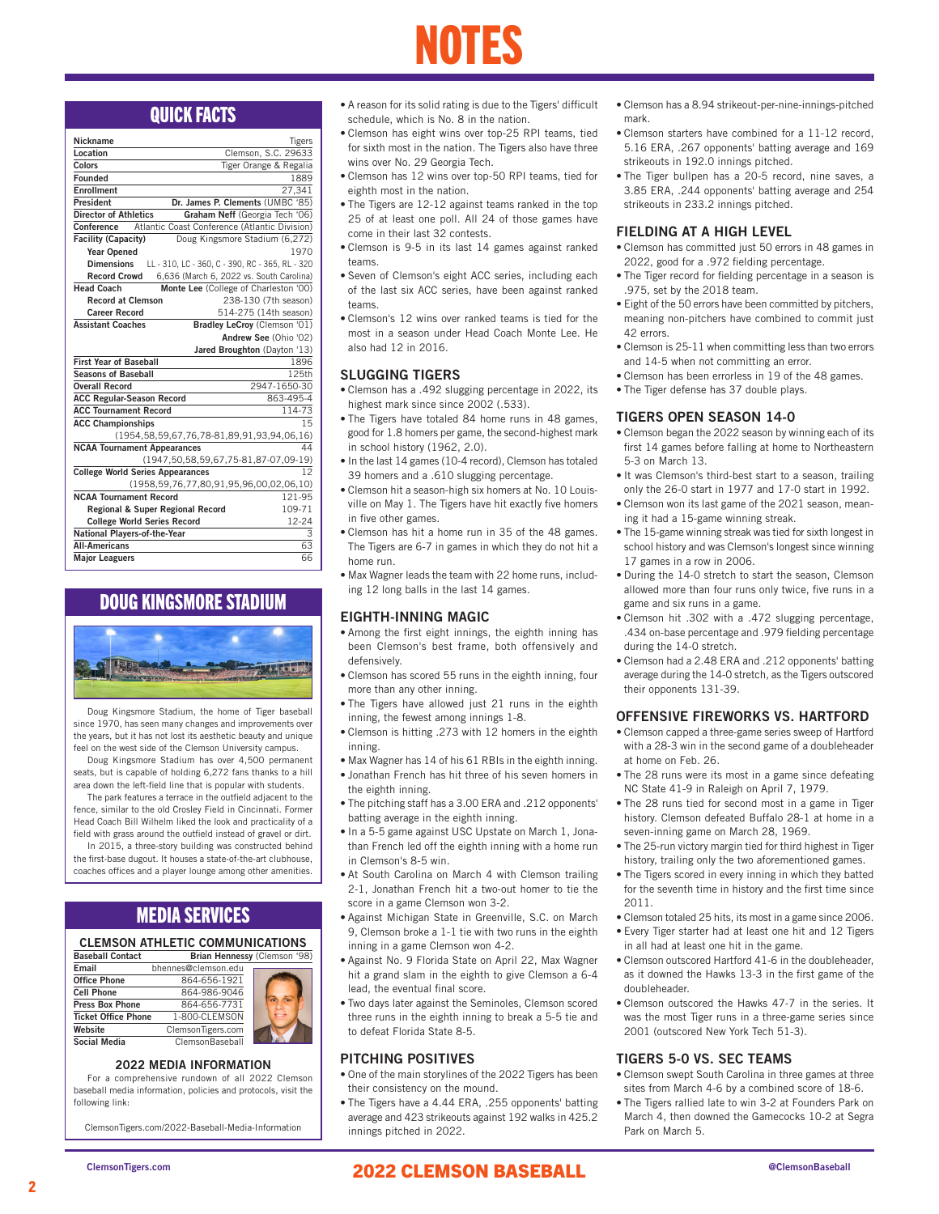# NOTES

## QUICK FACTS

| | |
|---|---|
| **Nickname** | Tigers |
| **Location** | Clemson, S.C. 29633 |
| **Colors** | Tiger Orange & Regalia |
| **Founded** | 1889 |
| **Enrollment** | 27,341 |
| **President** | **Dr. James P. Clements** (UMBC '85) |
| **Director of Athletics** | **Graham Neff** (Georgia Tech '06) |
| **Conference** | Atlantic Coast Conference (Atlantic Division) |
| **Facility (Capacity)** | Doug Kingsmore Stadium (6,272) |
| **Year Opened** | 1970 |
| **Dimensions** | LL - 310, LC - 360, C - 390, RC - 365, RL - 320 |
| **Record Crowd** | 6,636 (March 6, 2022 vs. South Carolina) |
| **Head Coach** | **Monte Lee** (College of Charleston '00) |
| **Record at Clemson** | 238-130 (7th season) |
| **Career Record** | 514-275 (14th season) |
| **Assistant Coaches** | **Bradley LeCroy** (Clemson '01) |
| | **Andrew See** (Ohio '02) |
| | **Jared Broughton** (Dayton '13) |
| **First Year of Baseball** | 1896 |
| **Seasons of Baseball** | 125th |
| **Overall Record** | 2947-1650-30 |
| **ACC Regular-Season Record** | 863-495-4 |
| **ACC Tournament Record** | 114-73 |
| **ACC Championships** | 15 |
| | (1954,58,59,67,76,78-81,89,91,93,94,06,16) |
| **NCAA Tournament Appearances** | 44 |
| | (1947,50,58,59,67,75-81,87-07,09-19) |
| **College World Series Appearances** | 12 |
| | (1958,59,76,77,80,91,95,96,00,02,06,10) |
| **NCAA Tournament Record** | 121-95 |
| **Regional & Super Regional Record** | 109-71 |
| **College World Series Record** | 12-24 |
| **National Players-of-the-Year** | 3 |
| **All-Americans** | 63 |
| **Major Leaguers** | 66 |

## DOUG KINGSMORE STADIUM

Doug Kingsmore Stadium, the home of Tiger baseball since 1970, has seen many changes and improvements over the years, but it has not lost its aesthetic beauty and unique feel on the west side of the Clemson University campus.

Doug Kingsmore Stadium has over 4,500 permanent seats, but is capable of holding 6,272 fans thanks to a hill area down the left-field line that is popular with students.

The park features a terrace in the outfield adjacent to the fence, similar to the old Crosley Field in Cincinnati. Former Head Coach Bill Wilhelm liked the look and practicality of a field with grass around the outfield instead of gravel or dirt.

In 2015, a three-story building was constructed behind the first-base dugout. It houses a state-of-the-art clubhouse, coaches offices and a player lounge among other amenities.

## MEDIA SERVICES

### CLEMSON ATHLETIC COMMUNICATIONS

| | |
|---|---|
| **Baseball Contact** | **Brian Hennessy** (Clemson '98) |
| **Email** | bhennes@clemson.edu |
| **Office Phone** | 864-656-1921 |
| **Cell Phone** | 864-986-9046 |
| **Press Box Phone** | 864-656-7731 |
| **Ticket Office Phone** | 1-800-CLEMSON |
| **Website** | ClemsonTigers.com |
| **Social Media** | ClemsonBaseball |

### 2022 MEDIA INFORMATION

For a comprehensive rundown of all 2022 Clemson baseball media information, policies and protocols, visit the following link:

ClemsonTigers.com/2022-Baseball-Media-Information

- A reason for its solid rating is due to the Tigers' difficult schedule, which is No. 8 in the nation.
- Clemson has eight wins over top-25 RPI teams, tied for sixth most in the nation. The Tigers also have three wins over No. 29 Georgia Tech.
- Clemson has 12 wins over top-50 RPI teams, tied for eighth most in the nation.
- The Tigers are 12-12 against teams ranked in the top 25 of at least one poll. All 24 of those games have come in their last 32 contests.
- Clemson is 9-5 in its last 14 games against ranked teams.
- Seven of Clemson's eight ACC series, including each of the last six ACC series, have been against ranked teams.
- Clemson's 12 wins over ranked teams is tied for the most in a season under Head Coach Monte Lee. He also had 12 in 2016.

### SLUGGING TIGERS

- Clemson has a .492 slugging percentage in 2022, its highest mark since 2002 (.533).
- The Tigers have totaled 84 home runs in 48 games, good for 1.8 homers per game, the second-highest mark in school history (1962, 2.0).
- In the last 14 games (10-4 record), Clemson has totaled 39 homers and a .610 slugging percentage.
- Clemson hit a season-high six homers at No. 10 Louisville on May 1. The Tigers have hit exactly five homers in five other games.
- Clemson has hit a home run in 35 of the 48 games. The Tigers are 6-7 in games in which they do not hit a home run.
- Max Wagner leads the team with 22 home runs, including 12 long balls in the last 14 games.

### EIGHTH-INNING MAGIC

- Among the first eight innings, the eighth inning has been Clemson's best frame, both offensively and defensively.
- Clemson has scored 55 runs in the eighth inning, four more than any other inning.
- The Tigers have allowed just 21 runs in the eighth inning, the fewest among innings 1-8.
- Clemson is hitting .273 with 12 homers in the eighth inning.
- Max Wagner has 14 of his 61 RBIs in the eighth inning.
- Jonathan French has hit three of his seven homers in the eighth inning.
- The pitching staff has a 3.00 ERA and .212 opponents' batting average in the eighth inning.
- In a 5-5 game against USC Upstate on March 1, Jonathan French led off the eighth inning with a home run in Clemson's 8-5 win.
- At South Carolina on March 4 with Clemson trailing 2-1, Jonathan French hit a two-out homer to tie the score in a game Clemson won 3-2.
- Against Michigan State in Greenville, S.C. on March 9, Clemson broke a 1-1 tie with two runs in the eighth inning in a game Clemson won 4-2.
- Against No. 9 Florida State on April 22, Max Wagner hit a grand slam in the eighth to give Clemson a 6-4 lead, the eventual final score.
- Two days later against the Seminoles, Clemson scored three runs in the eighth inning to break a 5-5 tie and to defeat Florida State 8-5.

### PITCHING POSITIVES

- One of the main storylines of the 2022 Tigers has been their consistency on the mound.
- The Tigers have a 4.44 ERA, .255 opponents' batting average and 423 strikeouts against 192 walks in 425.2 innings pitched in 2022.
- Clemson has a 8.94 strikeout-per-nine-innings-pitched mark.
- Clemson starters have combined for a 11-12 record, 5.16 ERA, .267 opponents' batting average and 169 strikeouts in 192.0 innings pitched.
- The Tiger bullpen has a 20-5 record, nine saves, a 3.85 ERA, .244 opponents' batting average and 254 strikeouts in 233.2 innings pitched.

### FIELDING AT A HIGH LEVEL

- Clemson has committed just 50 errors in 48 games in 2022, good for a .972 fielding percentage.
- The Tiger record for fielding percentage in a season is .975, set by the 2018 team.
- Eight of the 50 errors have been committed by pitchers, meaning non-pitchers have combined to commit just 42 errors.
- Clemson is 25-11 when committing less than two errors and 14-5 when not committing an error.
- Clemson has been errorless in 19 of the 48 games.
- The Tiger defense has 37 double plays.

### TIGERS OPEN SEASON 14-0

- Clemson began the 2022 season by winning each of its first 14 games before falling at home to Northeastern 5-3 on March 13.
- It was Clemson's third-best start to a season, trailing only the 26-0 start in 1977 and 17-0 start in 1992.
- Clemson won its last game of the 2021 season, meaning it had a 15-game winning streak.
- The 15-game winning streak was tied for sixth longest in school history and was Clemson's longest since winning 17 games in a row in 2006.
- During the 14-0 stretch to start the season, Clemson allowed more than four runs only twice, five runs in a game and six runs in a game.
- Clemson hit .302 with a .472 slugging percentage, .434 on-base percentage and .979 fielding percentage during the 14-0 stretch.
- Clemson had a 2.48 ERA and .212 opponents' batting average during the 14-0 stretch, as the Tigers outscored their opponents 131-39.

### OFFENSIVE FIREWORKS VS. HARTFORD

- Clemson capped a three-game series sweep of Hartford with a 28-3 win in the second game of a doubleheader at home on Feb. 26.
- The 28 runs were its most in a game since defeating NC State 41-9 in Raleigh on April 7, 1979.
- The 28 runs tied for second most in a game in Tiger history. Clemson defeated Buffalo 28-1 at home in a seven-inning game on March 28, 1969.
- The 25-run victory margin tied for third highest in Tiger history, trailing only the two aforementioned games.
- The Tigers scored in every inning in which they batted for the seventh time in history and the first time since 2011.
- Clemson totaled 25 hits, its most in a game since 2006.
- Every Tiger starter had at least one hit and 12 Tigers in all had at least one hit in the game.
- Clemson outscored Hartford 41-6 in the doubleheader, as it downed the Hawks 13-3 in the first game of the doubleheader.
- Clemson outscored the Hawks 47-7 in the series. It was the most Tiger runs in a three-game series since 2001 (outscored New York Tech 51-3).

### TIGERS 5-0 VS. SEC TEAMS

- Clemson swept South Carolina in three games at three sites from March 4-6 by a combined score of 18-6.
- The Tigers rallied late to win 3-2 at Founders Park on March 4, then downed the Gamecocks 10-2 at Segra Park on March 5.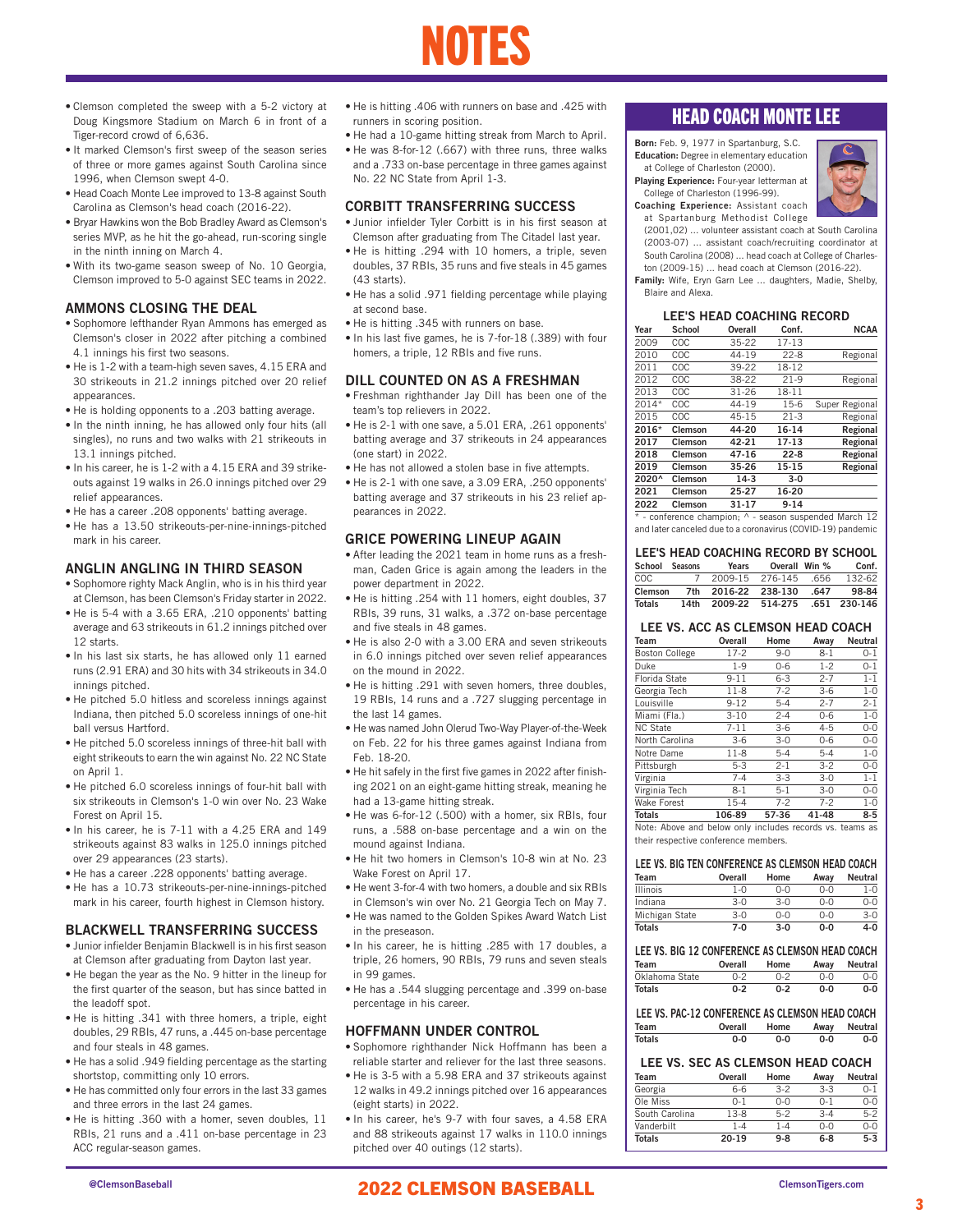# NOTES

- Clemson completed the sweep with a 5-2 victory at Doug Kingsmore Stadium on March 6 in front of a Tiger-record crowd of 6,636.
- It marked Clemson's first sweep of the season series of three or more games against South Carolina since 1996, when Clemson swept 4-0.
- Head Coach Monte Lee improved to 13-8 against South Carolina as Clemson's head coach (2016-22).
- Bryar Hawkins won the Bob Bradley Award as Clemson's series MVP, as he hit the go-ahead, run-scoring single in the ninth inning on March 4.
- With its two-game season sweep of No. 10 Georgia, Clemson improved to 5-0 against SEC teams in 2022.

## AMMONS CLOSING THE DEAL

- Sophomore lefthander Ryan Ammons has emerged as Clemson's closer in 2022 after pitching a combined 4.1 innings his first two seasons.
- He is 1-2 with a team-high seven saves, 4.15 ERA and 30 strikeouts in 21.2 innings pitched over 20 relief appearances.
- He is holding opponents to a .203 batting average.
- In the ninth inning, he has allowed only four hits (all singles), no runs and two walks with 21 strikeouts in 13.1 innings pitched.
- In his career, he is 1-2 with a 4.15 ERA and 39 strikeouts against 19 walks in 26.0 innings pitched over 29 relief appearances.
- He has a career .208 opponents' batting average.
- He has a 13.50 strikeouts-per-nine-innings-pitched mark in his career.

## ANGLIN ANGLING IN THIRD SEASON

- Sophomore righty Mack Anglin, who is in his third year at Clemson, has been Clemson's Friday starter in 2022.
- He is 5-4 with a 3.65 ERA, .210 opponents' batting average and 63 strikeouts in 61.2 innings pitched over 12 starts.
- In his last six starts, he has allowed only 11 earned runs (2.91 ERA) and 30 hits with 34 strikeouts in 34.0 innings pitched.
- He pitched 5.0 hitless and scoreless innings against Indiana, then pitched 5.0 scoreless innings of one-hit ball versus Hartford.
- He pitched 5.0 scoreless innings of three-hit ball with eight strikeouts to earn the win against No. 22 NC State on April 1.
- He pitched 6.0 scoreless innings of four-hit ball with six strikeouts in Clemson's 1-0 win over No. 23 Wake Forest on April 15.
- In his career, he is 7-11 with a 4.25 ERA and 149 strikeouts against 83 walks in 125.0 innings pitched over 29 appearances (23 starts).
- He has a career .228 opponents' batting average.
- He has a 10.73 strikeouts-per-nine-innings-pitched mark in his career, fourth highest in Clemson history.

## BLACKWELL TRANSFERRING SUCCESS

- Junior infielder Benjamin Blackwell is in his first season at Clemson after graduating from Dayton last year.
- He began the year as the No. 9 hitter in the lineup for the first quarter of the season, but has since batted in the leadoff spot.
- He is hitting .341 with three homers, a triple, eight doubles, 29 RBIs, 47 runs, a .445 on-base percentage and four steals in 48 games.
- He has a solid .949 fielding percentage as the starting shortstop, committing only 10 errors.
- He has committed only four errors in the last 33 games and three errors in the last 24 games.
- He is hitting .360 with a homer, seven doubles, 11 RBIs, 21 runs and a .411 on-base percentage in 23 ACC regular-season games.
- He is hitting .406 with runners on base and .425 with runners in scoring position.
- He had a 10-game hitting streak from March to April.
- He was 8-for-12 (.667) with three runs, three walks and a .733 on-base percentage in three games against No. 22 NC State from April 1-3.

## CORBITT TRANSFERING SUCCESS

- Junior infielder Tyler Corbitt is in his first season at Clemson after graduating from The Citadel last year.
- He is hitting .294 with 10 homers, a triple, seven doubles, 37 RBIs, 35 runs and five steals in 45 games (43 starts).
- He has a solid .971 fielding percentage while playing at second base.
- He is hitting .345 with runners on base.
- In his last five games, he is 7-for-18 (.389) with four homers, a triple, 12 RBIs and five runs.

## DILL COUNTED ON AS A FRESHMAN

- Freshman righthander Jay Dill has been one of the team's top relievers in 2022.
- He is 2-1 with one save, a 5.01 ERA, .261 opponents' batting average and 37 strikeouts in 24 appearances (one start) in 2022.
- He has not allowed a stolen base in five attempts.
- He is 2-1 with one save, a 3.09 ERA, .250 opponents' batting average and 37 strikeouts in his 23 relief appearances in 2022.

## GRICE POWERING LINEUP AGAIN

- After leading the 2021 team in home runs as a freshman, Caden Grice is again among the leaders in the power department in 2022.
- He is hitting .254 with 11 homers, eight doubles, 37 RBIs, 39 runs, 31 walks, a .372 on-base percentage and five steals in 48 games.
- He is also 2-0 with a 3.00 ERA and seven strikeouts in 6.0 innings pitched over seven relief appearances on the mound in 2022.
- He is hitting .291 with seven homers, three doubles, 19 RBIs, 14 runs and a .727 slugging percentage in the last 14 games.
- He was named John Olerud Two-Way Player-of-the-Week on Feb. 22 for his three games against Indiana from Feb. 18-20.
- He hit safely in the first five games in 2022 after finishing 2021 on an eight-game hitting streak, meaning he had a 13-game hitting streak.
- He was 6-for-12 (.500) with a homer, six RBIs, four runs, a .588 on-base percentage and a win on the mound against Indiana.
- He hit two homers in Clemson's 10-8 win at No. 23 Wake Forest on April 17.
- He went 3-for-4 with two homers, a double and six RBIs in Clemson's win over No. 21 Georgia Tech on May 7.
- He was named to the Golden Spikes Award Watch List in the preseason.
- In his career, he is hitting .285 with 17 doubles, a triple, 26 homers, 90 RBIs, 79 runs and seven steals in 99 games.
- He has a .544 slugging percentage and .399 on-base percentage in his career.

## HOFFMANN UNDER CONTROL

- Sophomore righthander Nick Hoffmann has been a reliable starter and reliever for the last three seasons.
- He is 3-5 with a 5.98 ERA and 37 strikeouts against 12 walks in 49.2 innings pitched over 16 appearances (eight starts) in 2022.
- In his career, he's 9-7 with four saves, a 4.58 ERA and 88 strikeouts against 17 walks in 110.0 innings pitched over 40 outings (12 starts).

## HEAD COACH MONTE LEE

**Born:** Feb. 9, 1977 in Spartanburg, S.C.
**Education:** Degree in elementary education at College of Charleston (2000).
**Playing Experience:** Four-year letterman at College of Charleston (1996-99).
**Coaching Experience:** Assistant coach at Spartanburg Methodist College (2001,02) ... volunteer assistant coach at South Carolina (2003-07) ... assistant coach/recruiting coordinator at South Carolina (2008) ... head coach at College of Charleston (2009-15) ... head coach at Clemson (2016-22).
**Family:** Wife, Eryn Garn Lee ... daughters, Madie, Shelby, Blaire and Alexa.

### LEE'S HEAD COACHING RECORD

| Year | School | Overall | Conf. | NCAA |
|---|---|---|---|---|
| 2009 | COC | 35-22 | 17-13 | |
| 2010 | COC | 44-19 | 22-8 | Regional |
| 2011 | COC | 39-22 | 18-12 | |
| 2012 | COC | 38-22 | 21-9 | Regional |
| 2013 | COC | 31-26 | 18-11 | |
| 2014* | COC | 44-19 | 15-6 | Super Regional |
| 2015 | COC | 45-15 | 21-3 | Regional |
| **2016*** | **Clemson** | **44-20** | **16-14** | **Regional** |
| **2017** | **Clemson** | **42-21** | **17-13** | **Regional** |
| **2018** | **Clemson** | **47-16** | **22-8** | **Regional** |
| **2019** | **Clemson** | **35-26** | **15-15** | **Regional** |
| **2020^** | **Clemson** | **14-3** | **3-0** | |
| **2021** | **Clemson** | **25-27** | **16-20** | |
| **2022** | **Clemson** | **31-17** | **9-14** | |

* - conference champion; ^ - season suspended March 12 and later canceled due to a coronavirus (COVID-19) pandemic

### LEE'S HEAD COACHING RECORD BY SCHOOL

| School | Seasons | Years | Overall | Win % | Conf. |
|---|---|---|---|---|---|
| COC | 7 | 2009-15 | 276-145 | .656 | 132-62 |
| **Clemson** | **7th** | **2016-22** | **238-130** | **.647** | **98-84** |
| **Totals** | **14th** | **2009-22** | **514-275** | **.651** | **230-146** |

### LEE VS. ACC AS CLEMSON HEAD COACH

| Team | Overall | Home | Away | Neutral |
|---|---|---|---|---|
| Boston College | 17-2 | 9-0 | 8-1 | 0-1 |
| Duke | 1-9 | 0-6 | 1-2 | 0-1 |
| Florida State | 9-11 | 6-3 | 2-7 | 1-1 |
| Georgia Tech | 11-8 | 7-2 | 3-6 | 1-0 |
| Louisville | 9-12 | 5-4 | 2-7 | 2-1 |
| Miami (Fla.) | 3-10 | 2-4 | 0-6 | 1-0 |
| NC State | 7-11 | 3-6 | 4-5 | 0-0 |
| North Carolina | 3-6 | 3-0 | 0-6 | 0-0 |
| Notre Dame | 11-8 | 5-4 | 5-4 | 1-0 |
| Pittsburgh | 5-3 | 2-1 | 3-2 | 0-0 |
| Virginia | 7-4 | 3-3 | 3-0 | 1-1 |
| Virginia Tech | 8-1 | 5-1 | 3-0 | 0-0 |
| Wake Forest | 15-4 | 7-2 | 7-2 | 1-0 |
| **Totals** | **106-89** | **57-36** | **41-48** | **8-5** |

Note: Above and below only includes records vs. teams as their respective conference members.

### LEE VS. BIG TEN CONFERENCE AS CLEMSON HEAD COACH

| Team | Overall | Home | Away | Neutral |
|---|---|---|---|---|
| Illinois | 1-0 | 0-0 | 0-0 | 1-0 |
| Indiana | 3-0 | 3-0 | 0-0 | 0-0 |
| Michigan State | 3-0 | 0-0 | 0-0 | 3-0 |
| **Totals** | **7-0** | **3-0** | **0-0** | **4-0** |

### LEE VS. BIG 12 CONFERENCE AS CLEMSON HEAD COACH

| Team | Overall | Home | Away | Neutral |
|---|---|---|---|---|
| Oklahoma State | 0-2 | 0-2 | 0-0 | 0-0 |
| **Totals** | **0-2** | **0-2** | **0-0** | **0-0** |

### LEE VS. PAC-12 CONFERENCE AS CLEMSON HEAD COACH

| Team | Overall | Home | Away | Neutral |
|---|---|---|---|---|
| **Totals** | **0-0** | **0-0** | **0-0** | **0-0** |

### LEE VS. SEC AS CLEMSON HEAD COACH

| Team | Overall | Home | Away | Neutral |
|---|---|---|---|---|
| Georgia | 6-6 | 3-2 | 3-3 | 0-1 |
| Ole Miss | 0-1 | 0-0 | 0-1 | 0-0 |
| South Carolina | 13-8 | 5-2 | 3-4 | 5-2 |
| Vanderbilt | 1-4 | 1-4 | 0-0 | 0-0 |
| **Totals** | **20-19** | **9-8** | **6-8** | **5-3** |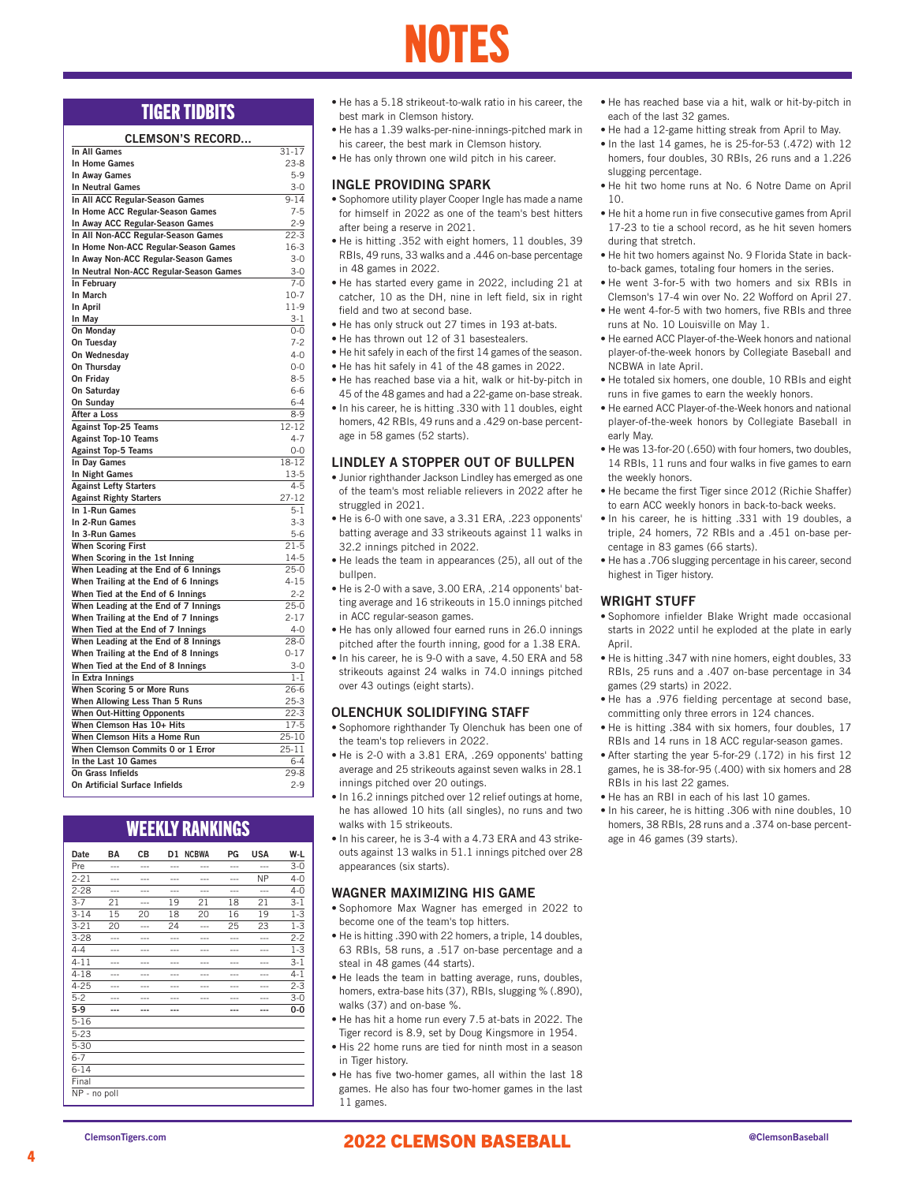# NOTES

## TIGER TIDBITS

| CLEMSON'S RECORD... | |
|---|---|
| In All Games | 31-17 |
| In Home Games | 23-8 |
| In Away Games | 5-9 |
| In Neutral Games | 3-0 |
| In All ACC Regular-Season Games | 9-14 |
| In Home ACC Regular-Season Games | 7-5 |
| In Away ACC Regular-Season Games | 2-9 |
| In All Non-ACC Regular-Season Games | 22-3 |
| In Home Non-ACC Regular-Season Games | 16-3 |
| In Away Non-ACC Regular-Season Games | 3-0 |
| In Neutral Non-ACC Regular-Season Games | 3-0 |
| In February | 7-0 |
| In March | 10-7 |
| In April | 11-9 |
| In May | 3-1 |
| On Monday | 0-0 |
| On Tuesday | 7-2 |
| On Wednesday | 4-0 |
| On Thursday | 0-0 |
| On Friday | 8-5 |
| On Saturday | 6-6 |
| On Sunday | 6-4 |
| After a Loss | 8-9 |
| Against Top-25 Teams | 12-12 |
| Against Top-10 Teams | 4-7 |
| Against Top-5 Teams | 0-0 |
| In Day Games | 18-12 |
| In Night Games | 13-5 |
| Against Lefty Starters | 4-5 |
| Against Righty Starters | 27-12 |
| In 1-Run Games | 5-1 |
| In 2-Run Games | 3-3 |
| In 3-Run Games | 5-6 |
| When Scoring First | 21-5 |
| When Scoring in the 1st Inning | 14-5 |
| When Leading at the End of 6 Innings | 25-0 |
| When Trailing at the End of 6 Innings | 4-15 |
| When Tied at the End of 6 Innings | 2-2 |
| When Leading at the End of 7 Innings | 25-0 |
| When Trailing at the End of 7 Innings | 2-17 |
| When Tied at the End of 7 Innings | 4-0 |
| When Leading at the End of 8 Innings | 28-0 |
| When Trailing at the End of 8 Innings | 0-17 |
| When Tied at the End of 8 Innings | 3-0 |
| In Extra Innings | 1-1 |
| When Scoring 5 or More Runs | 26-6 |
| When Allowing Less Than 5 Runs | 25-3 |
| When Out-Hitting Opponents | 22-3 |
| When Clemson Has 10+ Hits | 17-5 |
| When Clemson Hits a Home Run | 25-10 |
| When Clemson Commits 0 or 1 Error | 25-11 |
| In the Last 10 Games | 6-4 |
| On Grass Infields | 29-8 |
| On Artificial Surface Infields | 2-9 |

## WEEKLY RANKINGS

| Date | BA | CB | D1 | NCBWA | PG | USA | W-L |
|---|---|---|---|---|---|---|---|
| Pre | --- | --- | --- | --- | --- | --- | 3-0 |
| 2-21 | --- | --- | --- | --- | --- | NP | 4-0 |
| 2-28 | --- | --- | --- | --- | --- | --- | 4-0 |
| 3-7 | 21 | --- | 19 | 21 | 18 | 21 | 3-1 |
| 3-14 | 15 | 20 | 18 | 20 | 16 | 19 | 1-3 |
| 3-21 | 20 | --- | 24 | --- | 25 | 23 | 1-3 |
| 3-28 | --- | --- | --- | --- | --- | --- | 2-2 |
| 4-4 | --- | --- | --- | --- | --- | --- | 1-3 |
| 4-11 | --- | --- | --- | --- | --- | --- | 3-1 |
| 4-18 | --- | --- | --- | --- | --- | --- | 4-1 |
| 4-25 | --- | --- | --- | --- | --- | --- | 2-3 |
| 5-2 | --- | --- | --- | --- | --- | --- | 3-0 |
| **5-9** | **---** | **---** | **---** | | **---** | **---** | **0-0** |
| 5-16 | | | | | | | |
| 5-23 | | | | | | | |
| 5-30 | | | | | | | |
| 6-7 | | | | | | | |
| 6-14 | | | | | | | |
| Final | | | | | | | |

NP - no poll

- He has a 5.18 strikeout-to-walk ratio in his career, the best mark in Clemson history.
- He has a 1.39 walks-per-nine-innings-pitched mark in his career, the best mark in Clemson history.
- He has only thrown one wild pitch in his career.

### INGLE PROVIDING SPARK

- Sophomore utility player Cooper Ingle has made a name for himself in 2022 as one of the team's best hitters after being a reserve in 2021.
- He is hitting .352 with eight homers, 11 doubles, 39 RBIs, 49 runs, 33 walks and a .446 on-base percentage in 48 games in 2022.
- He has started every game in 2022, including 21 at catcher, 10 as the DH, nine in left field, six in right field and two at second base.
- He has only struck out 27 times in 193 at-bats.
- He has thrown out 12 of 31 basestealers.
- He hit safely in each of the first 14 games of the season.
- He has hit safely in 41 of the 48 games in 2022.
- He has reached base via a hit, walk or hit-by-pitch in 45 of the 48 games and had a 22-game on-base streak.
- In his career, he is hitting .330 with 11 doubles, eight homers, 42 RBIs, 49 runs and a .429 on-base percentage in 58 games (52 starts).

### LINDLEY A STOPPER OUT OF BULLPEN

- Junior righthander Jackson Lindley has emerged as one of the team's most reliable relievers in 2022 after he struggled in 2021.
- He is 6-0 with one save, a 3.31 ERA, .223 opponents' batting average and 33 strikeouts against 11 walks in 32.2 innings pitched in 2022.
- He leads the team in appearances (25), all out of the bullpen.
- He is 2-0 with a save, 3.00 ERA, .214 opponents' batting average and 16 strikeouts in 15.0 innings pitched in ACC regular-season games.
- He has only allowed four earned runs in 26.0 innings pitched after the fourth inning, good for a 1.38 ERA.
- In his career, he is 9-0 with a save, 4.50 ERA and 58 strikeouts against 24 walks in 74.0 innings pitched over 43 outings (eight starts).

### OLENCHUK SOLIDIFYING STAFF

- Sophomore righthander Ty Olenchuk has been one of the team's top relievers in 2022.
- He is 2-0 with a 3.81 ERA, .269 opponents' batting average and 25 strikeouts against seven walks in 28.1 innings pitched over 20 outings.
- In 16.2 innings pitched over 12 relief outings at home, he has allowed 10 hits (all singles), no runs and two walks with 15 strikeouts.
- In his career, he is 3-4 with a 4.73 ERA and 43 strikeouts against 13 walks in 51.1 innings pitched over 28 appearances (six starts).

### WAGNER MAXIMIZING HIS GAME

- Sophomore Max Wagner has emerged in 2022 to become one of the team's top hitters.
- He is hitting .390 with 22 homers, a triple, 14 doubles, 63 RBIs, 58 runs, a .517 on-base percentage and a steal in 48 games (44 starts).
- He leads the team in batting average, runs, doubles, homers, extra-base hits (37), RBIs, slugging % (.890), walks (37) and on-base %.
- He has hit a home run every 7.5 at-bats in 2022. The Tiger record is 8.9, set by Doug Kingsmore in 1954.
- His 22 home runs are tied for ninth most in a season in Tiger history.
- He has five two-homer games, all within the last 18 games. He also has four two-homer games in the last 11 games.
- He has reached base via a hit, walk or hit-by-pitch in each of the last 32 games.
- He had a 12-game hitting streak from April to May.
- In the last 14 games, he is 25-for-53 (.472) with 12 homers, four doubles, 30 RBIs, 26 runs and a 1.226 slugging percentage.
- He hit two home runs at No. 6 Notre Dame on April 10.
- He hit a home run in five consecutive games from April 17-23 to tie a school record, as he hit seven homers during that stretch.
- He hit two homers against No. 9 Florida State in back-to-back games, totaling four homers in the series.
- He went 3-for-5 with two homers and six RBIs in Clemson's 17-4 win over No. 22 Wofford on April 27.
- He went 4-for-5 with two homers, five RBIs and three runs at No. 10 Louisville on May 1.
- He earned ACC Player-of-the-Week honors and national player-of-the-week honors by Collegiate Baseball and NCBWA in late April.
- He totaled six homers, one double, 10 RBIs and eight runs in five games to earn the weekly honors.
- He earned ACC Player-of-the-Week honors and national player-of-the-week honors by Collegiate Baseball in early May.
- He was 13-for-20 (.650) with four homers, two doubles, 14 RBIs, 11 runs and four walks in five games to earn the weekly honors.
- He became the first Tiger since 2012 (Richie Shaffer) to earn ACC weekly honors in back-to-back weeks.
- In his career, he is hitting .331 with 19 doubles, a triple, 24 homers, 72 RBIs and a .451 on-base percentage in 83 games (66 starts).
- He has a .706 slugging percentage in his career, second highest in Tiger history.

### WRIGHT STUFF

- Sophomore infielder Blake Wright made occasional starts in 2022 until he exploded at the plate in early April.
- He is hitting .347 with nine homers, eight doubles, 33 RBIs, 25 runs and a .407 on-base percentage in 34 games (29 starts) in 2022.
- He has a .976 fielding percentage at second base, committing only three errors in 124 chances.
- He is hitting .384 with six homers, four doubles, 17 RBIs and 14 runs in 18 ACC regular-season games.
- After starting the year 5-for-29 (.172) in his first 12 games, he is 38-for-95 (.400) with six homers and 28 RBIs in his last 22 games.
- He has an RBI in each of his last 10 games.
- In his career, he is hitting .306 with nine doubles, 10 homers, 38 RBIs, 28 runs and a .374 on-base percentage in 46 games (39 starts).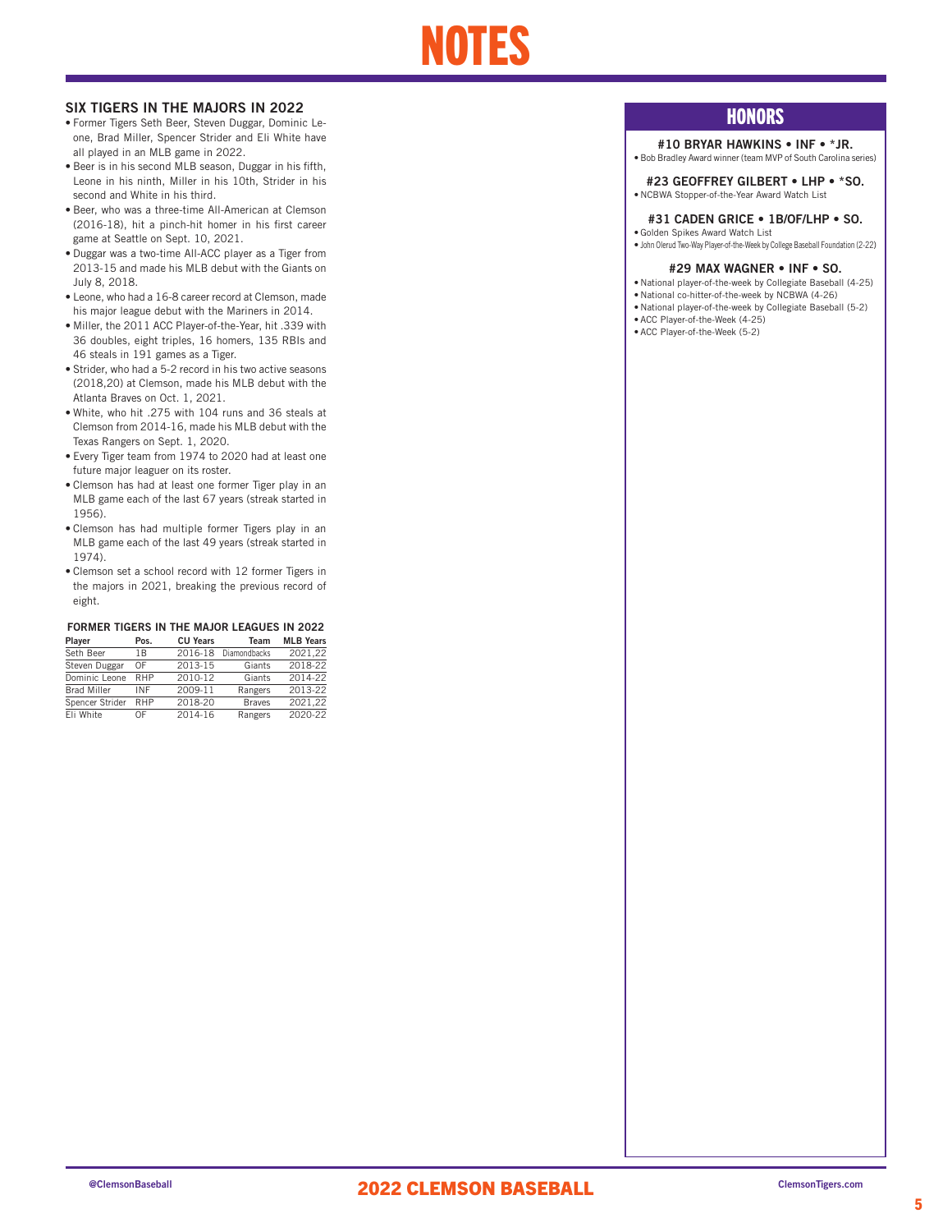# NOTES

## SIX TIGERS IN THE MAJORS IN 2022

- Former Tigers Seth Beer, Steven Duggar, Dominic Leone, Brad Miller, Spencer Strider and Eli White have all played in an MLB game in 2022.
- Beer is in his second MLB season, Duggar in his fifth, Leone in his ninth, Miller in his 10th, Strider in his second and White in his third.
- Beer, who was a three-time All-American at Clemson (2016-18), hit a pinch-hit homer in his first career game at Seattle on Sept. 10, 2021.
- Duggar was a two-time All-ACC player as a Tiger from 2013-15 and made his MLB debut with the Giants on July 8, 2018.
- Leone, who had a 16-8 career record at Clemson, made his major league debut with the Mariners in 2014.
- Miller, the 2011 ACC Player-of-the-Year, hit .339 with 36 doubles, eight triples, 16 homers, 135 RBIs and 46 steals in 191 games as a Tiger.
- Strider, who had a 5-2 record in his two active seasons (2018,20) at Clemson, made his MLB debut with the Atlanta Braves on Oct. 1, 2021.
- White, who hit .275 with 104 runs and 36 steals at Clemson from 2014-16, made his MLB debut with the Texas Rangers on Sept. 1, 2020.
- Every Tiger team from 1974 to 2020 had at least one future major leaguer on its roster.
- Clemson has had at least one former Tiger play in an MLB game each of the last 67 years (streak started in 1956).
- Clemson has had multiple former Tigers play in an MLB game each of the last 49 years (streak started in 1974).
- Clemson set a school record with 12 former Tigers in the majors in 2021, breaking the previous record of eight.

### FORMER TIGERS IN THE MAJOR LEAGUES IN 2022

| Player | Pos. | CU Years | Team | MLB Years |
|---|---|---|---|---|
| Seth Beer | 1B | 2016-18 | Diamondbacks | 2021,22 |
| Steven Duggar | OF | 2013-15 | Giants | 2018-22 |
| Dominic Leone | RHP | 2010-12 | Giants | 2014-22 |
| Brad Miller | INF | 2009-11 | Rangers | 2013-22 |
| Spencer Strider | RHP | 2018-20 | Braves | 2021,22 |
| Eli White | OF | 2014-16 | Rangers | 2020-22 |

## HONORS

### #10 BRYAR HAWKINS • INF • *JR.

- Bob Bradley Award winner (team MVP of South Carolina series)

### #23 GEOFFREY GILBERT • LHP • *SO.

- NCBWA Stopper-of-the-Year Award Watch List

### #31 CADEN GRICE • 1B/OF/LHP • SO.

- Golden Spikes Award Watch List
- John Olerud Two-Way Player-of-the-Week by College Baseball Foundation (2-22)

### #29 MAX WAGNER • INF • SO.

- National player-of-the-week by Collegiate Baseball (4-25)
- National co-hitter-of-the-week by NCBWA (4-26)
- National player-of-the-week by Collegiate Baseball (5-2)
- ACC Player-of-the-Week (4-25)
- ACC Player-of-the-Week (5-2)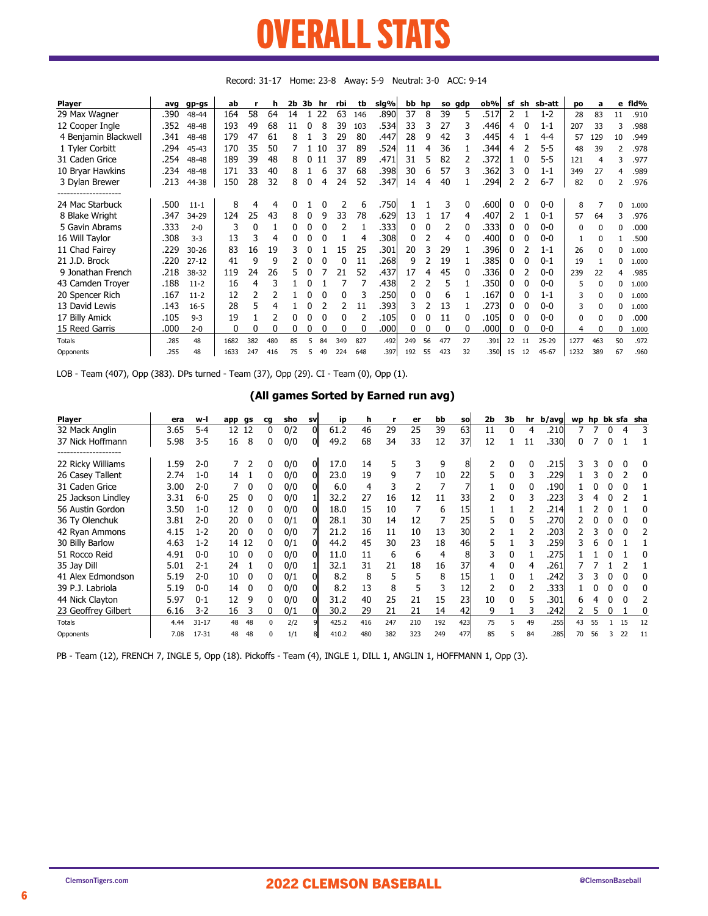# OVERALL STATS

Record: 31-17 Home: 23-8 Away: 5-9 Neutral: 3-0 ACC: 9-14

| Player | avg | gp-gs | ab | r | h | 2b | 3b | hr | rbi | tb | slg% | bb | hp | so | gdp | ob% | sf | sh | sb-att | po | a | e | fld% |
|---|---|---|---|---|---|---|---|---|---|---|---|---|---|---|---|---|---|---|---|---|---|---|---|
| 29 Max Wagner | .390 | 48-44 | 164 | 58 | 64 | 14 | 1 | 22 | 63 | 146 | .890 | 37 | 8 | 39 | 5 | .517 | 2 | 1 | 1-2 | 28 | 83 | 11 | .910 |
| 12 Cooper Ingle | .352 | 48-48 | 193 | 49 | 68 | 11 | 0 | 8 | 39 | 103 | .534 | 33 | 3 | 27 | 3 | .446 | 4 | 0 | 1-1 | 207 | 33 | 3 | .988 |
| 4 Benjamin Blackwell | .341 | 48-48 | 179 | 47 | 61 | 8 | 1 | 3 | 29 | 80 | .447 | 28 | 9 | 42 | 3 | .445 | 4 | 1 | 4-4 | 57 | 129 | 10 | .949 |
| 1 Tyler Corbitt | .294 | 45-43 | 170 | 35 | 50 | 7 | 1 | 10 | 37 | 89 | .524 | 11 | 4 | 36 | 1 | .344 | 4 | 2 | 5-5 | 48 | 39 | 2 | .978 |
| 31 Caden Grice | .254 | 48-48 | 189 | 39 | 48 | 8 | 0 | 11 | 37 | 89 | .471 | 31 | 5 | 82 | 2 | .372 | 1 | 0 | 5-5 | 121 | 4 | 3 | .977 |
| 10 Bryar Hawkins | .234 | 48-48 | 171 | 33 | 40 | 8 | 1 | 6 | 37 | 68 | .398 | 30 | 6 | 57 | 3 | .362 | 3 | 0 | 1-1 | 349 | 27 | 4 | .989 |
| 3 Dylan Brewer | .213 | 44-38 | 150 | 28 | 32 | 8 | 0 | 4 | 24 | 52 | .347 | 14 | 4 | 40 | 1 | .294 | 2 | 2 | 6-7 | 82 | 0 | 2 | .976 |
| -------------------- | | | | | | | | | | | | | | | | | | | | | | | |
| 24 Mac Starbuck | .500 | 11-1 | 8 | 4 | 4 | 0 | 1 | 0 | 2 | 6 | .750 | 1 | 1 | 3 | 0 | .600 | 0 | 0 | 0-0 | 8 | 7 | 0 | 1.000 |
| 8 Blake Wright | .347 | 34-29 | 124 | 25 | 43 | 8 | 0 | 9 | 33 | 78 | .629 | 13 | 1 | 17 | 4 | .407 | 2 | 1 | 0-1 | 57 | 64 | 3 | .976 |
| 5 Gavin Abrams | .333 | 2-0 | 3 | 0 | 1 | 0 | 0 | 0 | 2 | 1 | .333 | 0 | 0 | 2 | 0 | .333 | 0 | 0 | 0-0 | 0 | 0 | 0 | .000 |
| 16 Will Taylor | .308 | 3-3 | 13 | 3 | 4 | 0 | 0 | 0 | 1 | 4 | .308 | 0 | 2 | 4 | 0 | .400 | 0 | 0 | 0-0 | 1 | 0 | 1 | .500 |
| 11 Chad Fairey | .229 | 30-26 | 83 | 16 | 19 | 3 | 0 | 1 | 15 | 25 | .301 | 20 | 3 | 29 | 1 | .396 | 0 | 2 | 1-1 | 26 | 0 | 0 | 1.000 |
| 21 J.D. Brock | .220 | 27-12 | 41 | 9 | 9 | 2 | 0 | 0 | 0 | 11 | .268 | 9 | 2 | 19 | 1 | .385 | 0 | 0 | 0-1 | 19 | 1 | 0 | 1.000 |
| 9 Jonathan French | .218 | 38-32 | 119 | 24 | 26 | 5 | 0 | 7 | 21 | 52 | .437 | 17 | 4 | 45 | 0 | .336 | 0 | 2 | 0-0 | 239 | 22 | 4 | .985 |
| 43 Camden Troyer | .188 | 11-2 | 16 | 4 | 3 | 1 | 0 | 1 | 7 | 7 | .438 | 2 | 2 | 5 | 1 | .350 | 0 | 0 | 0-0 | 5 | 0 | 0 | 1.000 |
| 20 Spencer Rich | .167 | 11-2 | 12 | 2 | 2 | 1 | 0 | 0 | 0 | 3 | .250 | 0 | 0 | 6 | 1 | .167 | 0 | 0 | 1-1 | 3 | 0 | 0 | 1.000 |
| 13 David Lewis | .143 | 16-5 | 28 | 5 | 4 | 1 | 0 | 2 | 2 | 11 | .393 | 3 | 2 | 13 | 1 | .273 | 0 | 0 | 0-0 | 3 | 0 | 0 | 1.000 |
| 17 Billy Amick | .105 | 9-3 | 19 | 1 | 2 | 0 | 0 | 0 | 0 | 2 | .105 | 0 | 0 | 11 | 0 | .105 | 0 | 0 | 0-0 | 0 | 0 | 0 | .000 |
| 15 Reed Garris | .000 | 2-0 | 0 | 0 | 0 | 0 | 0 | 0 | 0 | 0 | .000 | 0 | 0 | 0 | 0 | .000 | 0 | 0 | 0-0 | 4 | 0 | 0 | 1.000 |
| Totals | .285 | 48 | 1682 | 382 | 480 | 85 | 5 | 84 | 349 | 827 | .492 | 249 | 56 | 477 | 27 | .391 | 22 | 11 | 25-29 | 1277 | 463 | 50 | .972 |
| Opponents | .255 | 48 | 1633 | 247 | 416 | 75 | 5 | 49 | 224 | 648 | .397 | 192 | 55 | 423 | 32 | .350 | 15 | 12 | 45-67 | 1232 | 389 | 67 | .960 |

LOB - Team (407), Opp (383). DPs turned - Team (37), Opp (29). CI - Team (0), Opp (1).

## (All games Sorted by Earned run avg)

| Player | era | w-l | app | gs | cg | sho | sv | ip | h | r | er | bb | so | 2b | 3b | hr | b/avg | wp | hp | bk | sfa | sha |
|---|---|---|---|---|---|---|---|---|---|---|---|---|---|---|---|---|---|---|---|---|---|---|
| 32 Mack Anglin | 3.65 | 5-4 | 12 | 12 | 0 | 0/2 | 0 | 61.2 | 46 | 29 | 25 | 39 | 63 | 11 | 0 | 4 | .210 | 7 | 7 | 0 | 4 | 3 |
| 37 Nick Hoffmann | 5.98 | 3-5 | 16 | 8 | 0 | 0/0 | 0 | 49.2 | 68 | 34 | 33 | 12 | 37 | 12 | 1 | 11 | .330 | 0 | 7 | 0 | 1 | 1 |
| -------------------- | | | | | | | | | | | | | | | | | | | | | | |
| 22 Ricky Williams | 1.59 | 2-0 | 7 | 2 | 0 | 0/0 | 0 | 17.0 | 14 | 5 | 3 | 9 | 8 | 2 | 0 | 0 | .215 | 3 | 3 | 0 | 0 | 0 |
| 26 Casey Tallent | 2.74 | 1-0 | 14 | 1 | 0 | 0/0 | 0 | 23.0 | 19 | 9 | 7 | 10 | 22 | 5 | 0 | 3 | .229 | 1 | 3 | 0 | 2 | 0 |
| 31 Caden Grice | 3.00 | 2-0 | 7 | 0 | 0 | 0/0 | 0 | 6.0 | 4 | 3 | 2 | 7 | 7 | 1 | 0 | 0 | .190 | 1 | 0 | 0 | 0 | 1 |
| 25 Jackson Lindley | 3.31 | 6-0 | 25 | 0 | 0 | 0/0 | 1 | 32.2 | 27 | 16 | 12 | 11 | 33 | 2 | 0 | 3 | .223 | 3 | 4 | 0 | 2 | 1 |
| 56 Austin Gordon | 3.50 | 1-0 | 12 | 0 | 0 | 0/0 | 0 | 18.0 | 15 | 10 | 7 | 6 | 15 | 1 | 1 | 2 | .214 | 1 | 2 | 0 | 1 | 0 |
| 36 Ty Olenchuk | 3.81 | 2-0 | 20 | 0 | 0 | 0/1 | 0 | 28.1 | 30 | 14 | 12 | 7 | 25 | 5 | 0 | 5 | .270 | 2 | 0 | 0 | 0 | 0 |
| 42 Ryan Ammons | 4.15 | 1-2 | 20 | 0 | 0 | 0/0 | 7 | 21.2 | 16 | 11 | 10 | 13 | 30 | 2 | 1 | 2 | .203 | 2 | 3 | 0 | 0 | 2 |
| 30 Billy Barlow | 4.63 | 1-2 | 14 | 12 | 0 | 0/1 | 0 | 44.2 | 45 | 30 | 23 | 18 | 46 | 5 | 1 | 3 | .259 | 3 | 6 | 0 | 1 | 1 |
| 51 Rocco Reid | 4.91 | 0-0 | 10 | 0 | 0 | 0/0 | 0 | 11.0 | 11 | 6 | 6 | 4 | 8 | 3 | 0 | 1 | .275 | 1 | 1 | 0 | 1 | 0 |
| 35 Jay Dill | 5.01 | 2-1 | 24 | 1 | 0 | 0/0 | 1 | 32.1 | 31 | 21 | 18 | 16 | 37 | 4 | 0 | 4 | .261 | 7 | 7 | 1 | 2 | 1 |
| 41 Alex Edmondson | 5.19 | 2-0 | 10 | 0 | 0 | 0/1 | 0 | 8.2 | 8 | 5 | 5 | 8 | 15 | 1 | 0 | 1 | .242 | 3 | 3 | 0 | 0 | 0 |
| 39 P.J. Labriola | 5.19 | 0-0 | 14 | 0 | 0 | 0/0 | 0 | 8.2 | 13 | 8 | 5 | 3 | 12 | 2 | 0 | 2 | .333 | 1 | 0 | 0 | 0 | 0 |
| 44 Nick Clayton | 5.97 | 0-1 | 12 | 9 | 0 | 0/0 | 0 | 31.2 | 40 | 25 | 21 | 15 | 23 | 10 | 0 | 5 | .301 | 6 | 4 | 0 | 0 | 2 |
| 23 Geoffrey Gilbert | 6.16 | 3-2 | 16 | 3 | 0 | 0/1 | 0 | 30.2 | 29 | 21 | 21 | 14 | 42 | 9 | 1 | 3 | .242 | 2 | 5 | 0 | 1 | 0 |
| Totals | 4.44 | 31-17 | 48 | 48 | 0 | 2/2 | 9 | 425.2 | 416 | 247 | 210 | 192 | 423 | 75 | 5 | 49 | .255 | 43 | 55 | 1 | 15 | 12 |
| Opponents | 7.08 | 17-31 | 48 | 48 | 0 | 1/1 | 8 | 410.2 | 480 | 382 | 323 | 249 | 477 | 85 | 5 | 84 | .285 | 70 | 56 | 3 | 22 | 11 |

PB - Team (12), FRENCH 7, INGLE 5, Opp (18). Pickoffs - Team (4), INGLE 1, DILL 1, ANGLIN 1, HOFFMANN 1, Opp (3).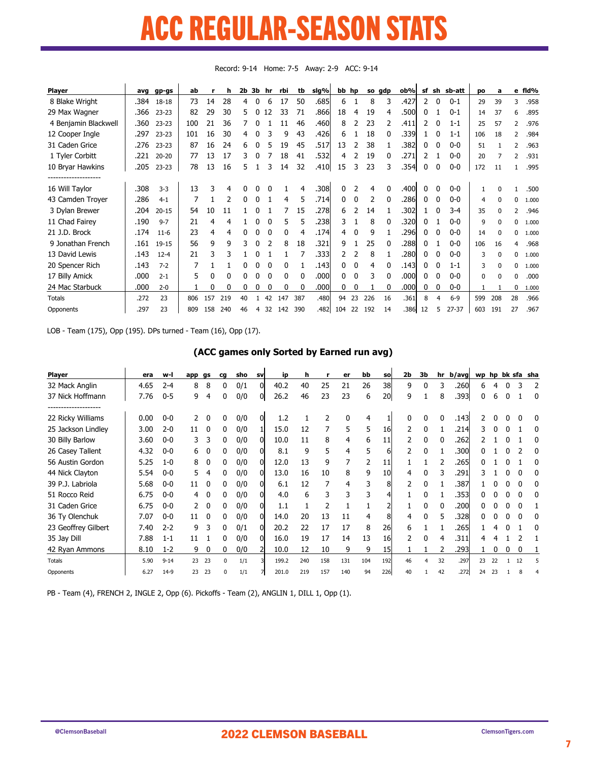# ACC REGULAR-SEASON STATS

Record: 9-14 Home: 7-5 Away: 2-9 ACC: 9-14

| Player | avg | gp-gs | ab | r | h | 2b | 3b | hr | rbi | tb | slg% | bb | hp | so | gdp | ob% | sf | sh | sb-att | po | a | e | fld% |
|---|---|---|---|---|---|---|---|---|---|---|---|---|---|---|---|---|---|---|---|---|---|---|---|
| 8 Blake Wright | .384 | 18-18 | 73 | 14 | 28 | 4 | 0 | 6 | 17 | 50 | .685 | 6 | 1 | 8 | 3 | .427 | 2 | 0 | 0-1 | 29 | 39 | 3 | .958 |
| 29 Max Wagner | .366 | 23-23 | 82 | 29 | 30 | 5 | 0 | 12 | 33 | 71 | .866 | 18 | 4 | 19 | 4 | .500 | 0 | 1 | 0-1 | 14 | 37 | 6 | .895 |
| 4 Benjamin Blackwell | .360 | 23-23 | 100 | 21 | 36 | 7 | 0 | 1 | 11 | 46 | .460 | 8 | 2 | 23 | 2 | .411 | 2 | 0 | 1-1 | 25 | 57 | 2 | .976 |
| 12 Cooper Ingle | .297 | 23-23 | 101 | 16 | 30 | 4 | 0 | 3 | 9 | 43 | .426 | 6 | 1 | 18 | 0 | .339 | 1 | 0 | 1-1 | 106 | 18 | 2 | .984 |
| 31 Caden Grice | .276 | 23-23 | 87 | 16 | 24 | 6 | 0 | 5 | 19 | 45 | .517 | 13 | 2 | 38 | 1 | .382 | 0 | 0 | 0-0 | 51 | 1 | 2 | .963 |
| 1 Tyler Corbitt | .221 | 20-20 | 77 | 13 | 17 | 3 | 0 | 7 | 18 | 41 | .532 | 4 | 2 | 19 | 0 | .271 | 2 | 1 | 0-0 | 20 | 7 | 2 | .931 |
| 10 Bryar Hawkins | .205 | 23-23 | 78 | 13 | 16 | 5 | 1 | 3 | 14 | 32 | .410 | 15 | 3 | 23 | 3 | .354 | 0 | 0 | 0-0 | 172 | 11 | 1 | .995 |
| -------------------- | | | | | | | | | | | | | | | | | | | | | | | |
| 16 Will Taylor | .308 | 3-3 | 13 | 3 | 4 | 0 | 0 | 0 | 1 | 4 | .308 | 0 | 2 | 4 | 0 | .400 | 0 | 0 | 0-0 | 1 | 0 | 1 | .500 |
| 43 Camden Troyer | .286 | 4-1 | 7 | 1 | 2 | 0 | 0 | 1 | 4 | 5 | .714 | 0 | 0 | 2 | 0 | .286 | 0 | 0 | 0-0 | 4 | 0 | 0 | 1.000 |
| 3 Dylan Brewer | .204 | 20-15 | 54 | 10 | 11 | 1 | 0 | 1 | 7 | 15 | .278 | 6 | 2 | 14 | 1 | .302 | 1 | 0 | 3-4 | 35 | 0 | 2 | .946 |
| 11 Chad Fairey | .190 | 9-7 | 21 | 4 | 4 | 1 | 0 | 0 | 5 | 5 | .238 | 3 | 1 | 8 | 0 | .320 | 0 | 1 | 0-0 | 9 | 0 | 0 | 1.000 |
| 21 J.D. Brock | .174 | 11-6 | 23 | 4 | 4 | 0 | 0 | 0 | 0 | 4 | .174 | 4 | 0 | 9 | 1 | .296 | 0 | 0 | 0-0 | 14 | 0 | 0 | 1.000 |
| 9 Jonathan French | .161 | 19-15 | 56 | 9 | 9 | 3 | 0 | 2 | 8 | 18 | .321 | 9 | 1 | 25 | 0 | .288 | 0 | 1 | 0-0 | 106 | 16 | 4 | .968 |
| 13 David Lewis | .143 | 12-4 | 21 | 3 | 3 | 1 | 0 | 1 | 1 | 7 | .333 | 2 | 2 | 8 | 1 | .280 | 0 | 0 | 0-0 | 3 | 0 | 0 | 1.000 |
| 20 Spencer Rich | .143 | 7-2 | 7 | 1 | 1 | 0 | 0 | 0 | 0 | 1 | .143 | 0 | 0 | 4 | 0 | .143 | 0 | 0 | 1-1 | 3 | 0 | 0 | 1.000 |
| 17 Billy Amick | .000 | 2-1 | 5 | 0 | 0 | 0 | 0 | 0 | 0 | 0 | .000 | 0 | 0 | 3 | 0 | .000 | 0 | 0 | 0-0 | 0 | 0 | 0 | .000 |
| 24 Mac Starbuck | .000 | 2-0 | 1 | 0 | 0 | 0 | 0 | 0 | 0 | 0 | .000 | 0 | 0 | 1 | 0 | .000 | 0 | 0 | 0-0 | 1 | 1 | 0 | 1.000 |
| Totals | .272 | 23 | 806 | 157 | 219 | 40 | 1 | 42 | 147 | 387 | .480 | 94 | 23 | 226 | 16 | .361 | 8 | 4 | 6-9 | 599 | 208 | 28 | .966 |
| Opponents | .297 | 23 | 809 | 158 | 240 | 46 | 4 | 32 | 142 | 390 | .482 | 104 | 22 | 192 | 14 | .386 | 12 | 5 | 27-37 | 603 | 191 | 27 | .967 |

LOB - Team (175), Opp (195). DPs turned - Team (16), Opp (17).

## (ACC games only Sorted by Earned run avg)

| Player | era | w-l | app | gs | cg | sho | sv | ip | h | r | er | bb | so | 2b | 3b | hr | b/avg | wp | hp | bk | sfa | sha |
|---|---|---|---|---|---|---|---|---|---|---|---|---|---|---|---|---|---|---|---|---|---|---|
| 32 Mack Anglin | 4.65 | 2-4 | 8 | 8 | 0 | 0/1 | 0 | 40.2 | 40 | 25 | 21 | 26 | 38 | 9 | 0 | 3 | .260 | 6 | 4 | 0 | 3 | 2 |
| 37 Nick Hoffmann | 7.76 | 0-5 | 9 | 4 | 0 | 0/0 | 0 | 26.2 | 46 | 23 | 23 | 6 | 20 | 9 | 1 | 8 | .393 | 0 | 6 | 0 | 1 | 0 |
| -------------------- | | | | | | | | | | | | | | | | | | | | | | |
| 22 Ricky Williams | 0.00 | 0-0 | 2 | 0 | 0 | 0/0 | 0 | 1.2 | 1 | 2 | 0 | 4 | 1 | 0 | 0 | 0 | .143 | 2 | 0 | 0 | 0 | 0 |
| 25 Jackson Lindley | 3.00 | 2-0 | 11 | 0 | 0 | 0/0 | 1 | 15.0 | 12 | 7 | 5 | 5 | 16 | 2 | 0 | 1 | .214 | 3 | 0 | 0 | 1 | 0 |
| 30 Billy Barlow | 3.60 | 0-0 | 3 | 3 | 0 | 0/0 | 0 | 10.0 | 11 | 8 | 4 | 6 | 11 | 2 | 0 | 0 | .262 | 2 | 1 | 0 | 1 | 0 |
| 26 Casey Tallent | 4.32 | 0-0 | 6 | 0 | 0 | 0/0 | 0 | 8.1 | 9 | 5 | 4 | 5 | 6 | 2 | 0 | 1 | .300 | 0 | 1 | 0 | 2 | 0 |
| 56 Austin Gordon | 5.25 | 1-0 | 8 | 0 | 0 | 0/0 | 0 | 12.0 | 13 | 9 | 7 | 2 | 11 | 1 | 1 | 2 | .265 | 0 | 1 | 0 | 1 | 0 |
| 44 Nick Clayton | 5.54 | 0-0 | 5 | 4 | 0 | 0/0 | 0 | 13.0 | 16 | 10 | 8 | 9 | 10 | 4 | 0 | 3 | .291 | 3 | 1 | 0 | 0 | 0 |
| 39 P.J. Labriola | 5.68 | 0-0 | 11 | 0 | 0 | 0/0 | 0 | 6.1 | 12 | 7 | 4 | 3 | 8 | 2 | 0 | 1 | .387 | 1 | 0 | 0 | 0 | 0 |
| 51 Rocco Reid | 6.75 | 0-0 | 4 | 0 | 0 | 0/0 | 0 | 4.0 | 6 | 3 | 3 | 3 | 4 | 1 | 0 | 1 | .353 | 0 | 0 | 0 | 0 | 0 |
| 31 Caden Grice | 6.75 | 0-0 | 2 | 0 | 0 | 0/0 | 0 | 1.1 | 1 | 2 | 1 | 1 | 2 | 1 | 0 | 0 | .200 | 0 | 0 | 0 | 0 | 1 |
| 36 Ty Olenchuk | 7.07 | 0-0 | 11 | 0 | 0 | 0/0 | 0 | 14.0 | 20 | 13 | 11 | 4 | 8 | 4 | 0 | 5 | .328 | 0 | 0 | 0 | 0 | 0 |
| 23 Geoffrey Gilbert | 7.40 | 2-2 | 9 | 3 | 0 | 0/1 | 0 | 20.2 | 22 | 17 | 17 | 8 | 26 | 6 | 1 | 1 | .265 | 1 | 4 | 0 | 1 | 0 |
| 35 Jay Dill | 7.88 | 1-1 | 11 | 1 | 0 | 0/0 | 0 | 16.0 | 19 | 17 | 14 | 13 | 16 | 2 | 0 | 4 | .311 | 4 | 4 | 1 | 2 | 1 |
| 42 Ryan Ammons | 8.10 | 1-2 | 9 | 0 | 0 | 0/0 | 2 | 10.0 | 12 | 10 | 9 | 9 | 15 | 1 | 1 | 2 | .293 | 1 | 0 | 0 | 0 | 1 |
| Totals | 5.90 | 9-14 | 23 | 23 | 0 | 1/1 | 3 | 199.2 | 240 | 158 | 131 | 104 | 192 | 46 | 4 | 32 | .297 | 23 | 22 | 1 | 12 | 5 |
| Opponents | 6.27 | 14-9 | 23 | 23 | 0 | 1/1 | 7 | 201.0 | 219 | 157 | 140 | 94 | 226 | 40 | 1 | 42 | .272 | 24 | 23 | 1 | 8 | 4 |

PB - Team (4), FRENCH 2, INGLE 2, Opp (6). Pickoffs - Team (2), ANGLIN 1, DILL 1, Opp (1).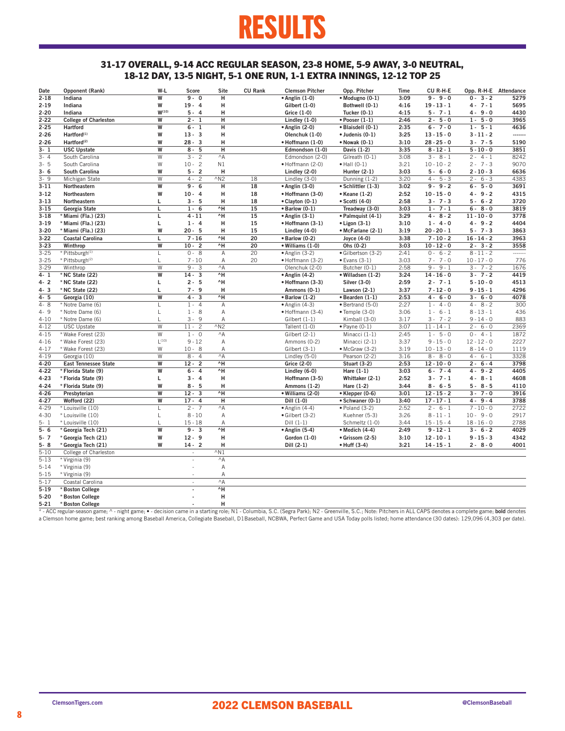# RESULTS

## 31-17 OVERALL, 9-14 ACC REGULAR SEASON, 23-8 HOME, 5-9 AWAY, 3-0 NEUTRAL, 18-12 DAY, 13-5 NIGHT, 5-1 ONE RUN, 1-1 EXTRA INNINGS, 12-12 TOP 25

| Date | Opponent (Rank) | W-L | Score | Site | CU Rank | Clemson Pitcher | Opp. Pitcher | Time | CU R-H-E | Opp. R-H-E | Attendance |
|---|---|---|---|---|---|---|---|---|---|---|---|
| **2-18** | **Indiana** | **W** | **9 - 0** | **H** | | **• Anglin (1-0)** | **• Modugno (0-1)** | **3:09** | **9 - 9 - 0** | **0 - 3 - 2** | **5279** |
| **2-19** | **Indiana** | **W** | **19 - 4** | **H** | | **Gilbert (1-0)** | **Bothwell (0-1)** | **4:16** | **19 - 13 - 1** | **4 - 7 - 1** | **5695** |
| **2-20** | **Indiana** | **W(10)** | **5 - 4** | **H** | | **Grice (1-0)** | **Tucker (0-1)** | **4:15** | **5 - 7 - 1** | **4 - 9 - 0** | **4430** |
| **2-22** | **College of Charleston** | **W** | **2 - 1** | **H** | | **Lindley (1-0)** | **• Pooser (1-1)** | **2:46** | **2 - 5 - 0** | **1 - 5 - 0** | **3965** |
| **2-25** | **Hartford** | **W** | **6 - 1** | **H** | | **• Anglin (2-0)** | **• Blaisdell (0-1)** | **2:35** | **6 - 7 - 0** | **1 - 5 - 1** | **4636** |
| **2-26** | **Hartford(1)** | **W** | **13 - 3** | **H** | | **Olenchuk (1-0)** | **• Judenis (0-1)** | **3:25** | **13 - 15 - 0** | **3 - 11 - 2** | **-------** |
| **2-26** | **Hartford(2)** | **W** | **28 - 3** | **H** | | **• Hoffmann (1-0)** | **• Nowak (0-1)** | **3:10** | **28 - 25 - 0** | **3 - 7 - 5** | **5190** |
| **3- 1** | **USC Upstate** | **W** | **8 - 5** | **H** | | **Edmondson (1-0)** | **Davis (1-2)** | **3:35** | **8 - 12 - 1** | **5 - 10 - 0** | **3851** |
| 3- 4 | South Carolina | W | 3 - 2 | ^A | | Edmondson (2-0) | Gilreath (0-1) | 3:08 | 3 - 8 - 1 | 2 - 4 - 1 | 8242 |
| 3- 5 | South Carolina | W | 10 - 2 | N1 | | • Hoffmann (2-0) | • Hall (0-1) | 3:21 | 10 - 10 - 2 | 2 - 7 - 3 | 9070 |
| **3- 6** | **South Carolina** | **W** | **5 - 2** | **H** | | **Lindley (2-0)** | **Hunter (2-1)** | **3:03** | **5 - 6 - 0** | **2 - 10 - 3** | **6636** |
| 3- 9 | Michigan State | W | 4 - 2 | ^N2 | 18 | Lindley (3-0) | Dunning (1-2) | 3:20 | 4 - 5 - 3 | 2 - 6 - 3 | 4383 |
| **3-11** | **Northeastern** | **W** | **9 - 6** | **H** | **18** | **• Anglin (3-0)** | **• Schlittler (1-3)** | **3:02** | **9 - 9 - 2** | **6 - 5 - 0** | **3691** |
| **3-12** | **Northeastern** | **W** | **10 - 4** | **H** | **18** | **• Hoffmann (3-0)** | **• Keane (1-2)** | **2:52** | **10 - 15 - 0** | **4 - 9 - 2** | **4315** |
| **3-13** | **Northeastern** | **L** | **3 - 5** | **H** | **18** | **• Clayton (0-1)** | **• Scotti (4-0)** | **2:58** | **3 - 7 - 3** | **5 - 6 - 2** | **3720** |
| **3-15** | **Georgia State** | **L** | **1 - 6** | **^H** | **15** | **• Barlow (0-1)** | **Treadway (3-0)** | **3:03** | **1 - 7 - 1** | **6 - 8 - 0** | **3819** |
| **3-18** | ***Miami (Fla.) (23)** | **L** | **4 - 11** | **^H** | **15** | **• Anglin (3-1)** | **• Palmquist (4-1)** | **3:29** | **4 - 8 - 2** | **11 - 10 - 0** | **3778** |
| **3-19** | ***Miami (Fla.) (23)** | **L** | **1 - 4** | **H** | **15** | **• Hoffmann (3-1)** | **• Ligon (3-1)** | **3:10** | **1 - 4 - 0** | **4 - 9 - 2** | **4404** |
| **3-20** | ***Miami (Fla.) (23)** | **W** | **20 - 5** | **H** | **15** | **Lindley (4-0)** | **• McFarlane (2-1)** | **3:19** | **20 - 20 - 1** | **5 - 7 - 3** | **3863** |
| **3-22** | **Coastal Carolina** | **L** | **7 - 16** | **^H** | **20** | **• Barlow (0-2)** | **Joyce (4-0)** | **3:38** | **7 - 10 - 2** | **16 - 14 - 2** | **3963** |
| **3-23** | **Winthrop** | **W** | **10 - 2** | **^H** | **20** | **• Williams (1-0)** | **Ohs (0-2)** | **3:03** | **10 - 12 - 0** | **2 - 3 - 2** | **3558** |
| 3-25 | *Pittsburgh(1) | L | 0 - 8 | A | 20 | • Anglin (3-2) | • Gilbertson (3-2) | 2:41 | 0 - 6 - 2 | 8 - 11 - 2 | ------- |
| 3-25 | *Pittsburgh(2) | L | 7 - 10 | A | 20 | • Hoffmann (3-2) | • Evans (3-1) | 3:03 | 7 - 7 - 0 | 10 - 17 - 0 | 776 |
| 3-29 | Winthrop | W | 9 - 3 | ^A | | Olenchuk (2-0) | Butcher (0-1) | 2:58 | 9 - 9 - 1 | 3 - 7 - 2 | 1676 |
| **4- 1** | ***NC State (22)** | **W** | **14 - 3** | **^H** | | **• Anglin (4-2)** | **• Willadsen (1-2)** | **3:24** | **14 - 16 - 0** | **3 - 7 - 2** | **4419** |
| **4- 2** | ***NC State (22)** | **L** | **2 - 5** | **^H** | | **• Hoffmann (3-3)** | **Silver (3-0)** | **2:59** | **2 - 7 - 1** | **5 - 10 - 0** | **4513** |
| **4- 3** | ***NC State (22)** | **L** | **7 - 9** | **H** | | **Ammons (0-1)** | **Lawson (2-1)** | **3:37** | **7 - 12 - 0** | **9 - 15 - 1** | **4296** |
| **4- 5** | **Georgia (10)** | **W** | **4 - 3** | **^H** | | **• Barlow (1-2)** | **• Bearden (1-1)** | **2:53** | **4 - 6 - 0** | **3 - 6 - 0** | **4078** |
| 4- 8 | *Notre Dame (6) | L | 1 - 4 | A | | • Anglin (4-3) | • Bertrand (5-0) | 2:27 | 1 - 4 - 0 | 4 - 8 - 2 | 300 |
| 4- 9 | *Notre Dame (6) | L | 1 - 8 | A | | • Hoffmann (3-4) | • Temple (3-0) | 3:06 | 1 - 6 - 1 | 8 - 13 - 1 | 436 |
| 4-10 | *Notre Dame (6) | L | 3 - 9 | A | | Gilbert (1-1) | Kimball (3-0) | 3:17 | 3 - 7 - 2 | 9 - 14 - 0 | 883 |
| 4-12 | USC Upstate | W | 11 - 2 | ^N2 | | Tallent (1-0) | • Payne (0-1) | 3:07 | 11 - 14 - 1 | 2 - 6 - 0 | 2369 |
| 4-15 | *Wake Forest (23) | W | 1 - 0 | ^A | | Gilbert (2-1) | Minacci (1-1) | 2:45 | 1 - 5 - 0 | 0 - 4 - 1 | 1872 |
| 4-16 | *Wake Forest (23) | L(10) | 9 - 12 | A | | Ammons (0-2) | Minacci (2-1) | 3:37 | 9 - 15 - 0 | 12 - 12 - 0 | 2227 |
| 4-17 | *Wake Forest (23) | W | 10 - 8 | A | | Gilbert (3-1) | • McGraw (3-2) | 3:19 | 10 - 13 - 0 | 8 - 14 - 0 | 1119 |
| 4-19 | Georgia (10) | W | 8 - 4 | ^A | | Lindley (5-0) | Pearson (2-2) | 3:16 | 8 - 8 - 0 | 4 - 6 - 1 | 3328 |
| **4-20** | **East Tennessee State** | **W** | **12 - 2** | **^H** | | **Grice (2-0)** | **Stuart (3-2)** | **2:53** | **12 - 10 - 0** | **2 - 6 - 4** | **3798** |
| **4-22** | ***Florida State (9)** | **W** | **6 - 4** | **^H** | | **Lindley (6-0)** | **Hare (1-1)** | **3:03** | **6 - 7 - 4** | **4 - 9 - 2** | **4405** |
| **4-23** | ***Florida State (9)** | **L** | **3 - 4** | **H** | | **Hoffmann (3-5)** | **Whittaker (2-1)** | **2:52** | **3 - 7 - 1** | **4 - 8 - 1** | **4608** |
| **4-24** | ***Florida State (9)** | **W** | **8 - 5** | **H** | | **Ammons (1-2)** | **Hare (1-2)** | **3:44** | **8 - 6 - 5** | **5 - 8 - 5** | **4110** |
| **4-26** | **Presbyterian** | **W** | **12 - 3** | **^H** | | **• Williams (2-0)** | **• Klepper (0-6)** | **3:01** | **12 - 15 - 2** | **3 - 7 - 0** | **3916** |
| **4-27** | **Wofford (22)** | **W** | **17 - 4** | **H** | | **Dill (1-0)** | **• Schwaner (0-1)** | **3:40** | **17 - 17 - 1** | **4 - 9 - 4** | **3788** |
| 4-29 | *Louisville (10) | L | 2 - 7 | ^A | | • Anglin (4-4) | • Poland (3-2) | 2:52 | 2 - 6 - 1 | 7 - 10 - 0 | 2722 |
| 4-30 | *Louisville (10) | L | 8 - 10 | A | | • Gilbert (3-2) | Kuehner (5-3) | 3:26 | 8 - 11 - 1 | 10 - 9 - 0 | 2917 |
| 5- 1 | *Louisville (10) | L | 15 - 18 | A | | Dill (1-1) | Schmeltz (1-0) | 3:44 | 15 - 15 - 4 | 18 - 16 - 0 | 2788 |
| **5- 6** | ***Georgia Tech (21)** | **W** | **9 - 3** | **^H** | | **• Anglin (5-4)** | **• Medich (4-4)** | **2:49** | **9 - 12 - 1** | **3 - 6 - 2** | **4029** |
| **5- 7** | ***Georgia Tech (21)** | **W** | **12 - 9** | **H** | | **Gordon (1-0)** | **• Grissom (2-5)** | **3:10** | **12 - 10 - 1** | **9 - 15 - 3** | **4342** |
| **5- 8** | ***Georgia Tech (21)** | **W** | **14 - 2** | **H** | | **Dill (2-1)** | **• Huff (3-4)** | **3:21** | **14 - 15 - 1** | **2 - 8 - 0** | **4001** |
| 5-10 | College of Charleston | | - | ^N1 | | | | | | | |
| 5-13 | *Virginia (9) | | - | ^A | | | | | | | |
| 5-14 | *Virginia (9) | | - | A | | | | | | | |
| 5-15 | *Virginia (9) | | - | A | | | | | | | |
| 5-17 | Coastal Carolina | | - | ^A | | | | | | | |
| **5-19** | ***Boston College** | | **-** | **^H** | | | | | | | |
| **5-20** | ***Boston College** | | **-** | **H** | | | | | | | |
| **5-21** | ***Boston College** | | **-** | **H** | | | | | | | |

* - ACC regular-season game; ^ - night game; • - decision came in a starting role; N1 - Columbia, S.C. (Segra Park); N2 - Greenville, S.C.; Note: Pitchers in ALL CAPS denotes a complete game; **bold** denotes a Clemson home game; best ranking among Baseball America, Collegiate Baseball, D1Baseball, NCBWA, Perfect Game and USA Today polls listed; home attendance (30 dates): 129,096 (4,303 per date).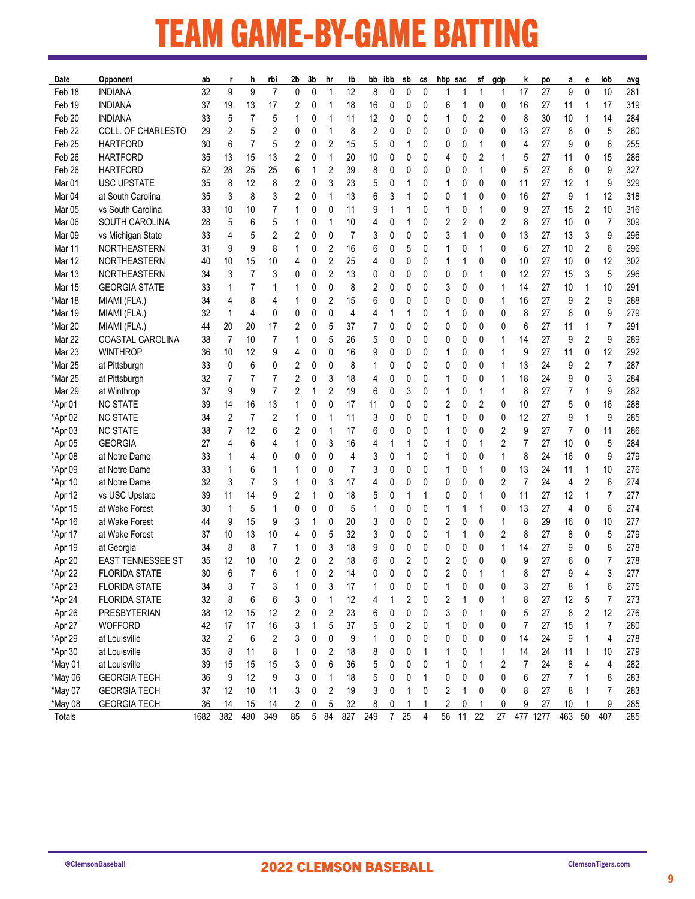# TEAM GAME-BY-GAME BATTING

| Date | Opponent | ab | r | h | rbi | 2b | 3b | hr | tb | bb | ibb | sb | cs | hbp | sac | sf | gdp | k | po | a | e | lob | avg |
|---|---|---|---|---|---|---|---|---|---|---|---|---|---|---|---|---|---|---|---|---|---|---|---|
| Feb 18 | INDIANA | 32 | 9 | 9 | 7 | 0 | 0 | 1 | 12 | 8 | 0 | 0 | 0 | 1 | 1 | 1 | 1 | 17 | 27 | 9 | 0 | 10 | .281 |
| Feb 19 | INDIANA | 37 | 19 | 13 | 17 | 2 | 0 | 1 | 18 | 16 | 0 | 0 | 0 | 6 | 1 | 0 | 0 | 16 | 27 | 11 | 1 | 17 | .319 |
| Feb 20 | INDIANA | 33 | 5 | 7 | 5 | 1 | 0 | 1 | 11 | 12 | 0 | 0 | 0 | 1 | 0 | 2 | 0 | 8 | 30 | 10 | 1 | 14 | .284 |
| Feb 22 | COLL. OF CHARLESTO | 29 | 2 | 5 | 2 | 0 | 0 | 1 | 8 | 2 | 0 | 0 | 0 | 0 | 0 | 0 | 0 | 13 | 27 | 8 | 0 | 5 | .260 |
| Feb 25 | HARTFORD | 30 | 6 | 7 | 5 | 2 | 0 | 2 | 15 | 5 | 0 | 1 | 0 | 0 | 0 | 1 | 0 | 4 | 27 | 9 | 0 | 6 | .255 |
| Feb 26 | HARTFORD | 35 | 13 | 15 | 13 | 2 | 0 | 1 | 20 | 10 | 0 | 0 | 0 | 4 | 0 | 2 | 1 | 5 | 27 | 11 | 0 | 15 | .286 |
| Feb 26 | HARTFORD | 52 | 28 | 25 | 25 | 6 | 1 | 2 | 39 | 8 | 0 | 0 | 0 | 0 | 0 | 1 | 0 | 5 | 27 | 6 | 0 | 9 | .327 |
| Mar 01 | USC UPSTATE | 35 | 8 | 12 | 8 | 2 | 0 | 3 | 23 | 5 | 0 | 1 | 0 | 1 | 0 | 0 | 0 | 11 | 27 | 12 | 1 | 9 | .329 |
| Mar 04 | at South Carolina | 35 | 3 | 8 | 3 | 2 | 0 | 1 | 13 | 6 | 3 | 1 | 0 | 0 | 1 | 0 | 0 | 16 | 27 | 9 | 1 | 12 | .318 |
| Mar 05 | vs South Carolina | 33 | 10 | 10 | 7 | 1 | 0 | 0 | 11 | 9 | 1 | 1 | 0 | 1 | 0 | 1 | 0 | 9 | 27 | 15 | 2 | 10 | .316 |
| Mar 06 | SOUTH CAROLINA | 28 | 5 | 6 | 5 | 1 | 0 | 1 | 10 | 4 | 0 | 1 | 0 | 2 | 2 | 0 | 2 | 8 | 27 | 10 | 0 | 7 | .309 |
| Mar 09 | vs Michigan State | 33 | 4 | 5 | 2 | 2 | 0 | 0 | 7 | 3 | 0 | 0 | 0 | 3 | 1 | 0 | 0 | 13 | 27 | 13 | 3 | 9 | .296 |
| Mar 11 | NORTHEASTERN | 31 | 9 | 9 | 8 | 1 | 0 | 2 | 16 | 6 | 0 | 5 | 0 | 1 | 0 | 1 | 0 | 6 | 27 | 10 | 2 | 6 | .296 |
| Mar 12 | NORTHEASTERN | 40 | 10 | 15 | 10 | 4 | 0 | 2 | 25 | 4 | 0 | 0 | 0 | 1 | 1 | 0 | 0 | 10 | 27 | 10 | 0 | 12 | .302 |
| Mar 13 | NORTHEASTERN | 34 | 3 | 7 | 3 | 0 | 0 | 2 | 13 | 0 | 0 | 0 | 0 | 0 | 0 | 1 | 0 | 12 | 27 | 15 | 3 | 5 | .296 |
| Mar 15 | GEORGIA STATE | 33 | 1 | 7 | 1 | 1 | 0 | 0 | 8 | 2 | 0 | 0 | 0 | 3 | 0 | 0 | 1 | 14 | 27 | 10 | 1 | 10 | .291 |
| *Mar 18 | MIAMI (FLA.) | 34 | 4 | 8 | 4 | 1 | 0 | 2 | 15 | 6 | 0 | 0 | 0 | 0 | 0 | 0 | 1 | 16 | 27 | 9 | 2 | 9 | .288 |
| *Mar 19 | MIAMI (FLA.) | 32 | 1 | 4 | 0 | 0 | 0 | 0 | 4 | 4 | 1 | 1 | 0 | 1 | 0 | 0 | 0 | 8 | 27 | 8 | 0 | 9 | .279 |
| *Mar 20 | MIAMI (FLA.) | 44 | 20 | 20 | 17 | 2 | 0 | 5 | 37 | 7 | 0 | 0 | 0 | 0 | 0 | 0 | 0 | 6 | 27 | 11 | 1 | 7 | .291 |
| Mar 22 | COASTAL CAROLINA | 38 | 7 | 10 | 7 | 1 | 0 | 5 | 26 | 5 | 0 | 0 | 0 | 0 | 0 | 0 | 1 | 14 | 27 | 9 | 2 | 9 | .289 |
| Mar 23 | WINTHROP | 36 | 10 | 12 | 9 | 4 | 0 | 0 | 16 | 9 | 0 | 0 | 0 | 1 | 0 | 0 | 1 | 9 | 27 | 11 | 0 | 12 | .292 |
| *Mar 25 | at Pittsburgh | 33 | 0 | 6 | 0 | 2 | 0 | 0 | 8 | 1 | 0 | 0 | 0 | 0 | 0 | 0 | 1 | 13 | 24 | 9 | 2 | 7 | .287 |
| *Mar 25 | at Pittsburgh | 32 | 7 | 7 | 7 | 2 | 0 | 3 | 18 | 4 | 0 | 0 | 0 | 1 | 0 | 0 | 1 | 18 | 24 | 9 | 0 | 3 | .284 |
| Mar 29 | at Winthrop | 37 | 9 | 9 | 7 | 2 | 1 | 2 | 19 | 6 | 0 | 3 | 0 | 1 | 0 | 1 | 1 | 8 | 27 | 7 | 1 | 9 | .282 |
| *Apr 01 | NC STATE | 39 | 14 | 16 | 13 | 1 | 0 | 0 | 17 | 11 | 0 | 0 | 0 | 2 | 0 | 2 | 0 | 10 | 27 | 5 | 0 | 16 | .288 |
| *Apr 02 | NC STATE | 34 | 2 | 7 | 2 | 1 | 0 | 1 | 11 | 3 | 0 | 0 | 0 | 1 | 0 | 0 | 0 | 12 | 27 | 9 | 1 | 9 | .285 |
| *Apr 03 | NC STATE | 38 | 7 | 12 | 6 | 2 | 0 | 1 | 17 | 6 | 0 | 0 | 0 | 1 | 0 | 0 | 2 | 9 | 27 | 7 | 0 | 11 | .286 |
| Apr 05 | GEORGIA | 27 | 4 | 6 | 4 | 1 | 0 | 3 | 16 | 4 | 1 | 1 | 0 | 1 | 0 | 1 | 2 | 7 | 27 | 10 | 0 | 5 | .284 |
| *Apr 08 | at Notre Dame | 33 | 1 | 4 | 0 | 0 | 0 | 0 | 4 | 3 | 0 | 1 | 0 | 1 | 0 | 0 | 1 | 8 | 24 | 16 | 0 | 9 | .279 |
| *Apr 09 | at Notre Dame | 33 | 1 | 6 | 1 | 1 | 0 | 0 | 7 | 3 | 0 | 0 | 0 | 1 | 0 | 1 | 0 | 13 | 24 | 11 | 1 | 10 | .276 |
| *Apr 10 | at Notre Dame | 32 | 3 | 7 | 3 | 1 | 0 | 3 | 17 | 4 | 0 | 0 | 0 | 0 | 0 | 0 | 2 | 7 | 24 | 4 | 2 | 6 | .274 |
| Apr 12 | vs USC Upstate | 39 | 11 | 14 | 9 | 2 | 1 | 0 | 18 | 5 | 0 | 1 | 1 | 0 | 0 | 1 | 0 | 11 | 27 | 12 | 1 | 7 | .277 |
| *Apr 15 | at Wake Forest | 30 | 1 | 5 | 1 | 0 | 0 | 0 | 5 | 1 | 0 | 0 | 0 | 1 | 1 | 1 | 0 | 13 | 27 | 4 | 0 | 6 | .274 |
| *Apr 16 | at Wake Forest | 44 | 9 | 15 | 9 | 3 | 1 | 0 | 20 | 3 | 0 | 0 | 0 | 2 | 0 | 0 | 1 | 8 | 29 | 16 | 0 | 10 | .277 |
| *Apr 17 | at Wake Forest | 37 | 10 | 13 | 10 | 4 | 0 | 5 | 32 | 3 | 0 | 0 | 0 | 1 | 1 | 0 | 2 | 8 | 27 | 8 | 0 | 5 | .279 |
| Apr 19 | at Georgia | 34 | 8 | 8 | 7 | 1 | 0 | 3 | 18 | 9 | 0 | 0 | 0 | 0 | 0 | 0 | 1 | 14 | 27 | 9 | 0 | 8 | .278 |
| Apr 20 | EAST TENNESSEE ST | 35 | 12 | 10 | 10 | 2 | 0 | 2 | 18 | 6 | 0 | 2 | 0 | 2 | 0 | 0 | 0 | 9 | 27 | 6 | 0 | 7 | .278 |
| *Apr 22 | FLORIDA STATE | 30 | 6 | 7 | 6 | 1 | 0 | 2 | 14 | 0 | 0 | 0 | 0 | 2 | 0 | 1 | 1 | 8 | 27 | 9 | 4 | 3 | .277 |
| *Apr 23 | FLORIDA STATE | 34 | 3 | 7 | 3 | 1 | 0 | 3 | 17 | 1 | 0 | 0 | 0 | 1 | 0 | 0 | 0 | 3 | 27 | 8 | 1 | 6 | .275 |
| *Apr 24 | FLORIDA STATE | 32 | 8 | 6 | 6 | 3 | 0 | 1 | 12 | 4 | 1 | 2 | 0 | 2 | 1 | 0 | 1 | 8 | 27 | 12 | 5 | 7 | .273 |
| Apr 26 | PRESBYTERIAN | 38 | 12 | 15 | 12 | 2 | 0 | 2 | 23 | 6 | 0 | 0 | 0 | 3 | 0 | 1 | 0 | 5 | 27 | 8 | 2 | 12 | .276 |
| Apr 27 | WOFFORD | 42 | 17 | 17 | 16 | 3 | 1 | 5 | 37 | 5 | 0 | 2 | 0 | 1 | 0 | 0 | 0 | 7 | 27 | 15 | 1 | 7 | .280 |
| *Apr 29 | at Louisville | 32 | 2 | 6 | 2 | 3 | 0 | 0 | 9 | 1 | 0 | 0 | 0 | 0 | 0 | 0 | 0 | 14 | 24 | 9 | 1 | 4 | .278 |
| *Apr 30 | at Louisville | 35 | 8 | 11 | 8 | 1 | 0 | 2 | 18 | 8 | 0 | 0 | 1 | 1 | 0 | 1 | 1 | 14 | 24 | 11 | 1 | 10 | .279 |
| *May 01 | at Louisville | 39 | 15 | 15 | 15 | 3 | 0 | 6 | 36 | 5 | 0 | 0 | 0 | 1 | 0 | 1 | 2 | 7 | 24 | 8 | 4 | 4 | .282 |
| *May 06 | GEORGIA TECH | 36 | 9 | 12 | 9 | 3 | 0 | 1 | 18 | 5 | 0 | 0 | 1 | 0 | 0 | 0 | 0 | 6 | 27 | 7 | 1 | 8 | .283 |
| *May 07 | GEORGIA TECH | 37 | 12 | 10 | 11 | 3 | 0 | 2 | 19 | 3 | 0 | 1 | 0 | 2 | 1 | 0 | 0 | 8 | 27 | 8 | 1 | 7 | .283 |
| *May 08 | GEORGIA TECH | 36 | 14 | 15 | 14 | 2 | 0 | 5 | 32 | 8 | 0 | 1 | 1 | 2 | 0 | 1 | 0 | 9 | 27 | 10 | 1 | 9 | .285 |
| Totals | | 1682 | 382 | 480 | 349 | 85 | 5 | 84 | 827 | 249 | 7 | 25 | 4 | 56 | 11 | 22 | 27 | 477 | 1277 | 463 | 50 | 407 | .285 |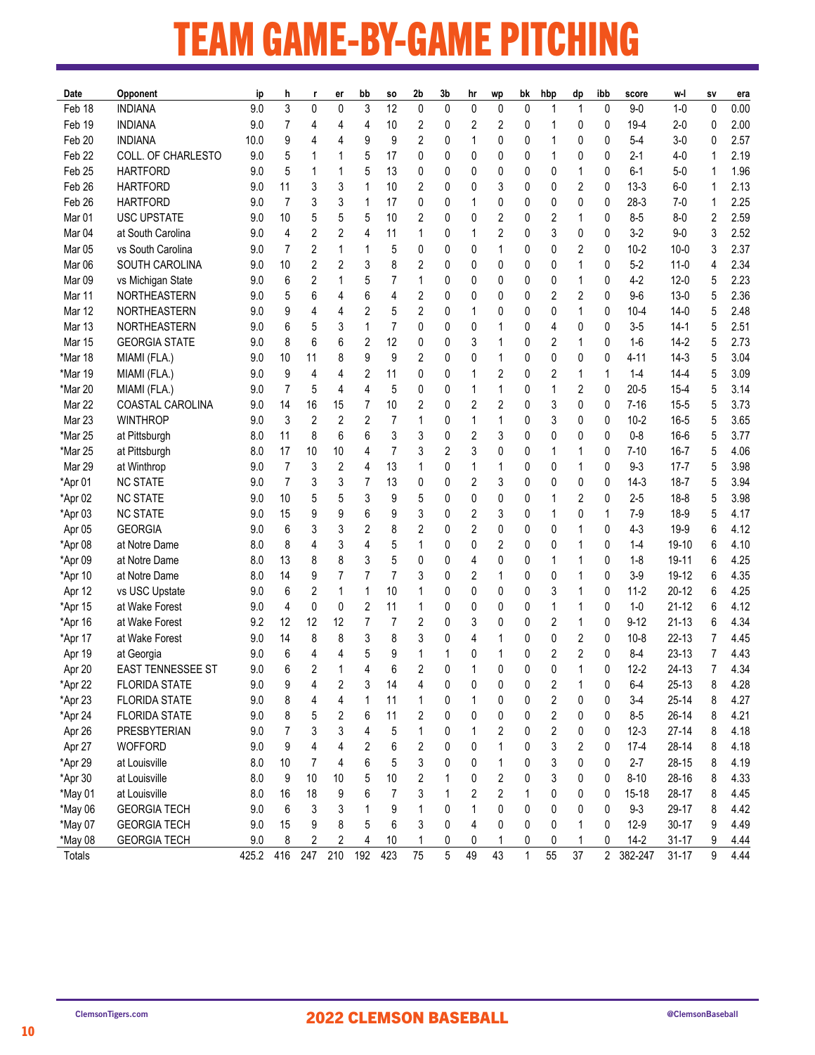# TEAM GAME-BY-GAME PITCHING

| Date | Opponent | ip | h | r | er | bb | so | 2b | 3b | hr | wp | bk | hbp | dp | ibb | score | w-l | sv | era |
|---|---|---|---|---|---|---|---|---|---|---|---|---|---|---|---|---|---|---|---|
| Feb 18 | INDIANA | 9.0 | 3 | 0 | 0 | 3 | 12 | 0 | 0 | 0 | 0 | 0 | 1 | 1 | 0 | 9-0 | 1-0 | 0 | 0.00 |
| Feb 19 | INDIANA | 9.0 | 7 | 4 | 4 | 4 | 10 | 2 | 0 | 2 | 2 | 0 | 1 | 0 | 0 | 19-4 | 2-0 | 0 | 2.00 |
| Feb 20 | INDIANA | 10.0 | 9 | 4 | 4 | 9 | 9 | 2 | 0 | 1 | 0 | 0 | 1 | 0 | 0 | 5-4 | 3-0 | 0 | 2.57 |
| Feb 22 | COLL. OF CHARLESTO | 9.0 | 5 | 1 | 1 | 5 | 17 | 0 | 0 | 0 | 0 | 0 | 1 | 0 | 0 | 2-1 | 4-0 | 1 | 2.19 |
| Feb 25 | HARTFORD | 9.0 | 5 | 1 | 1 | 5 | 13 | 0 | 0 | 0 | 0 | 0 | 0 | 1 | 0 | 6-1 | 5-0 | 1 | 1.96 |
| Feb 26 | HARTFORD | 9.0 | 11 | 3 | 3 | 1 | 10 | 2 | 0 | 0 | 3 | 0 | 0 | 2 | 0 | 13-3 | 6-0 | 1 | 2.13 |
| Feb 26 | HARTFORD | 9.0 | 7 | 3 | 3 | 1 | 17 | 0 | 0 | 1 | 0 | 0 | 0 | 0 | 0 | 28-3 | 7-0 | 1 | 2.25 |
| Mar 01 | USC UPSTATE | 9.0 | 10 | 5 | 5 | 5 | 10 | 2 | 0 | 0 | 2 | 0 | 2 | 1 | 0 | 8-5 | 8-0 | 2 | 2.59 |
| Mar 04 | at South Carolina | 9.0 | 4 | 2 | 2 | 4 | 11 | 1 | 0 | 1 | 2 | 0 | 3 | 0 | 0 | 3-2 | 9-0 | 3 | 2.52 |
| Mar 05 | vs South Carolina | 9.0 | 7 | 2 | 1 | 1 | 5 | 0 | 0 | 0 | 1 | 0 | 0 | 2 | 0 | 10-2 | 10-0 | 3 | 2.37 |
| Mar 06 | SOUTH CAROLINA | 9.0 | 10 | 2 | 2 | 3 | 8 | 2 | 0 | 0 | 0 | 0 | 0 | 1 | 0 | 5-2 | 11-0 | 4 | 2.34 |
| Mar 09 | vs Michigan State | 9.0 | 6 | 2 | 1 | 5 | 7 | 1 | 0 | 0 | 0 | 0 | 0 | 1 | 0 | 4-2 | 12-0 | 5 | 2.23 |
| Mar 11 | NORTHEASTERN | 9.0 | 5 | 6 | 4 | 6 | 4 | 2 | 0 | 0 | 0 | 0 | 2 | 2 | 0 | 9-6 | 13-0 | 5 | 2.36 |
| Mar 12 | NORTHEASTERN | 9.0 | 9 | 4 | 4 | 2 | 5 | 2 | 0 | 1 | 0 | 0 | 0 | 1 | 0 | 10-4 | 14-0 | 5 | 2.48 |
| Mar 13 | NORTHEASTERN | 9.0 | 6 | 5 | 3 | 1 | 7 | 0 | 0 | 0 | 1 | 0 | 4 | 0 | 0 | 3-5 | 14-1 | 5 | 2.51 |
| Mar 15 | GEORGIA STATE | 9.0 | 8 | 6 | 6 | 2 | 12 | 0 | 0 | 3 | 1 | 0 | 2 | 1 | 0 | 1-6 | 14-2 | 5 | 2.73 |
| *Mar 18 | MIAMI (FLA.) | 9.0 | 10 | 11 | 8 | 9 | 9 | 2 | 0 | 0 | 1 | 0 | 0 | 0 | 0 | 4-11 | 14-3 | 5 | 3.04 |
| *Mar 19 | MIAMI (FLA.) | 9.0 | 9 | 4 | 4 | 2 | 11 | 0 | 0 | 1 | 2 | 0 | 2 | 1 | 1 | 1-4 | 14-4 | 5 | 3.09 |
| *Mar 20 | MIAMI (FLA.) | 9.0 | 7 | 5 | 4 | 4 | 5 | 0 | 0 | 1 | 1 | 0 | 1 | 2 | 0 | 20-5 | 15-4 | 5 | 3.14 |
| Mar 22 | COASTAL CAROLINA | 9.0 | 14 | 16 | 15 | 7 | 10 | 2 | 0 | 2 | 2 | 0 | 3 | 0 | 0 | 7-16 | 15-5 | 5 | 3.73 |
| Mar 23 | WINTHROP | 9.0 | 3 | 2 | 2 | 2 | 7 | 1 | 0 | 1 | 1 | 0 | 3 | 0 | 0 | 10-2 | 16-5 | 5 | 3.65 |
| *Mar 25 | at Pittsburgh | 8.0 | 11 | 8 | 6 | 6 | 3 | 3 | 0 | 2 | 3 | 0 | 0 | 0 | 0 | 0-8 | 16-6 | 5 | 3.77 |
| *Mar 25 | at Pittsburgh | 8.0 | 17 | 10 | 10 | 4 | 7 | 3 | 2 | 3 | 0 | 0 | 1 | 1 | 0 | 7-10 | 16-7 | 5 | 4.06 |
| Mar 29 | at Winthrop | 9.0 | 7 | 3 | 2 | 4 | 13 | 1 | 0 | 1 | 1 | 0 | 0 | 1 | 0 | 9-3 | 17-7 | 5 | 3.98 |
| *Apr 01 | NC STATE | 9.0 | 7 | 3 | 3 | 7 | 13 | 0 | 0 | 2 | 3 | 0 | 0 | 0 | 0 | 14-3 | 18-7 | 5 | 3.94 |
| *Apr 02 | NC STATE | 9.0 | 10 | 5 | 5 | 3 | 9 | 5 | 0 | 0 | 0 | 0 | 1 | 2 | 0 | 2-5 | 18-8 | 5 | 3.98 |
| *Apr 03 | NC STATE | 9.0 | 15 | 9 | 9 | 6 | 9 | 3 | 0 | 2 | 3 | 0 | 1 | 0 | 1 | 7-9 | 18-9 | 5 | 4.17 |
| Apr 05 | GEORGIA | 9.0 | 6 | 3 | 3 | 2 | 8 | 2 | 0 | 2 | 0 | 0 | 0 | 1 | 0 | 4-3 | 19-9 | 6 | 4.12 |
| *Apr 08 | at Notre Dame | 8.0 | 8 | 4 | 3 | 4 | 5 | 1 | 0 | 0 | 2 | 0 | 0 | 1 | 0 | 1-4 | 19-10 | 6 | 4.10 |
| *Apr 09 | at Notre Dame | 8.0 | 13 | 8 | 8 | 3 | 5 | 0 | 0 | 4 | 0 | 0 | 1 | 1 | 0 | 1-8 | 19-11 | 6 | 4.25 |
| *Apr 10 | at Notre Dame | 8.0 | 14 | 9 | 7 | 7 | 7 | 3 | 0 | 2 | 1 | 0 | 0 | 1 | 0 | 3-9 | 19-12 | 6 | 4.35 |
| Apr 12 | vs USC Upstate | 9.0 | 6 | 2 | 1 | 1 | 10 | 1 | 0 | 0 | 0 | 0 | 3 | 1 | 0 | 11-2 | 20-12 | 6 | 4.25 |
| *Apr 15 | at Wake Forest | 9.0 | 4 | 0 | 0 | 2 | 11 | 1 | 0 | 0 | 0 | 0 | 1 | 1 | 0 | 1-0 | 21-12 | 6 | 4.12 |
| *Apr 16 | at Wake Forest | 9.2 | 12 | 12 | 12 | 7 | 7 | 2 | 0 | 3 | 0 | 0 | 2 | 1 | 0 | 9-12 | 21-13 | 6 | 4.34 |
| *Apr 17 | at Wake Forest | 9.0 | 14 | 8 | 8 | 3 | 8 | 3 | 0 | 4 | 1 | 0 | 0 | 2 | 0 | 10-8 | 22-13 | 7 | 4.45 |
| Apr 19 | at Georgia | 9.0 | 6 | 4 | 4 | 5 | 9 | 1 | 1 | 0 | 1 | 0 | 2 | 2 | 0 | 8-4 | 23-13 | 7 | 4.43 |
| Apr 20 | EAST TENNESSEE ST | 9.0 | 6 | 2 | 1 | 4 | 6 | 2 | 0 | 1 | 0 | 0 | 0 | 1 | 0 | 12-2 | 24-13 | 7 | 4.34 |
| *Apr 22 | FLORIDA STATE | 9.0 | 9 | 4 | 2 | 3 | 14 | 4 | 0 | 0 | 0 | 0 | 2 | 1 | 0 | 6-4 | 25-13 | 8 | 4.28 |
| *Apr 23 | FLORIDA STATE | 9.0 | 8 | 4 | 4 | 1 | 11 | 1 | 0 | 1 | 0 | 0 | 2 | 0 | 0 | 3-4 | 25-14 | 8 | 4.27 |
| *Apr 24 | FLORIDA STATE | 9.0 | 8 | 5 | 2 | 6 | 11 | 2 | 0 | 0 | 0 | 0 | 2 | 0 | 0 | 8-5 | 26-14 | 8 | 4.21 |
| Apr 26 | PRESBYTERIAN | 9.0 | 7 | 3 | 3 | 4 | 5 | 1 | 0 | 1 | 2 | 0 | 2 | 0 | 0 | 12-3 | 27-14 | 8 | 4.18 |
| Apr 27 | WOFFORD | 9.0 | 9 | 4 | 4 | 2 | 6 | 2 | 0 | 0 | 1 | 0 | 3 | 2 | 0 | 17-4 | 28-14 | 8 | 4.18 |
| *Apr 29 | at Louisville | 8.0 | 10 | 7 | 4 | 6 | 5 | 3 | 0 | 0 | 1 | 0 | 3 | 0 | 0 | 2-7 | 28-15 | 8 | 4.19 |
| *Apr 30 | at Louisville | 8.0 | 9 | 10 | 10 | 5 | 10 | 2 | 1 | 0 | 2 | 0 | 3 | 0 | 0 | 8-10 | 28-16 | 8 | 4.33 |
| *May 01 | at Louisville | 8.0 | 16 | 18 | 9 | 6 | 7 | 3 | 1 | 2 | 2 | 1 | 0 | 0 | 0 | 15-18 | 28-17 | 8 | 4.45 |
| *May 06 | GEORGIA TECH | 9.0 | 6 | 3 | 3 | 1 | 9 | 1 | 0 | 1 | 0 | 0 | 0 | 0 | 0 | 9-3 | 29-17 | 8 | 4.42 |
| *May 07 | GEORGIA TECH | 9.0 | 15 | 9 | 8 | 5 | 6 | 3 | 0 | 4 | 0 | 0 | 0 | 1 | 0 | 12-9 | 30-17 | 9 | 4.49 |
| *May 08 | GEORGIA TECH | 9.0 | 8 | 2 | 2 | 4 | 10 | 1 | 0 | 0 | 1 | 0 | 0 | 1 | 0 | 14-2 | 31-17 | 9 | 4.44 |
| Totals | | 425.2 | 416 | 247 | 210 | 192 | 423 | 75 | 5 | 49 | 43 | 1 | 55 | 37 | 2 | 382-247 | 31-17 | 9 | 4.44 |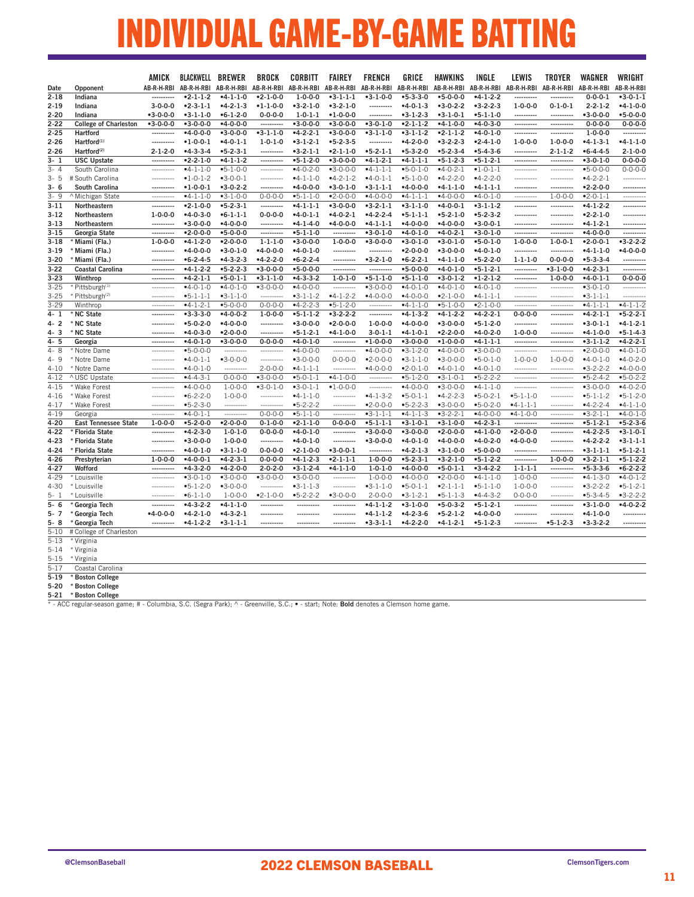# INDIVIDUAL GAME-BY-GAME BATTING

| Date | Opponent | AMICK AB-R-H-RBI | BLACKWELL AB-R-H-RBI | BREWER AB-R-H-RBI | BROCK AB-R-H-RBI | CORBITT AB-R-H-RBI | FAIREY AB-R-H-RBI | FRENCH AB-R-H-RBI | GRICE AB-R-H-RBI | HAWKINS AB-R-H-RBI | INGLE AB-R-H-RBI | LEWIS AB-R-H-RBI | TROYER AB-R-H-RBI | WAGNER AB-R-H-RBI | WRIGHT AB-R-H-RBI |
|---|---|---|---|---|---|---|---|---|---|---|---|---|---|---|---|
| **2-18** | **Indiana** | ---------- | •2-1-1-2 | •4-1-1-0 | •2-1-0-0 | 1-0-0-0 | •3-1-1-1 | •3-1-0-0 | •5-3-3-0 | •5-0-0-0 | •4-1-2-2 | ---------- | ---------- | 0-0-0-1 | •3-0-1-1 |
| **2-19** | **Indiana** | 3-0-0-0 | •2-3-1-1 | •4-2-1-3 | •1-1-0-0 | •3-2-1-0 | •3-2-1-0 | ---------- | •4-0-1-3 | •3-0-2-2 | •3-2-2-3 | 1-0-0-0 | 0-1-0-1 | 2-2-1-2 | •4-1-0-0 |
| **2-20** | **Indiana** | •3-0-0-0 | •3-1-1-0 | •6-1-2-0 | 0-0-0-0 | 1-0-1-1 | •1-0-0-0 | ---------- | •3-1-2-3 | •3-1-0-1 | •5-1-1-0 | ---------- | ---------- | •3-0-0-0 | •5-0-0-0 |
| **2-22** | **College of Charleston** | •3-0-0-0 | •3-0-0-0 | •4-0-0-0 | ---------- | •3-0-0-0 | •3-0-0-0 | •3-0-1-0 | •2-1-1-2 | •4-1-0-0 | •4-0-3-0 | ---------- | ---------- | 0-0-0-0 | 0-0-0-0 |
| **2-25** | **Hartford** | ---------- | •4-0-0-0 | •3-0-0-0 | •3-1-1-0 | •4-2-2-1 | •3-0-0-0 | •3-1-1-0 | •3-1-1-2 | •2-1-1-2 | •4-0-1-0 | ---------- | ---------- | 1-0-0-0 | ---------- |
| **2-26** | **Hartford**(1) | ---------- | •1-0-0-1 | •4-0-1-1 | 1-0-1-0 | •3-1-2-1 | •5-2-3-5 | ---------- | •4-2-0-0 | •3-2-2-3 | •2-4-1-0 | 1-0-0-0 | 1-0-0-0 | •4-1-3-1 | •4-1-1-0 |
| **2-26** | **Hartford**(2) | 2-1-2-0 | •4-3-3-4 | •5-2-3-1 | ---------- | •3-2-1-1 | •2-1-1-0 | •5-2-1-1 | •5-3-2-0 | •5-2-3-4 | •5-4-3-6 | ---------- | 2-1-1-2 | •6-4-4-5 | 2-1-0-0 |
| **3- 1** | **USC Upstate** | ---------- | •2-2-1-0 | •4-1-1-2 | ---------- | •5-1-2-0 | •3-0-0-0 | •4-1-2-1 | •4-1-1-1 | •5-1-2-3 | •5-1-2-1 | ---------- | ---------- | •3-0-1-0 | 0-0-0-0 |
| 3- 4 | South Carolina | ---------- | •4-1-1-0 | •5-1-0-0 | ---------- | •4-0-2-0 | •3-0-0-0 | •4-1-1-1 | •5-0-1-0 | •4-0-2-1 | •1-0-1-1 | ---------- | ---------- | •5-0-0-0 | 0-0-0-0 |
| 3- 5 | # South Carolina | ---------- | •1-0-1-2 | •3-0-0-1 | ---------- | •4-1-1-0 | •4-2-1-2 | •4-0-1-1 | •5-1-0-0 | •4-2-2-0 | •4-2-2-0 | ---------- | ---------- | •4-2-2-1 | ---------- |
| **3- 6** | **South Carolina** | ---------- | •1-0-0-1 | •3-0-2-2 | ---------- | •4-0-0-0 | •3-0-1-0 | •3-1-1-1 | •4-0-0-0 | •4-1-1-0 | •4-1-1-1 | ---------- | ---------- | •2-2-0-0 | ---------- |
| 3- 9 | ^ Michigan State | ---------- | •4-1-1-0 | •3-1-0-0 | 0-0-0-0 | •5-1-1-0 | •2-0-0-0 | •4-0-0-0 | •4-1-1-1 | •4-0-0-0 | •4-0-1-0 | ---------- | 1-0-0-0 | •2-0-1-1 | ---------- |
| **3-11** | **Northeastern** | ---------- | •2-1-0-0 | •5-2-3-1 | ---------- | •4-1-1-1 | •3-0-0-0 | •3-2-1-1 | •3-1-1-0 | •4-0-0-1 | •3-1-1-2 | ---------- | ---------- | •4-1-2-2 | ---------- |
| **3-12** | **Northeastern** | 1-0-0-0 | •4-0-3-0 | •6-1-1-1 | 0-0-0-0 | •4-0-1-1 | •4-0-2-1 | •4-2-2-4 | •5-1-1-1 | •5-2-1-0 | •5-2-3-2 | ---------- | ---------- | •2-2-1-0 | ---------- |
| **3-13** | **Northeastern** | ---------- | •3-0-0-0 | •4-0-0-0 | ---------- | •4-1-4-0 | •4-0-0-0 | •4-1-1-1 | •4-0-0-0 | •4-0-0-0 | •3-0-0-1 | ---------- | ---------- | •4-1-2-1 | ---------- |
| **3-15** | **Georgia State** | ---------- | •2-0-0-0 | •5-0-0-0 | ---------- | •5-1-1-0 | ---------- | •3-0-1-0 | •4-0-1-0 | •4-0-2-1 | •3-0-1-0 | ---------- | ---------- | •4-0-0-0 | ---------- |
| **3-18** | **\* Miami (Fla.)** | 1-0-0-0 | •4-1-2-0 | •2-0-0-0 | 1-1-1-0 | •3-0-0-0 | 1-0-0-0 | •3-0-0-0 | •3-0-1-0 | •3-0-1-0 | •5-0-1-0 | 1-0-0-0 | 1-0-0-1 | •2-0-0-1 | •3-2-2-2 |
| **3-19** | **\* Miami (Fla.)** | ---------- | •4-0-0-0 | •3-0-1-0 | •4-0-0-0 | •4-0-1-0 | ---------- | ---------- | •2-0-0-0 | •3-0-0-0 | •4-0-1-0 | ---------- | ---------- | •4-1-1-0 | •4-0-0-0 |
| **3-20** | **\* Miami (Fla.)** | ---------- | •6-2-4-5 | •4-3-2-3 | •4-2-2-0 | •6-2-2-4 | ---------- | •3-2-1-0 | •6-2-2-1 | •4-1-1-0 | •5-2-2-0 | 1-1-1-0 | 0-0-0-0 | •5-3-3-4 | ---------- |
| **3-22** | **Coastal Carolina** | ---------- | •4-1-2-2 | •5-2-2-3 | •3-0-0-0 | •5-0-0-0 | ---------- | ---------- | •5-0-0-0 | •4-0-1-0 | •5-1-2-1 | ---------- | •3-1-0-0 | •4-2-3-1 | ---------- |
| **3-23** | **Winthrop** | ---------- | •4-2-1-1 | •5-0-1-1 | •3-1-1-0 | •4-3-3-2 | 1-0-1-0 | •5-1-1-0 | •5-1-1-0 | •3-0-1-2 | •1-2-1-2 | ---------- | 1-0-0-0 | •4-0-1-1 | 0-0-0-0 |
| 3-25 | \* Pittsburgh(1) | ---------- | •4-0-1-0 | •4-0-1-0 | •3-0-0-0 | •4-0-0-0 | ---------- | •3-0-0-0 | •4-0-1-0 | •4-0-1-0 | •4-0-1-0 | ---------- | ---------- | •3-0-1-0 | ---------- |
| 3-25 | \* Pittsburgh(2) | ---------- | •5-1-1-1 | •3-1-1-0 | ---------- | •3-1-1-2 | •4-1-2-2 | •4-0-0-0 | •4-0-0-0 | •2-1-0-0 | •4-1-1-1 | ---------- | ---------- | •3-1-1-1 | ---------- |
| 3-29 | Winthrop | ---------- | •4-1-2-1 | •5-0-0-0 | 0-0-0-0 | •4-2-2-3 | •5-1-2-0 | ---------- | •4-1-1-0 | •5-1-0-0 | •2-1-0-0 | ---------- | ---------- | •4-1-1-1 | •4-1-1-2 |
| **4- 1** | **\* NC State** | ---------- | •3-3-3-0 | •4-0-0-2 | 1-0-0-0 | •5-1-1-2 | •3-2-2-2 | ---------- | •4-1-3-2 | •4-1-2-2 | •4-2-2-1 | 0-0-0-0 | ---------- | •4-2-1-1 | •5-2-2-1 |
| **4- 2** | **\* NC State** | ---------- | •5-0-2-0 | •4-0-0-0 | ---------- | •3-0-0-0 | •2-0-0-0 | 1-0-0-0 | •4-0-0-0 | •3-0-0-0 | •5-1-2-0 | ---------- | ---------- | •3-0-1-1 | •4-1-2-1 |
| **4- 3** | **\* NC State** | ---------- | •4-0-3-0 | •2-0-0-0 | ---------- | •5-1-2-1 | •4-1-0-0 | 3-0-1-1 | •4-1-0-1 | •2-2-0-0 | •4-0-2-0 | 1-0-0-0 | ---------- | •4-1-0-0 | •5-1-4-3 |
| **4- 5** | **Georgia** | ---------- | •4-0-1-0 | •3-0-0-0 | 0-0-0-0 | •4-0-1-0 | ---------- | •1-0-0-0 | •3-0-0-0 | •1-0-0-0 | •4-1-1-1 | ---------- | ---------- | •3-1-1-2 | •4-2-2-1 |
| 4- 8 | \* Notre Dame | ---------- | •5-0-0-0 | ---------- | ---------- | •4-0-0-0 | ---------- | •4-0-0-0 | •3-1-2-0 | •4-0-0-0 | •3-0-0-0 | ---------- | ---------- | •2-0-0-0 | •4-0-1-0 |
| 4- 9 | \* Notre Dame | ---------- | •4-0-1-1 | •3-0-0-0 | ---------- | •3-0-0-0 | 0-0-0-0 | •2-0-0-0 | •3-1-1-0 | •3-0-0-0 | •5-0-1-0 | 1-0-0-0 | 1-0-0-0 | •4-0-1-0 | •4-0-2-0 |
| 4-10 | \* Notre Dame | ---------- | •4-0-1-0 | ---------- | 2-0-0-0 | •4-1-1-1 | ---------- | •4-0-0-0 | •2-0-1-0 | •4-0-1-0 | •4-0-1-0 | ---------- | ---------- | •3-2-2-2 | •4-0-0-0 |
| 4-12 | ^ USC Upstate | ---------- | •4-4-3-1 | 0-0-0-0 | •3-0-0-0 | •5-0-1-1 | •4-1-0-0 | ---------- | •5-1-2-0 | •3-1-0-1 | •5-2-2-2 | ---------- | ---------- | •5-2-4-2 | •5-0-2-2 |
| 4-15 | \* Wake Forest | ---------- | •4-0-0-0 | 1-0-0-0 | •3-0-1-0 | •3-0-1-1 | •1-0-0-0 | ---------- | •4-0-0-0 | •3-0-0-0 | •4-1-1-0 | ---------- | ---------- | •3-0-0-0 | •4-0-2-0 |
| 4-16 | \* Wake Forest | ---------- | •6-2-2-0 | 1-0-0-0 | ---------- | •4-1-1-0 | ---------- | •4-1-3-2 | •5-0-1-1 | •4-2-2-3 | •5-0-2-1 | •5-1-1-0 | ---------- | •5-1-1-2 | •5-1-2-0 |
| 4-17 | \* Wake Forest | ---------- | •5-2-3-0 | ---------- | ---------- | •5-2-2-2 | ---------- | •2-0-0-0 | •5-2-2-3 | •3-0-0-0 | •5-0-2-0 | •4-1-1-1 | ---------- | •4-2-2-4 | •4-1-1-0 |
| 4-19 | Georgia | ---------- | •4-0-1-1 | ---------- | 0-0-0-0 | •5-1-1-0 | ---------- | •3-1-1-1 | •4-1-1-3 | •3-2-2-1 | •4-0-0-0 | •4-1-0-0 | ---------- | •3-2-1-1 | •4-0-1-0 |
| **4-20** | **East Tennessee State** | 1-0-0-0 | •5-2-0-0 | •2-0-0-0 | 0-1-0-0 | •2-1-1-0 | 0-0-0-0 | •5-1-1-1 | •3-1-0-1 | •3-1-0-0 | •4-2-3-1 | ---------- | ---------- | •5-1-2-1 | •5-2-3-6 |
| **4-22** | **\* Florida State** | ---------- | •4-2-3-0 | 1-0-1-0 | 0-0-0-0 | •4-0-1-0 | ---------- | •3-0-0-0 | •3-0-0-0 | •2-0-0-0 | •4-1-0-0 | •2-0-0-0 | ---------- | •4-2-2-5 | •3-1-0-1 |
| **4-23** | **\* Florida State** | ---------- | •3-0-0-0 | 1-0-0-0 | ---------- | •4-0-1-0 | ---------- | •3-0-0-0 | •4-0-1-0 | •4-0-0-0 | •4-0-2-0 | •4-0-0-0 | ---------- | •4-2-2-2 | •3-1-1-1 |
| **4-24** | **\* Florida State** | ---------- | •4-0-1-0 | •3-1-1-0 | 0-0-0-0 | •2-1-0-0 | •3-0-0-1 | ---------- | •4-2-1-3 | •3-1-0-0 | •5-0-0-0 | ---------- | ---------- | •3-1-1-1 | •5-1-2-1 |
| **4-26** | **Presbyterian** | 1-0-0-0 | •4-0-0-1 | •4-2-3-1 | 0-0-0-0 | •4-1-2-3 | •2-1-1-1 | 1-0-0-0 | •5-2-3-1 | •3-2-1-0 | •5-1-2-2 | ---------- | 1-0-0-0 | •3-2-1-1 | •5-1-2-2 |
| **4-27** | **Wofford** | ---------- | •4-3-2-0 | •4-2-0-0 | 2-0-2-0 | •3-1-2-4 | •4-1-1-0 | 1-0-1-0 | •4-0-0-0 | •5-0-1-1 | •3-4-2-2 | 1-1-1-1 | ---------- | •5-3-3-6 | •6-2-2-2 |
| 4-29 | \* Louisville | ---------- | •3-0-1-0 | •3-0-0-0 | •3-0-0-0 | •3-0-0-0 | ---------- | 1-0-0-0 | •4-0-0-0 | •2-0-0-0 | •4-1-1-0 | 1-0-0-0 | ---------- | •4-1-3-0 | •4-0-1-2 |
| 4-30 | \* Louisville | ---------- | •5-1-2-0 | •3-0-0-0 | ---------- | •3-1-1-3 | ---------- | •3-1-1-0 | •5-0-1-1 | •2-1-1-1 | •5-1-1-0 | 1-0-0-0 | ---------- | •3-2-2-2 | •5-1-2-1 |
| 5- 1 | \* Louisville | ---------- | •6-1-1-0 | 1-0-0-0 | •2-1-0-0 | •5-2-2-2 | •3-0-0-0 | 2-0-0-0 | •3-1-2-1 | •5-1-1-3 | •4-4-3-2 | 0-0-0-0 | ---------- | •5-3-4-5 | •3-2-2-2 |
| **5- 6** | **\* Georgia Tech** | ---------- | •4-3-2-2 | •4-1-1-0 | ---------- | ---------- | ---------- | •4-1-1-2 | •3-1-0-0 | •5-0-3-2 | •5-1-2-1 | ---------- | ---------- | •3-1-0-0 | •4-0-2-2 |
| **5- 7** | **\* Georgia Tech** | •4-0-0-0 | •4-2-1-0 | •4-3-2-1 | ---------- | ---------- | ---------- | •4-1-1-2 | •4-2-3-6 | •5-2-1-2 | •4-0-0-0 | ---------- | ---------- | •4-1-0-0 | ---------- |
| **5- 8** | **\* Georgia Tech** | ---------- | •4-1-2-2 | •3-1-1-1 | ---------- | ---------- | ---------- | •3-3-1-1 | •4-2-2-0 | •4-1-2-1 | •5-1-2-3 | ---------- | •5-1-2-3 | •3-3-2-2 | ---------- |
| 5-10 | # College of Charleston | | | | | | | | | | | | | | |
| 5-13 | \* Virginia | | | | | | | | | | | | | | |
| 5-14 | \* Virginia | | | | | | | | | | | | | | |
| 5-15 | \* Virginia | | | | | | | | | | | | | | |
| 5-17 | Coastal Carolina | | | | | | | | | | | | | | |
| **5-19** | **\* Boston College** | | | | | | | | | | | | | | |
| **5-20** | **\* Boston College** | | | | | | | | | | | | | | |
| **5-21** | **\* Boston College** | | | | | | | | | | | | | | |

\* - ACC regular-season game; # - Columbia, S.C. (Segra Park); ^ - Greenville, S.C.; • - start; Note: **Bold** denotes a Clemson home game.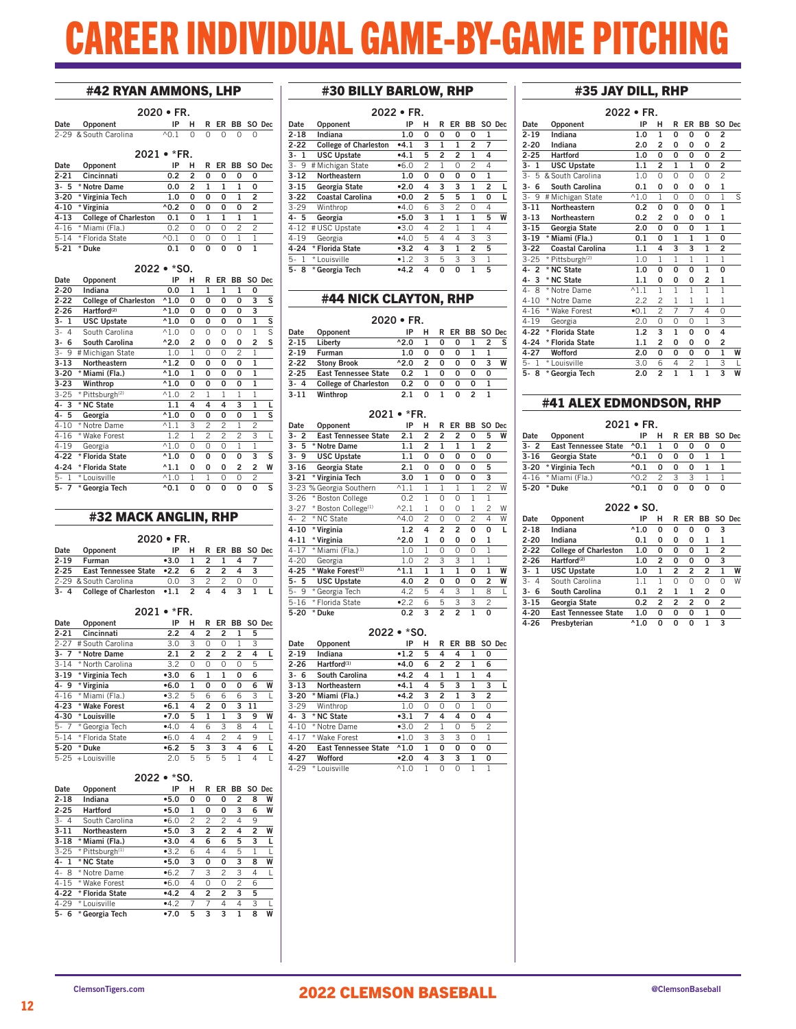# CAREER INDIVIDUAL GAME-BY-GAME PITCHING

## #42 RYAN AMMONS, LHP

### 2020 • FR.

| Date | Opponent | IP | H | R | ER | BB | SO | Dec |
|---|---|---|---|---|---|---|---|---|
| 2-29 | & South Carolina | ^0.1 | 0 | 0 | 0 | 0 | 0 | |

### 2021 • *FR.

| Date | Opponent | IP | H | R | ER | BB | SO | Dec |
|---|---|---|---|---|---|---|---|---|
| 2-21 | Cincinnati | 0.2 | 2 | 0 | 0 | 0 | 0 | |
| 3- 5 | * Notre Dame | 0.0 | 2 | 1 | 1 | 1 | 0 | |
| 3-20 | * Virginia Tech | 1.0 | 0 | 0 | 0 | 1 | 2 | |
| 4-10 | * Virginia | ^0.2 | 0 | 0 | 0 | 0 | 2 | |
| 4-13 | College of Charleston | 0.1 | 0 | 1 | 1 | 1 | 1 | |
| 4-16 | * Miami (Fla.) | 0.2 | 0 | 0 | 0 | 2 | 2 | |
| 5-14 | * Florida State | ^0.1 | 0 | 0 | 0 | 1 | 1 | |
| 5-21 | * Duke | 0.1 | 0 | 0 | 0 | 0 | 1 | |

### 2022 • *SO.

| Date | Opponent | IP | H | R | ER | BB | SO | Dec |
|---|---|---|---|---|---|---|---|---|
| 2-20 | Indiana | 0.0 | 1 | 1 | 1 | 1 | 0 | |
| 2-22 | College of Charleston | ^1.0 | 0 | 0 | 0 | 0 | 3 | S |
| 2-26 | Hartford[2] | ^1.0 | 0 | 0 | 0 | 0 | 3 | |
| 3- 1 | USC Upstate | ^1.0 | 0 | 0 | 0 | 0 | 1 | S |
| 3- 4 | South Carolina | ^1.0 | 0 | 0 | 0 | 0 | 1 | S |
| 3- 6 | South Carolina | ^2.0 | 2 | 0 | 0 | 0 | 2 | S |
| 3- 9 | # Michigan State | 1.0 | 1 | 0 | 0 | 2 | 1 | |
| 3-13 | Northeastern | ^1.2 | 0 | 0 | 0 | 0 | 1 | |
| 3-20 | * Miami (Fla.) | ^1.0 | 1 | 0 | 0 | 0 | 1 | |
| 3-23 | Winthrop | ^1.0 | 0 | 0 | 0 | 0 | 1 | |
| 3-25 | * Pittsburgh[2] | ^1.0 | 2 | 1 | 1 | 1 | 1 | |
| 4- 3 | * NC State | 1.1 | 4 | 4 | 4 | 3 | 1 | L |
| 4- 5 | Georgia | ^1.0 | 0 | 0 | 0 | 0 | 1 | S |
| 4-10 | * Notre Dame | ^1.1 | 3 | 2 | 2 | 1 | 2 | |
| 4-16 | * Wake Forest | 1.2 | 1 | 2 | 2 | 2 | 3 | L |
| 4-19 | Georgia | ^1.0 | 0 | 0 | 0 | 1 | 1 | |
| 4-22 | * Florida State | ^1.0 | 0 | 0 | 0 | 0 | 3 | S |
| 4-24 | * Florida State | ^1.1 | 0 | 0 | 0 | 2 | 2 | W |
| 5- 1 | * Louisville | ^1.0 | 1 | 1 | 0 | 0 | 2 | |
| 5- 7 | * Georgia Tech | ^0.1 | 0 | 0 | 0 | 0 | 0 | S |

## #32 MACK ANGLIN, RHP

### 2020 • FR.

| Date | Opponent | IP | H | R | ER | BB | SO | Dec |
|---|---|---|---|---|---|---|---|---|
| 2-19 | Furman | •3.0 | 1 | 2 | 1 | 4 | 7 | |
| 2-25 | East Tennessee State | •2.2 | 6 | 2 | 2 | 4 | 3 | |
| 2-29 | & South Carolina | 0.0 | 3 | 2 | 2 | 0 | 0 | |
| 3- 4 | College of Charleston | •1.1 | 2 | 4 | 4 | 3 | 1 | L |

### 2021 • *FR.

| Date | Opponent | IP | H | R | ER | BB | SO | Dec |
|---|---|---|---|---|---|---|---|---|
| 2-21 | Cincinnati | 2.2 | 4 | 2 | 2 | 1 | 5 | |
| 2-27 | # South Carolina | 3.0 | 3 | 0 | 0 | 1 | 3 | |
| 3- 7 | * Notre Dame | 2.1 | 2 | 2 | 2 | 2 | 4 | L |
| 3-14 | * North Carolina | 3.2 | 0 | 0 | 0 | 0 | 5 | |
| 3-19 | * Virginia Tech | •3.0 | 6 | 1 | 1 | 0 | 6 | |
| 4- 9 | * Virginia | •6.0 | 1 | 0 | 0 | 0 | 6 | W |
| 4-16 | * Miami (Fla.) | •3.2 | 5 | 6 | 6 | 6 | 3 | L |
| 4-23 | * Wake Forest | •6.1 | 4 | 2 | 0 | 3 | 11 | |
| 4-30 | * Louisville | •7.0 | 5 | 1 | 1 | 3 | 9 | W |
| 5- 7 | * Georgia Tech | •4.0 | 4 | 6 | 3 | 8 | 4 | L |
| 5-14 | * Florida State | •6.0 | 4 | 4 | 2 | 4 | 9 | L |
| 5-20 | * Duke | •6.2 | 5 | 3 | 3 | 4 | 6 | L |
| 5-25 | + Louisville | 2.0 | 5 | 5 | 5 | 1 | 4 | L |

### 2022 • *SO.

| Date | Opponent | IP | H | R | ER | BB | SO | Dec |
|---|---|---|---|---|---|---|---|---|
| 2-18 | Indiana | •5.0 | 0 | 0 | 0 | 2 | 8 | W |
| 2-25 | Hartford | •5.0 | 1 | 0 | 0 | 3 | 6 | W |
| 3- 4 | South Carolina | •6.0 | 2 | 2 | 2 | 4 | 9 | |
| 3-11 | Northeastern | •5.0 | 3 | 2 | 2 | 4 | 2 | W |
| 3-18 | * Miami (Fla.) | •3.0 | 4 | 6 | 6 | 5 | 3 | L |
| 3-25 | * Pittsburgh[1] | •3.2 | 6 | 4 | 4 | 5 | 1 | L |
| 4- 1 | * NC State | •5.0 | 3 | 0 | 0 | 3 | 8 | W |
| 4- 8 | * Notre Dame | •6.2 | 7 | 3 | 2 | 3 | 4 | L |
| 4-15 | * Wake Forest | •6.0 | 4 | 0 | 0 | 2 | 6 | |
| 4-22 | * Florida State | •4.2 | 4 | 2 | 2 | 3 | 5 | |
| 4-29 | * Louisville | •4.2 | 7 | 7 | 4 | 4 | 3 | L |
| 5- 6 | * Georgia Tech | •7.0 | 5 | 3 | 3 | 1 | 8 | W |

## #30 BILLY BARLOW, RHP

### 2022 • FR.

| Date | Opponent | IP | H | R | ER | BB | SO | Dec |
|---|---|---|---|---|---|---|---|---|
| 2-18 | Indiana | 1.0 | 0 | 0 | 0 | 0 | 1 | |
| 2-22 | College of Charleston | •4.1 | 3 | 1 | 1 | 2 | 7 | |
| 3- 1 | USC Upstate | •4.1 | 5 | 2 | 2 | 1 | 4 | |
| 3- 9 | # Michigan State | •6.0 | 2 | 1 | 0 | 2 | 4 | |
| 3-12 | Northeastern | 1.0 | 0 | 0 | 0 | 0 | 1 | |
| 3-15 | Georgia State | •2.0 | 4 | 3 | 3 | 1 | 2 | L |
| 3-22 | Coastal Carolina | •0.0 | 2 | 5 | 5 | 1 | 0 | L |
| 3-29 | Winthrop | •4.0 | 6 | 3 | 2 | 0 | 4 | |
| 4- 5 | Georgia | •5.0 | 3 | 1 | 1 | 1 | 5 | W |
| 4-12 | # USC Upstate | •3.0 | 4 | 2 | 1 | 1 | 4 | |
| 4-19 | Georgia | •4.0 | 5 | 4 | 4 | 3 | 3 | |
| 4-24 | * Florida State | •3.2 | 4 | 3 | 1 | 2 | 5 | |
| 5- 1 | * Louisville | •1.2 | 3 | 5 | 3 | 3 | 1 | |
| 5- 8 | * Georgia Tech | •4.2 | 4 | 0 | 0 | 1 | 5 | |

## #44 NICK CLAYTON, RHP

### 2020 • FR.

| Date | Opponent | IP | H | R | ER | BB | SO | Dec |
|---|---|---|---|---|---|---|---|---|
| 2-15 | Liberty | ^2.0 | 1 | 0 | 0 | 1 | 2 | S |
| 2-19 | Furman | 1.0 | 0 | 0 | 0 | 1 | 1 | |
| 2-22 | Stony Brook | ^2.0 | 2 | 0 | 0 | 0 | 3 | W |
| 2-25 | East Tennessee State | 0.2 | 1 | 0 | 0 | 0 | 0 | |
| 3- 4 | College of Charleston | 0.2 | 0 | 0 | 0 | 0 | 1 | |
| 3-11 | Winthrop | 2.1 | 0 | 1 | 0 | 2 | 1 | |

### 2021 • *FR.

| Date | Opponent | IP | H | R | ER | BB | SO | Dec |
|---|---|---|---|---|---|---|---|---|
| 3- 2 | East Tennessee State | 2.1 | 2 | 2 | 2 | 0 | 5 | W |
| 3- 5 | * Notre Dame | 1.1 | 2 | 1 | 1 | 1 | 2 | |
| 3- 9 | USC Upstate | 1.1 | 0 | 0 | 0 | 0 | 0 | |
| 3-16 | Georgia State | 2.1 | 0 | 0 | 0 | 0 | 5 | |
| 3-21 | * Virginia Tech | 3.0 | 1 | 0 | 0 | 0 | 3 | |
| 3-23 | % Georgia Southern | ^1.1 | 1 | 1 | 1 | 1 | 2 | W |
| 3-26 | * Boston College | 0.2 | 1 | 0 | 0 | 1 | 1 | |
| 3-27 | * Boston College[1] | ^2.1 | 1 | 0 | 0 | 1 | 2 | W |
| 4- 2 | * NC State | ^4.0 | 2 | 0 | 0 | 2 | 4 | W |
| 4-10 | * Virginia | 1.2 | 4 | 2 | 2 | 0 | 0 | L |
| 4-11 | * Virginia | ^2.0 | 1 | 0 | 0 | 0 | 1 | |
| 4-17 | * Miami (Fla.) | 1.0 | 1 | 0 | 0 | 0 | 1 | |
| 4-20 | Georgia | 1.0 | 2 | 3 | 3 | 1 | 1 | |
| 4-25 | * Wake Forest[1] | ^1.1 | 1 | 1 | 1 | 0 | 1 | W |
| 5- 5 | USC Upstate | 4.0 | 2 | 0 | 0 | 0 | 2 | W |
| 5- 9 | * Georgia Tech | 4.2 | 5 | 4 | 3 | 1 | 8 | L |
| 5-16 | * Florida State | •2.2 | 6 | 5 | 3 | 3 | 2 | |
| 5-20 | * Duke | 0.2 | 3 | 2 | 2 | 1 | 0 | |

### 2022 • *SO.

| Date | Opponent | IP | H | R | ER | BB | SO | Dec |
|---|---|---|---|---|---|---|---|---|
| 2-19 | Indiana | •1.2 | 5 | 4 | 4 | 1 | 0 | |
| 2-26 | Hartford[1] | •4.0 | 6 | 2 | 2 | 1 | 6 | |
| 3- 6 | South Carolina | •4.2 | 4 | 1 | 1 | 1 | 4 | |
| 3-13 | Northeastern | •4.1 | 4 | 5 | 3 | 1 | 3 | L |
| 3-20 | * Miami (Fla.) | •4.2 | 3 | 2 | 1 | 3 | 2 | |
| 3-29 | Winthrop | 1.0 | 0 | 0 | 0 | 1 | 0 | |
| 4- 3 | * NC State | •3.1 | 7 | 4 | 4 | 0 | 4 | |
| 4-10 | * Notre Dame | •3.0 | 2 | 1 | 0 | 5 | 2 | |
| 4-17 | * Wake Forest | •1.0 | 3 | 3 | 3 | 0 | 1 | |
| 4-20 | East Tennessee State | ^1.0 | 1 | 0 | 0 | 0 | 0 | |
| 4-27 | Wofford | •2.0 | 4 | 3 | 3 | 1 | 0 | |
| 4-29 | * Louisville | ^1.0 | 1 | 0 | 0 | 1 | 1 | |

## #35 JAY DILL, RHP

### 2022 • FR.

| Date | Opponent | IP | H | R | ER | BB | SO | Dec |
|---|---|---|---|---|---|---|---|---|
| 2-19 | Indiana | 1.0 | 1 | 0 | 0 | 0 | 2 | |
| 2-20 | Indiana | 2.0 | 2 | 0 | 0 | 0 | 2 | |
| 2-25 | Hartford | 1.0 | 0 | 0 | 0 | 0 | 2 | |
| 3- 1 | USC Upstate | 1.1 | 2 | 1 | 1 | 0 | 2 | |
| 3- 5 | & South Carolina | 1.0 | 0 | 0 | 0 | 0 | 2 | |
| 3- 6 | South Carolina | 0.1 | 0 | 0 | 0 | 0 | 1 | |
| 3- 9 | # Michigan State | ^1.0 | 1 | 0 | 0 | 0 | 1 | S |
| 3-11 | Northeastern | 0.2 | 0 | 0 | 0 | 0 | 1 | |
| 3-13 | Northeastern | 0.2 | 2 | 0 | 0 | 0 | 1 | |
| 3-15 | Georgia State | 2.0 | 0 | 0 | 0 | 1 | 1 | |
| 3-19 | * Miami (Fla.) | 0.1 | 0 | 1 | 1 | 1 | 0 | |
| 3-22 | Coastal Carolina | 1.1 | 4 | 3 | 3 | 1 | 2 | |
| 3-25 | * Pittsburgh[2] | 1.0 | 1 | 1 | 1 | 1 | 1 | |
| 4- 2 | * NC State | 1.0 | 0 | 0 | 0 | 1 | 0 | |
| 4- 3 | * NC State | 1.1 | 0 | 0 | 0 | 2 | 1 | |
| 4- 8 | * Notre Dame | ^1.1 | 1 | 1 | 1 | 1 | 1 | |
| 4-10 | * Notre Dame | 2.2 | 2 | 1 | 1 | 1 | 1 | |
| 4-16 | * Wake Forest | •0.1 | 2 | 7 | 7 | 4 | 0 | |
| 4-19 | Georgia | 2.0 | 0 | 0 | 0 | 1 | 3 | |
| 4-22 | * Florida State | 1.2 | 3 | 1 | 0 | 0 | 4 | |
| 4-24 | * Florida State | 1.1 | 2 | 0 | 0 | 0 | 2 | |
| 4-27 | Wofford | 2.0 | 0 | 0 | 0 | 0 | 1 | W |
| 5- 1 | * Louisville | 3.0 | 6 | 4 | 2 | 1 | 3 | L |
| 5- 8 | * Georgia Tech | 2.0 | 2 | 1 | 1 | 1 | 3 | W |

## #41 ALEX EDMONDSON, RHP

### 2021 • FR.

| Date | Opponent | IP | H | R | ER | BB | SO | Dec |
|---|---|---|---|---|---|---|---|---|
| 3- 2 | East Tennessee State | ^0.1 | 1 | 0 | 0 | 0 | 0 | |
| 3-16 | Georgia State | ^0.1 | 0 | 0 | 0 | 1 | 1 | |
| 3-20 | * Virginia Tech | ^0.1 | 0 | 0 | 0 | 1 | 1 | |
| 4-16 | * Miami (Fla.) | ^0.2 | 2 | 3 | 3 | 1 | 1 | |
| 5-20 | * Duke | ^0.1 | 0 | 0 | 0 | 0 | 0 | |

### 2022 • SO.

| Date | Opponent | IP | H | R | ER | BB | SO | Dec |
|---|---|---|---|---|---|---|---|---|
| 2-18 | Indiana | ^1.0 | 0 | 0 | 0 | 0 | 3 | |
| 2-20 | Indiana | 0.1 | 0 | 0 | 0 | 1 | 1 | |
| 2-22 | College of Charleston | 1.0 | 0 | 0 | 0 | 1 | 2 | |
| 2-26 | Hartford[2] | 1.0 | 2 | 0 | 0 | 0 | 3 | |
| 3- 1 | USC Upstate | 1.0 | 1 | 2 | 2 | 2 | 1 | W |
| 3- 4 | South Carolina | 1.1 | 1 | 0 | 0 | 0 | 0 | W |
| 3- 6 | South Carolina | 0.1 | 2 | 1 | 1 | 2 | 0 | |
| 3-15 | Georgia State | 0.2 | 2 | 2 | 2 | 0 | 2 | |
| 4-20 | East Tennessee State | 1.0 | 0 | 0 | 0 | 1 | 0 | |
| 4-26 | Presbyterian | ^1.0 | 0 | 0 | 0 | 1 | 3 | |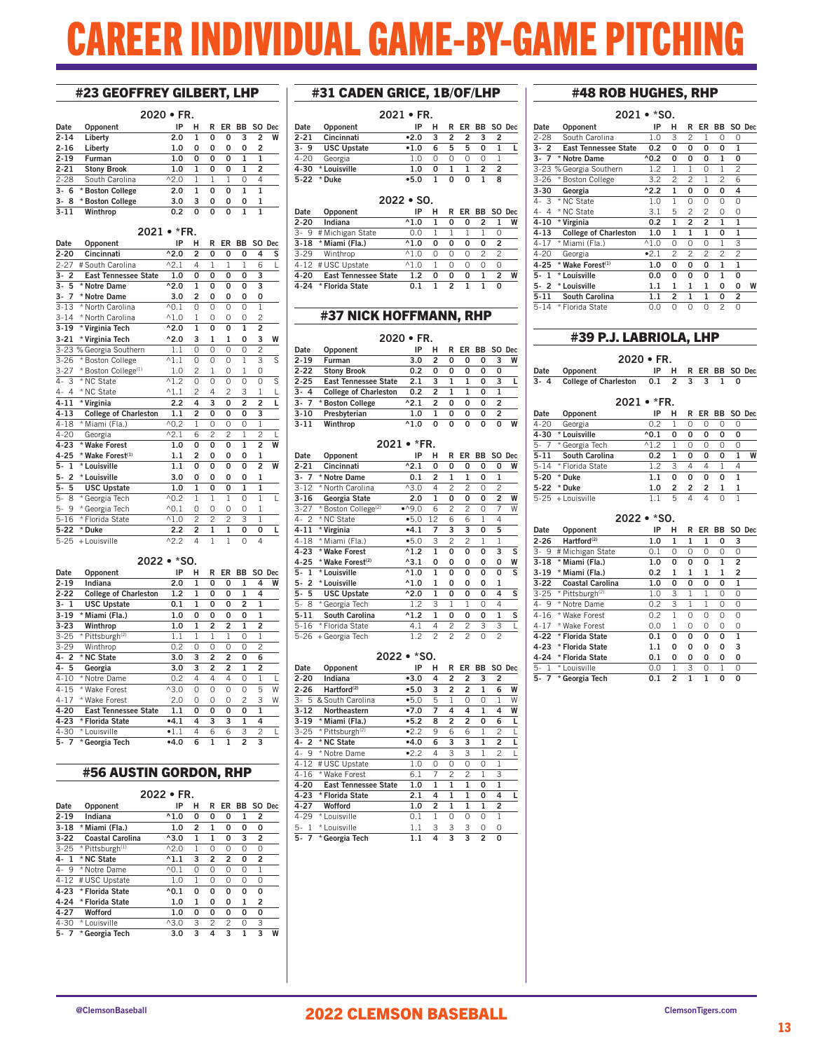# CAREER INDIVIDUAL GAME-BY-GAME PITCHING

## #23 GEOFFREY GILBERT, LHP

**2020 • FR.**

| Date | Opponent | IP | H | R | ER | BB | SO | Dec |
|---|---|---|---|---|---|---|---|---|
| 2-14 | Liberty | 2.0 | 1 | 0 | 0 | 3 | 2 | W |
| 2-16 | Liberty | 1.0 | 0 | 0 | 0 | 0 | 2 | |
| 2-19 | Furman | 1.0 | 0 | 0 | 0 | 1 | 1 | |
| 2-21 | Stony Brook | 1.0 | 1 | 0 | 0 | 1 | 2 | |
| 2-28 | South Carolina | ^2.0 | 1 | 1 | 1 | 0 | 4 | |
| 3- 6 | * Boston College | 2.0 | 1 | 0 | 0 | 1 | 1 | |
| 3- 8 | * Boston College | 3.0 | 3 | 0 | 0 | 0 | 1 | |
| 3-11 | Winthrop | 0.2 | 0 | 0 | 0 | 1 | 1 | |

**2021 • *FR.**

| Date | Opponent | IP | H | R | ER | BB | SO | Dec |
|---|---|---|---|---|---|---|---|---|
| 2-20 | Cincinnati | ^2.0 | 2 | 0 | 0 | 0 | 4 | S |
| 2-27 | # South Carolina | ^2.1 | 4 | 1 | 1 | 1 | 6 | L |
| 3- 2 | East Tennessee State | 1.0 | 0 | 0 | 0 | 0 | 3 | |
| 3- 5 | * Notre Dame | ^2.0 | 1 | 0 | 0 | 0 | 3 | |
| 3- 7 | * Notre Dame | 3.0 | 2 | 0 | 0 | 0 | 0 | |
| 3-13 | * North Carolina | ^0.1 | 0 | 0 | 0 | 0 | 1 | |
| 3-14 | * North Carolina | ^1.0 | 1 | 0 | 0 | 0 | 2 | |
| 3-19 | * Virginia Tech | ^2.0 | 1 | 0 | 0 | 1 | 2 | |
| 3-21 | * Virginia Tech | ^2.0 | 3 | 1 | 1 | 0 | 3 | W |
| 3-23 | % Georgia Southern | 1.1 | 0 | 0 | 0 | 0 | 2 | |
| 3-26 | * Boston College | ^1.1 | 0 | 0 | 0 | 1 | 3 | S |
| 3-27 | * Boston College[1] | 1.0 | 2 | 1 | 0 | 1 | 0 | |
| 4- 3 | * NC State | ^1.2 | 0 | 0 | 0 | 0 | 0 | S |
| 4- 4 | * NC State | ^1.1 | 2 | 4 | 2 | 3 | 1 | L |
| 4-11 | * Virginia | 2.2 | 4 | 3 | 0 | 2 | 2 | L |
| 4-13 | College of Charleston | 1.1 | 2 | 0 | 0 | 0 | 3 | |
| 4-18 | * Miami (Fla.) | ^0.2 | 1 | 0 | 0 | 0 | 1 | |
| 4-20 | Georgia | ^2.1 | 6 | 2 | 2 | 1 | 2 | L |
| 4-23 | * Wake Forest | 1.0 | 0 | 0 | 0 | 1 | 2 | W |
| 4-25 | * Wake Forest[1] | 1.1 | 2 | 0 | 0 | 0 | 1 | |
| 5- 1 | * Louisville | 1.1 | 0 | 0 | 0 | 0 | 2 | W |
| 5- 2 | * Louisville | 3.0 | 0 | 0 | 0 | 0 | 1 | |
| 5- 5 | USC Upstate | 1.0 | 1 | 0 | 0 | 1 | 1 | |
| 5- 8 | * Georgia Tech | ^0.2 | 1 | 1 | 1 | 0 | 1 | L |
| 5- 9 | * Georgia Tech | ^0.1 | 0 | 0 | 0 | 0 | 1 | |
| 5-16 | * Florida State | ^1.0 | 2 | 2 | 2 | 3 | 1 | |
| 5-22 | * Duke | 2.2 | 2 | 1 | 1 | 0 | 0 | L |
| 5-25 | + Louisville | ^2.2 | 4 | 1 | 1 | 0 | 4 | |

**2022 • *SO.**

| Date | Opponent | IP | H | R | ER | BB | SO | Dec |
|---|---|---|---|---|---|---|---|---|
| 2-19 | Indiana | 2.0 | 1 | 0 | 0 | 1 | 4 | W |
| 2-22 | College of Charleston | 1.2 | 1 | 0 | 0 | 1 | 4 | |
| 3- 1 | USC Upstate | 0.1 | 1 | 0 | 0 | 2 | 1 | |
| 3-19 | * Miami (Fla.) | 1.0 | 0 | 0 | 0 | 0 | 1 | |
| 3-23 | Winthrop | 1.0 | 1 | 2 | 2 | 1 | 2 | |
| 3-25 | * Pittsburgh[2] | 1.1 | 1 | 1 | 1 | 0 | 1 | |
| 3-29 | Winthrop | 0.2 | 0 | 0 | 0 | 0 | 2 | |
| 4- 2 | * NC State | 3.0 | 3 | 2 | 2 | 0 | 6 | |
| 4- 5 | Georgia | 3.0 | 3 | 2 | 2 | 1 | 2 | |
| 4-10 | * Notre Dame | 0.2 | 4 | 4 | 4 | 0 | 1 | L |
| 4-15 | * Wake Forest | ^3.0 | 0 | 0 | 0 | 0 | 5 | W |
| 4-17 | * Wake Forest | 2.0 | 0 | 0 | 0 | 2 | 3 | W |
| 4-20 | East Tennessee State | 1.1 | 0 | 0 | 0 | 0 | 1 | |
| 4-23 | * Florida State | •4.1 | 4 | 3 | 3 | 1 | 4 | |
| 4-30 | * Louisville | •1.1 | 4 | 6 | 6 | 3 | 2 | L |
| 5- 7 | * Georgia Tech | •4.0 | 6 | 1 | 1 | 2 | 3 | |

## #56 AUSTIN GORDON, RHP

**2022 • FR.**

| Date | Opponent | IP | H | R | ER | BB | SO | Dec |
|---|---|---|---|---|---|---|---|---|
| 2-19 | Indiana | ^1.0 | 0 | 0 | 0 | 1 | 2 | |
| 3-18 | * Miami (Fla.) | 1.0 | 2 | 1 | 0 | 0 | 0 | |
| 3-22 | Coastal Carolina | ^3.0 | 1 | 1 | 0 | 3 | 2 | |
| 3-25 | * Pittsburgh[1] | ^2.0 | 1 | 0 | 0 | 0 | 0 | |
| 4- 1 | * NC State | ^1.1 | 3 | 2 | 2 | 0 | 2 | |
| 4- 9 | * Notre Dame | ^0.1 | 0 | 0 | 0 | 0 | 1 | |
| 4-12 | # USC Upstate | 1.0 | 1 | 0 | 0 | 0 | 0 | |
| 4-23 | * Florida State | ^0.1 | 0 | 0 | 0 | 0 | 0 | |
| 4-24 | * Florida State | 1.0 | 1 | 0 | 0 | 1 | 2 | |
| 4-27 | Wofford | 1.0 | 0 | 0 | 0 | 0 | 0 | |
| 4-30 | * Louisville | ^3.0 | 3 | 2 | 2 | 0 | 3 | |
| 5- 7 | * Georgia Tech | 3.0 | 3 | 4 | 3 | 1 | 3 | W |

## #31 CADEN GRICE, 1B/OF/LHP

**2021 • FR.**

| Date | Opponent | IP | H | R | ER | BB | SO | Dec |
|---|---|---|---|---|---|---|---|---|
| 2-21 | Cincinnati | •2.0 | 3 | 2 | 2 | 3 | 2 | |
| 3- 9 | USC Upstate | •1.0 | 6 | 5 | 5 | 0 | 1 | L |
| 4-20 | Georgia | 1.0 | 0 | 0 | 0 | 0 | 1 | |
| 4-30 | * Louisville | 1.0 | 0 | 1 | 1 | 2 | 2 | |
| 5-22 | * Duke | •5.0 | 1 | 0 | 0 | 1 | 8 | |

**2022 • SO.**

| Date | Opponent | IP | H | R | ER | BB | SO | Dec |
|---|---|---|---|---|---|---|---|---|
| 2-20 | Indiana | ^1.0 | 1 | 0 | 0 | 2 | 1 | W |
| 3- 9 | # Michigan State | 0.0 | 1 | 1 | 1 | 1 | 0 | |
| 3-18 | * Miami (Fla.) | ^1.0 | 0 | 0 | 0 | 0 | 2 | |
| 3-29 | Winthrop | ^1.0 | 0 | 0 | 0 | 2 | 2 | |
| 4-12 | # USC Upstate | ^1.0 | 1 | 0 | 0 | 0 | 0 | |
| 4-20 | East Tennessee State | 1.2 | 0 | 0 | 0 | 1 | 2 | W |
| 4-24 | * Florida State | 0.1 | 1 | 2 | 1 | 1 | 0 | |

## #37 NICK HOFFMANN, RHP

**2020 • FR.**

| Date | Opponent | IP | H | R | ER | BB | SO | Dec |
|---|---|---|---|---|---|---|---|---|
| 2-19 | Furman | 3.0 | 2 | 0 | 0 | 0 | 3 | W |
| 2-22 | Stony Brook | 0.2 | 0 | 0 | 0 | 0 | 0 | |
| 2-25 | East Tennessee State | 2.1 | 3 | 1 | 1 | 0 | 3 | L |
| 3- 4 | College of Charleston | 0.2 | 1 | 1 | 1 | 0 | 1 | |
| 3- 7 | * Boston College | ^2.1 | 2 | 0 | 0 | 0 | 2 | |
| 3-10 | Presbyterian | 1.0 | 1 | 0 | 0 | 0 | 2 | |
| 3-11 | Winthrop | ^1.0 | 0 | 0 | 0 | 0 | 0 | W |

**2021 • *FR.**

| Date | Opponent | IP | H | R | ER | BB | SO | Dec |
|---|---|---|---|---|---|---|---|---|
| 2-21 | Cincinnati | ^2.1 | 0 | 0 | 0 | 0 | 0 | W |
| 3- 7 | * Notre Dame | 0.1 | 2 | 1 | 1 | 0 | 1 | |
| 3-12 | * North Carolina | ^3.0 | 4 | 2 | 2 | 0 | 2 | |
| 3-16 | Georgia State | 2.0 | 1 | 0 | 0 | 0 | 2 | W |
| 3-27 | * Boston College[2] | •^9.0 | 6 | 2 | 2 | 0 | 7 | W |
| 4- 2 | * NC State | •5.0 | 12 | 6 | 6 | 1 | 4 | |
| 4-11 | * Virginia | •4.1 | 7 | 3 | 3 | 0 | 5 | |
| 4-18 | * Miami (Fla.) | •5.0 | 3 | 2 | 2 | 1 | 1 | |
| 4-23 | * Wake Forest | ^1.2 | 1 | 0 | 0 | 0 | 3 | S |
| 4-25 | * Wake Forest[2] | ^3.1 | 0 | 0 | 0 | 0 | 0 | W |
| 5- 1 | * Louisville | ^1.0 | 1 | 0 | 0 | 0 | 0 | S |
| 5- 2 | * Louisville | ^1.0 | 1 | 0 | 0 | 0 | 1 | |
| 5- 5 | USC Upstate | ^2.0 | 1 | 0 | 0 | 0 | 4 | S |
| 5- 8 | * Georgia Tech | 1.2 | 3 | 1 | 1 | 0 | 4 | |
| 5-11 | South Carolina | ^1.2 | 1 | 0 | 0 | 0 | 1 | S |
| 5-16 | * Florida State | 4.1 | 4 | 2 | 2 | 3 | 3 | L |
| 5-26 | + Georgia Tech | 1.2 | 2 | 2 | 2 | 0 | 2 | |

**2022 • *SO.**

| Date | Opponent | IP | H | R | ER | BB | SO | Dec |
|---|---|---|---|---|---|---|---|---|
| 2-20 | Indiana | •3.0 | 4 | 2 | 2 | 3 | 2 | |
| 2-26 | Hartford[2] | •5.0 | 3 | 2 | 2 | 1 | 6 | W |
| 3- 5 | & South Carolina | •5.0 | 5 | 1 | 0 | 0 | 1 | W |
| 3-12 | Northeastern | •7.0 | 7 | 4 | 4 | 1 | 4 | W |
| 3-19 | * Miami (Fla.) | •5.2 | 8 | 2 | 2 | 0 | 6 | L |
| 3-25 | * Pittsburgh[2] | •2.2 | 9 | 6 | 6 | 1 | 2 | L |
| 4- 2 | * NC State | •4.0 | 6 | 3 | 3 | 1 | 2 | L |
| 4- 9 | * Notre Dame | •2.2 | 4 | 3 | 3 | 1 | 2 | L |
| 4-12 | # USC Upstate | 1.0 | 0 | 0 | 0 | 0 | 1 | |
| 4-16 | * Wake Forest | 6.1 | 7 | 2 | 2 | 1 | 3 | |
| 4-20 | East Tennessee State | 1.0 | 1 | 1 | 1 | 0 | 1 | |
| 4-23 | * Florida State | 2.1 | 4 | 1 | 1 | 0 | 4 | L |
| 4-27 | Wofford | 1.0 | 2 | 1 | 1 | 1 | 2 | |
| 4-29 | * Louisville | 0.1 | 1 | 0 | 0 | 0 | 1 | |
| 5- 1 | * Louisville | 1.1 | 3 | 3 | 3 | 0 | 0 | |
| 5- 7 | * Georgia Tech | 1.1 | 4 | 3 | 3 | 2 | 0 | |

## #48 ROB HUGHES, RHP

**2021 • *SO.**

| Date | Opponent | IP | H | R | ER | BB | SO | Dec |
|---|---|---|---|---|---|---|---|---|
| 2-28 | South Carolina | 1.0 | 3 | 2 | 1 | 0 | 0 | |
| 3- 2 | East Tennessee State | 0.2 | 0 | 0 | 0 | 0 | 1 | |
| 3- 7 | * Notre Dame | ^0.2 | 0 | 0 | 0 | 1 | 0 | |
| 3-23 | % Georgia Southern | 1.2 | 1 | 1 | 0 | 1 | 2 | |
| 3-26 | * Boston College | 3.2 | 2 | 2 | 1 | 2 | 6 | |
| 3-30 | Georgia | ^2.2 | 1 | 0 | 0 | 0 | 4 | |
| 4- 3 | * NC State | 1.0 | 1 | 0 | 0 | 0 | 0 | |
| 4- 4 | * NC State | 3.1 | 5 | 2 | 2 | 0 | 0 | |
| 4-10 | * Virginia | 0.2 | 1 | 2 | 2 | 1 | 1 | |
| 4-13 | College of Charleston | 1.0 | 1 | 1 | 1 | 0 | 1 | |
| 4-17 | * Miami (Fla.) | ^1.0 | 0 | 0 | 0 | 1 | 3 | |
| 4-20 | Georgia | •2.1 | 2 | 2 | 2 | 2 | 2 | |
| 4-25 | * Wake Forest[1] | 1.0 | 0 | 0 | 0 | 1 | 1 | |
| 5- 1 | * Louisville | 0.0 | 0 | 0 | 0 | 1 | 0 | |
| 5- 2 | * Louisville | 1.1 | 1 | 1 | 1 | 0 | 0 | W |
| 5-11 | South Carolina | 1.1 | 2 | 1 | 1 | 0 | 2 | |
| 5-14 | * Florida State | 0.0 | 0 | 0 | 0 | 2 | 0 | |

## #39 P.J. LABRIOLA, LHP

**2020 • FR.**

| Date | Opponent | IP | H | R | ER | BB | SO | Dec |
|---|---|---|---|---|---|---|---|---|
| 3- 4 | College of Charleston | 0.1 | 2 | 3 | 3 | 1 | 0 | |

**2021 • *FR.**

| Date | Opponent | IP | H | R | ER | BB | SO | Dec |
|---|---|---|---|---|---|---|---|---|
| 4-20 | Georgia | 0.2 | 1 | 0 | 0 | 0 | 0 | |
| 4-30 | * Louisville | ^0.1 | 0 | 0 | 0 | 0 | 0 | |
| 5- 7 | * Georgia Tech | ^1.2 | 1 | 0 | 0 | 0 | 0 | |
| 5-11 | South Carolina | 0.2 | 1 | 0 | 0 | 0 | 1 | W |
| 5-14 | * Florida State | 1.2 | 3 | 4 | 4 | 1 | 4 | |
| 5-20 | * Duke | 1.1 | 0 | 0 | 0 | 0 | 1 | |
| 5-22 | * Duke | 1.0 | 2 | 2 | 2 | 1 | 1 | |
| 5-25 | + Louisville | 1.1 | 5 | 4 | 4 | 0 | 1 | |

**2022 • *SO.**

| Date | Opponent | IP | H | R | ER | BB | SO | Dec |
|---|---|---|---|---|---|---|---|---|
| 2-26 | Hartford[2] | 1.0 | 1 | 1 | 1 | 0 | 3 | |
| 3- 9 | # Michigan State | 0.1 | 0 | 0 | 0 | 0 | 0 | |
| 3-18 | * Miami (Fla.) | 1.0 | 0 | 0 | 0 | 1 | 2 | |
| 3-19 | * Miami (Fla.) | 0.2 | 1 | 1 | 1 | 1 | 2 | |
| 3-22 | Coastal Carolina | 1.0 | 0 | 0 | 0 | 0 | 1 | |
| 3-25 | * Pittsburgh[2] | 1.0 | 3 | 1 | 1 | 0 | 0 | |
| 4- 9 | * Notre Dame | 0.2 | 3 | 1 | 1 | 0 | 0 | |
| 4-16 | * Wake Forest | 0.2 | 1 | 0 | 0 | 0 | 0 | |
| 4-17 | * Wake Forest | 0.0 | 1 | 0 | 0 | 0 | 0 | |
| 4-22 | * Florida State | 0.1 | 0 | 0 | 0 | 0 | 1 | |
| 4-23 | * Florida State | 1.1 | 0 | 0 | 0 | 0 | 3 | |
| 4-24 | * Florida State | 0.1 | 0 | 0 | 0 | 0 | 0 | |
| 5- 1 | * Louisville | 0.0 | 1 | 3 | 0 | 1 | 0 | |
| 5- 7 | * Georgia Tech | 0.1 | 2 | 1 | 1 | 0 | 0 | |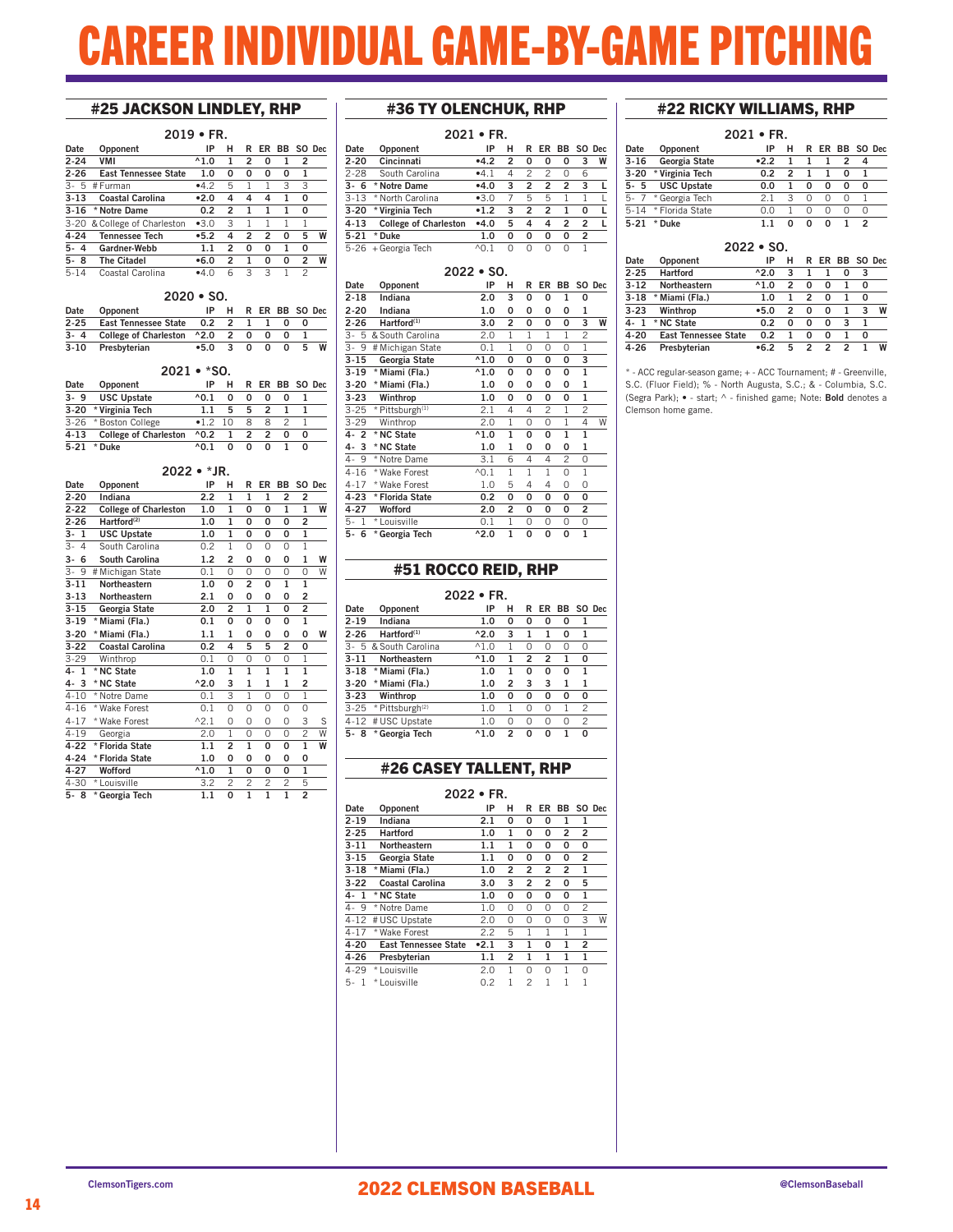# CAREER INDIVIDUAL GAME-BY-GAME PITCHING

## #25 JACKSON LINDLEY, RHP

### 2019 • FR.

| Date | Opponent | IP | H | R | ER | BB | SO | Dec |
|---|---|---|---|---|---|---|---|---|
| **2-24** | **VMI** | **^1.0** | **1** | **2** | **0** | **1** | **2** | |
| **2-26** | **East Tennessee State** | **1.0** | **0** | **0** | **0** | **0** | **1** | |
| 3- 5 | # Furman | •4.2 | 5 | 1 | 1 | 3 | 3 | |
| **3-13** | **Coastal Carolina** | **•2.0** | **4** | **4** | **4** | **1** | **0** | |
| **3-16** | *** Notre Dame** | **0.2** | **2** | **1** | **1** | **1** | **0** | |
| 3-20 | & College of Charleston | •3.0 | 3 | 1 | 1 | 1 | 1 | |
| **4-24** | **Tennessee Tech** | **•5.2** | **4** | **2** | **2** | **0** | **5** | **W** |
| **5- 4** | **Gardner-Webb** | **1.1** | **2** | **0** | **0** | **1** | **0** | |
| **5- 8** | **The Citadel** | **•6.0** | **2** | **1** | **0** | **0** | **2** | **W** |
| 5-14 | Coastal Carolina | •4.0 | 6 | 3 | 3 | 1 | 2 | |

### 2020 • SO.

| Date | Opponent | IP | H | R | ER | BB | SO | Dec |
|---|---|---|---|---|---|---|---|---|
| **2-25** | **East Tennessee State** | **0.2** | **2** | **1** | **1** | **0** | **0** | |
| **3- 4** | **College of Charleston** | **^2.0** | **2** | **0** | **0** | **0** | **1** | |
| **3-10** | **Presbyterian** | **•5.0** | **3** | **0** | **0** | **0** | **5** | **W** |

### 2021 • *SO.

| Date | Opponent | IP | H | R | ER | BB | SO | Dec |
|---|---|---|---|---|---|---|---|---|
| **3- 9** | **USC Upstate** | **^0.1** | **0** | **0** | **0** | **0** | **1** | |
| **3-20** | *** Virginia Tech** | **1.1** | **5** | **5** | **2** | **1** | **1** | |
| 3-26 | * Boston College | •1.2 | 10 | 8 | 8 | 2 | 1 | |
| **4-13** | **College of Charleston** | **^0.2** | **1** | **2** | **2** | **0** | **0** | |
| **5-21** | *** Duke** | **^0.1** | **0** | **0** | **0** | **1** | **0** | |

### 2022 • *JR.

| Date | Opponent | IP | H | R | ER | BB | SO | Dec |
|---|---|---|---|---|---|---|---|---|
| **2-20** | **Indiana** | **2.2** | **1** | **1** | **1** | **2** | **2** | |
| **2-22** | **College of Charleston** | **1.0** | **1** | **0** | **0** | **1** | **1** | **W** |
| **2-26** | **Hartford(2)** | **1.0** | **1** | **0** | **0** | **0** | **2** | |
| **3- 1** | **USC Upstate** | **1.0** | **1** | **0** | **0** | **0** | **1** | |
| 3- 4 | South Carolina | 0.2 | 1 | 0 | 0 | 0 | 1 | |
| **3- 6** | **South Carolina** | **1.2** | **2** | **0** | **0** | **0** | **1** | **W** |
| 3- 9 | # Michigan State | 0.1 | 0 | 0 | 0 | 0 | 0 | W |
| **3-11** | **Northeastern** | **1.0** | **0** | **2** | **0** | **1** | **1** | |
| **3-13** | **Northeastern** | **2.1** | **0** | **0** | **0** | **0** | **2** | |
| **3-15** | **Georgia State** | **2.0** | **2** | **1** | **1** | **0** | **2** | |
| **3-19** | *** Miami (Fla.)** | **0.1** | **0** | **0** | **0** | **0** | **1** | |
| **3-20** | *** Miami (Fla.)** | **1.1** | **1** | **0** | **0** | **0** | **0** | **W** |
| **3-22** | **Coastal Carolina** | **0.2** | **4** | **5** | **5** | **2** | **0** | |
| 3-29 | Winthrop | 0.1 | 0 | 0 | 0 | 0 | 1 | |
| **4- 1** | *** NC State** | **1.0** | **1** | **1** | **1** | **1** | **1** | |
| **4- 3** | *** NC State** | **^2.0** | **3** | **1** | **1** | **1** | **2** | |
| 4-10 | * Notre Dame | 0.1 | 3 | 1 | 0 | 0 | 1 | |
| 4-16 | * Wake Forest | 0.1 | 0 | 0 | 0 | 0 | 0 | |
| 4-17 | * Wake Forest | ^2.1 | 0 | 0 | 0 | 0 | 3 | S |
| 4-19 | Georgia | 2.0 | 1 | 0 | 0 | 0 | 2 | W |
| **4-22** | *** Florida State** | **1.1** | **2** | **1** | **0** | **0** | **1** | **W** |
| **4-24** | *** Florida State** | **1.0** | **0** | **0** | **0** | **0** | **0** | |
| **4-27** | **Wofford** | **^1.0** | **1** | **0** | **0** | **0** | **1** | |
| 4-30 | * Louisville | 3.2 | 2 | 2 | 2 | 2 | 5 | |
| **5- 8** | *** Georgia Tech** | **1.1** | **0** | **1** | **1** | **1** | **2** | |

## #36 TY OLENCHUK, RHP

### 2021 • FR.

| Date | Opponent | IP | H | R | ER | BB | SO | Dec |
|---|---|---|---|---|---|---|---|---|
| **2-20** | **Cincinnati** | **•4.2** | **2** | **0** | **0** | **0** | **3** | **W** |
| 2-28 | South Carolina | •4.1 | 4 | 2 | 2 | 0 | 6 | |
| **3- 6** | *** Notre Dame** | **•4.0** | **3** | **2** | **2** | **2** | **3** | **L** |
| 3-13 | * North Carolina | •3.0 | 7 | 5 | 5 | 1 | 1 | L |
| **3-20** | *** Virginia Tech** | **•1.2** | **3** | **2** | **2** | **1** | **0** | **L** |
| **4-13** | **College of Charleston** | **•4.0** | **5** | **4** | **4** | **2** | **2** | **L** |
| **5-21** | *** Duke** | **1.0** | **0** | **0** | **0** | **0** | **2** | |
| 5-26 | + Georgia Tech | ^0.1 | 0 | 0 | 0 | 0 | 1 | |

### 2022 • SO.

| Date | Opponent | IP | H | R | ER | BB | SO | Dec |
|---|---|---|---|---|---|---|---|---|
| **2-18** | **Indiana** | **2.0** | **3** | **0** | **0** | **1** | **0** | |
| **2-20** | **Indiana** | **1.0** | **0** | **0** | **0** | **0** | **1** | |
| **2-26** | **Hartford(1)** | **3.0** | **2** | **0** | **0** | **0** | **3** | **W** |
| 3- 5 | & South Carolina | 2.0 | 1 | 1 | 1 | 1 | 2 | |
| 3- 9 | # Michigan State | 0.1 | 1 | 0 | 0 | 0 | 1 | |
| **3-15** | **Georgia State** | **^1.0** | **0** | **0** | **0** | **0** | **3** | |
| **3-19** | *** Miami (Fla.)** | **^1.0** | **0** | **0** | **0** | **0** | **1** | |
| **3-20** | *** Miami (Fla.)** | **1.0** | **0** | **0** | **0** | **0** | **1** | |
| **3-23** | **Winthrop** | **1.0** | **0** | **0** | **0** | **0** | **1** | |
| 3-25 | * Pittsburgh(1) | 2.1 | 4 | 4 | 2 | 1 | 2 | |
| 3-29 | Winthrop | 2.0 | 1 | 0 | 0 | 1 | 4 | W |
| **4- 2** | *** NC State** | **^1.0** | **1** | **0** | **0** | **1** | **1** | |
| **4- 3** | *** NC State** | **1.0** | **1** | **0** | **0** | **0** | **1** | |
| 4- 9 | * Notre Dame | 3.1 | 6 | 4 | 4 | 2 | 0 | |
| 4-16 | * Wake Forest | ^0.1 | 1 | 1 | 1 | 0 | 1 | |
| 4-17 | * Wake Forest | 1.0 | 5 | 4 | 4 | 0 | 0 | |
| **4-23** | *** Florida State** | **0.2** | **0** | **0** | **0** | **0** | **0** | |
| **4-27** | **Wofford** | **2.0** | **2** | **0** | **0** | **0** | **2** | |
| 5- 1 | * Louisville | 0.1 | 1 | 0 | 0 | 0 | 0 | |
| **5- 6** | *** Georgia Tech** | **^2.0** | **1** | **0** | **0** | **0** | **1** | |

## #51 ROCCO REID, RHP

### 2022 • FR.

| Date | Opponent | IP | H | R | ER | BB | SO | Dec |
|---|---|---|---|---|---|---|---|---|
| **2-19** | **Indiana** | **1.0** | **0** | **0** | **0** | **0** | **1** | |
| **2-26** | **Hartford(1)** | **^2.0** | **3** | **1** | **1** | **0** | **1** | |
| 3- 5 | & South Carolina | ^1.0 | 1 | 0 | 0 | 0 | 0 | |
| **3-11** | **Northeastern** | **^1.0** | **1** | **2** | **2** | **1** | **0** | |
| **3-18** | *** Miami (Fla.)** | **1.0** | **1** | **0** | **0** | **0** | **1** | |
| **3-20** | *** Miami (Fla.)** | **1.0** | **2** | **3** | **3** | **1** | **1** | |
| **3-23** | **Winthrop** | **1.0** | **0** | **0** | **0** | **0** | **0** | |
| 3-25 | * Pittsburgh(2) | 1.0 | 1 | 0 | 0 | 1 | 2 | |
| 4-12 | # USC Upstate | 1.0 | 0 | 0 | 0 | 0 | 2 | |
| **5- 8** | *** Georgia Tech** | **^1.0** | **2** | **0** | **0** | **1** | **0** | |

## #26 CASEY TALLENT, RHP

### 2022 • FR.

| Date | Opponent | IP | H | R | ER | BB | SO | Dec |
|---|---|---|---|---|---|---|---|---|
| **2-19** | **Indiana** | **2.1** | **0** | **0** | **0** | **1** | **1** | |
| **2-25** | **Hartford** | **1.0** | **1** | **0** | **0** | **2** | **2** | |
| **3-11** | **Northeastern** | **1.1** | **1** | **0** | **0** | **0** | **0** | |
| **3-15** | **Georgia State** | **1.1** | **0** | **0** | **0** | **0** | **2** | |
| **3-18** | *** Miami (Fla.)** | **1.0** | **2** | **2** | **2** | **2** | **1** | |
| **3-22** | **Coastal Carolina** | **3.0** | **3** | **2** | **2** | **0** | **5** | |
| **4- 1** | *** NC State** | **1.0** | **0** | **0** | **0** | **0** | **1** | |
| 4- 9 | * Notre Dame | 1.0 | 0 | 0 | 0 | 0 | 2 | |
| 4-12 | # USC Upstate | 2.0 | 0 | 0 | 0 | 0 | 3 | W |
| 4-17 | * Wake Forest | 2.2 | 5 | 1 | 1 | 1 | 1 | |
| **4-20** | **East Tennessee State** | **•2.1** | **3** | **1** | **0** | **1** | **2** | |
| **4-26** | **Presbyterian** | **1.1** | **2** | **1** | **1** | **1** | **1** | |
| 4-29 | * Louisville | 2.0 | 1 | 0 | 0 | 1 | 0 | |
| 5- 1 | * Louisville | 0.2 | 1 | 2 | 1 | 1 | 1 | |

## #22 RICKY WILLIAMS, RHP

### 2021 • FR.

| Date | Opponent | IP | H | R | ER | BB | SO | Dec |
|---|---|---|---|---|---|---|---|---|
| **3-16** | **Georgia State** | **•2.2** | **1** | **1** | **1** | **2** | **4** | |
| **3-20** | *** Virginia Tech** | **0.2** | **2** | **1** | **1** | **0** | **1** | |
| **5- 5** | **USC Upstate** | **0.0** | **1** | **0** | **0** | **0** | **0** | |
| 5- 7 | * Georgia Tech | 2.1 | 3 | 0 | 0 | 0 | 1 | |
| 5-14 | * Florida State | 0.0 | 1 | 0 | 0 | 0 | 0 | |
| **5-21** | *** Duke** | **1.1** | **0** | **0** | **0** | **1** | **2** | |

### 2022 • SO.

| Date | Opponent | IP | H | R | ER | BB | SO | Dec |
|---|---|---|---|---|---|---|---|---|
| **2-25** | **Hartford** | **^2.0** | **3** | **1** | **1** | **0** | **3** | |
| **3-12** | **Northeastern** | **^1.0** | **2** | **0** | **0** | **1** | **0** | |
| **3-18** | *** Miami (Fla.)** | **1.0** | **1** | **2** | **0** | **1** | **0** | |
| **3-23** | **Winthrop** | **•5.0** | **2** | **0** | **0** | **1** | **3** | **W** |
| **4- 1** | *** NC State** | **0.2** | **0** | **0** | **0** | **3** | **1** | |
| **4-20** | **East Tennessee State** | **0.2** | **1** | **0** | **0** | **1** | **0** | |
| **4-26** | **Presbyterian** | **•6.2** | **5** | **2** | **2** | **2** | **1** | **W** |

* - ACC regular-season game; + - ACC Tournament; # - Greenville, S.C. (Fluor Field); % - North Augusta, S.C.; & - Columbia, S.C. (Segra Park); • - start; ^ - finished game; Note: **Bold** denotes a Clemson home game.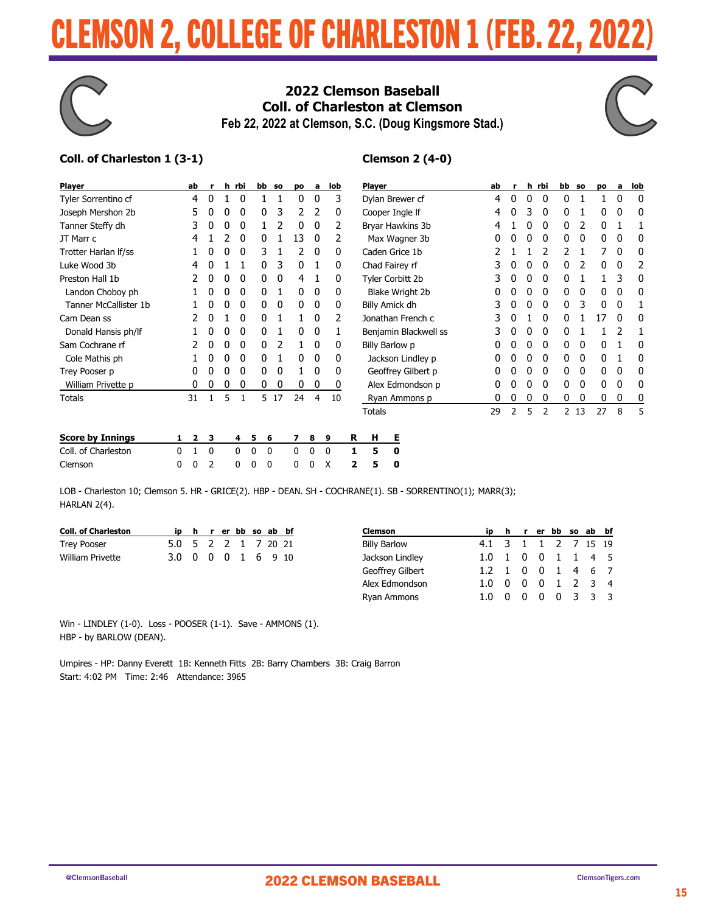# CLEMSON 2, COLLEGE OF CHARLESTON 1 (FEB. 22, 2022)

## 2022 Clemson Baseball
## Coll. of Charleston at Clemson
### Feb 22, 2022 at Clemson, S.C. (Doug Kingsmore Stad.)

### Coll. of Charleston 1 (3-1)

| Player | ab | r | h | rbi | bb | so | po | a | lob |
|---|---|---|---|---|---|---|---|---|---|
| Tyler Sorrentino cf | 4 | 0 | 1 | 0 | 1 | 1 | 0 | 0 | 3 |
| Joseph Mershon 2b | 5 | 0 | 0 | 0 | 0 | 3 | 2 | 2 | 0 |
| Tanner Steffy dh | 3 | 0 | 0 | 0 | 1 | 2 | 0 | 0 | 2 |
| JT Marr c | 4 | 1 | 2 | 0 | 0 | 1 | 13 | 0 | 2 |
| Trotter Harlan lf/ss | 1 | 0 | 0 | 0 | 3 | 1 | 2 | 0 | 0 |
| Luke Wood 3b | 4 | 0 | 1 | 1 | 0 | 3 | 0 | 1 | 0 |
| Preston Hall 1b | 2 | 0 | 0 | 0 | 0 | 0 | 4 | 1 | 0 |
| Landon Choboy ph | 1 | 0 | 0 | 0 | 0 | 1 | 0 | 0 | 0 |
| Tanner McCallister 1b | 1 | 0 | 0 | 0 | 0 | 0 | 0 | 0 | 0 |
| Cam Dean ss | 2 | 0 | 1 | 0 | 0 | 1 | 1 | 0 | 2 |
| Donald Hansis ph/lf | 1 | 0 | 0 | 0 | 0 | 1 | 0 | 0 | 1 |
| Sam Cochrane rf | 2 | 0 | 0 | 0 | 0 | 2 | 1 | 0 | 0 |
| Cole Mathis ph | 1 | 0 | 0 | 0 | 0 | 1 | 0 | 0 | 0 |
| Trey Pooser p | 0 | 0 | 0 | 0 | 0 | 0 | 1 | 0 | 0 |
| William Privette p | 0 | 0 | 0 | 0 | 0 | 0 | 0 | 0 | 0 |
| Totals | 31 | 1 | 5 | 1 | 5 | 17 | 24 | 4 | 10 |

### Clemson 2 (4-0)

| Player | ab | r | h | rbi | bb | so | po | a | lob |
|---|---|---|---|---|---|---|---|---|---|
| Dylan Brewer cf | 4 | 0 | 0 | 0 | 0 | 1 | 1 | 0 | 0 |
| Cooper Ingle lf | 4 | 0 | 3 | 0 | 0 | 1 | 0 | 0 | 0 |
| Bryar Hawkins 3b | 4 | 1 | 0 | 0 | 0 | 2 | 0 | 1 | 1 |
| Max Wagner 3b | 0 | 0 | 0 | 0 | 0 | 0 | 0 | 0 | 0 |
| Caden Grice 1b | 2 | 1 | 1 | 2 | 2 | 1 | 7 | 0 | 0 |
| Chad Fairey rf | 3 | 0 | 0 | 0 | 0 | 2 | 0 | 0 | 2 |
| Tyler Corbitt 2b | 3 | 0 | 0 | 0 | 0 | 1 | 1 | 3 | 0 |
| Blake Wright 2b | 0 | 0 | 0 | 0 | 0 | 0 | 0 | 0 | 0 |
| Billy Amick dh | 3 | 0 | 0 | 0 | 0 | 3 | 0 | 0 | 1 |
| Jonathan French c | 3 | 0 | 1 | 0 | 0 | 1 | 17 | 0 | 0 |
| Benjamin Blackwell ss | 3 | 0 | 0 | 0 | 0 | 1 | 1 | 2 | 1 |
| Billy Barlow p | 0 | 0 | 0 | 0 | 0 | 0 | 0 | 1 | 0 |
| Jackson Lindley p | 0 | 0 | 0 | 0 | 0 | 0 | 0 | 1 | 0 |
| Geoffrey Gilbert p | 0 | 0 | 0 | 0 | 0 | 0 | 0 | 0 | 0 |
| Alex Edmondson p | 0 | 0 | 0 | 0 | 0 | 0 | 0 | 0 | 0 |
| Ryan Ammons p | 0 | 0 | 0 | 0 | 0 | 0 | 0 | 0 | 0 |
| Totals | 29 | 2 | 5 | 2 | 2 | 13 | 27 | 8 | 5 |

| Score by Innings | 1 | 2 | 3 | 4 | 5 | 6 | 7 | 8 | 9 | R | H | E |
|---|---|---|---|---|---|---|---|---|---|---|---|---|
| Coll. of Charleston | 0 | 1 | 0 | 0 | 0 | 0 | 0 | 0 | 0 | 1 | 5 | 0 |
| Clemson | 0 | 0 | 2 | 0 | 0 | 0 | 0 | 0 | X | 2 | 5 | 0 |

LOB - Charleston 10; Clemson 5. HR - GRICE(2). HBP - DEAN. SH - COCHRANE(1). SB - SORRENTINO(1); MARR(3); HARLAN 2(4).

| Coll. of Charleston | ip | h | r | er | bb | so | ab | bf |
|---|---|---|---|---|---|---|---|---|
| Trey Pooser | 5.0 | 5 | 2 | 2 | 1 | 7 | 20 | 21 |
| William Privette | 3.0 | 0 | 0 | 0 | 1 | 6 | 9 | 10 |

| Clemson | ip | h | r | er | bb | so | ab | bf |
|---|---|---|---|---|---|---|---|---|
| Billy Barlow | 4.1 | 3 | 1 | 1 | 2 | 7 | 15 | 19 |
| Jackson Lindley | 1.0 | 1 | 0 | 0 | 1 | 1 | 4 | 5 |
| Geoffrey Gilbert | 1.2 | 1 | 0 | 0 | 1 | 4 | 6 | 7 |
| Alex Edmondson | 1.0 | 0 | 0 | 0 | 1 | 2 | 3 | 4 |
| Ryan Ammons | 1.0 | 0 | 0 | 0 | 0 | 3 | 3 | 3 |

Win - LINDLEY (1-0). Loss - POOSER (1-1). Save - AMMONS (1).
HBP - by BARLOW (DEAN).

Umpires - HP: Danny Everett 1B: Kenneth Fitts 2B: Barry Chambers 3B: Craig Barron
Start: 4:02 PM Time: 2:46 Attendance: 3965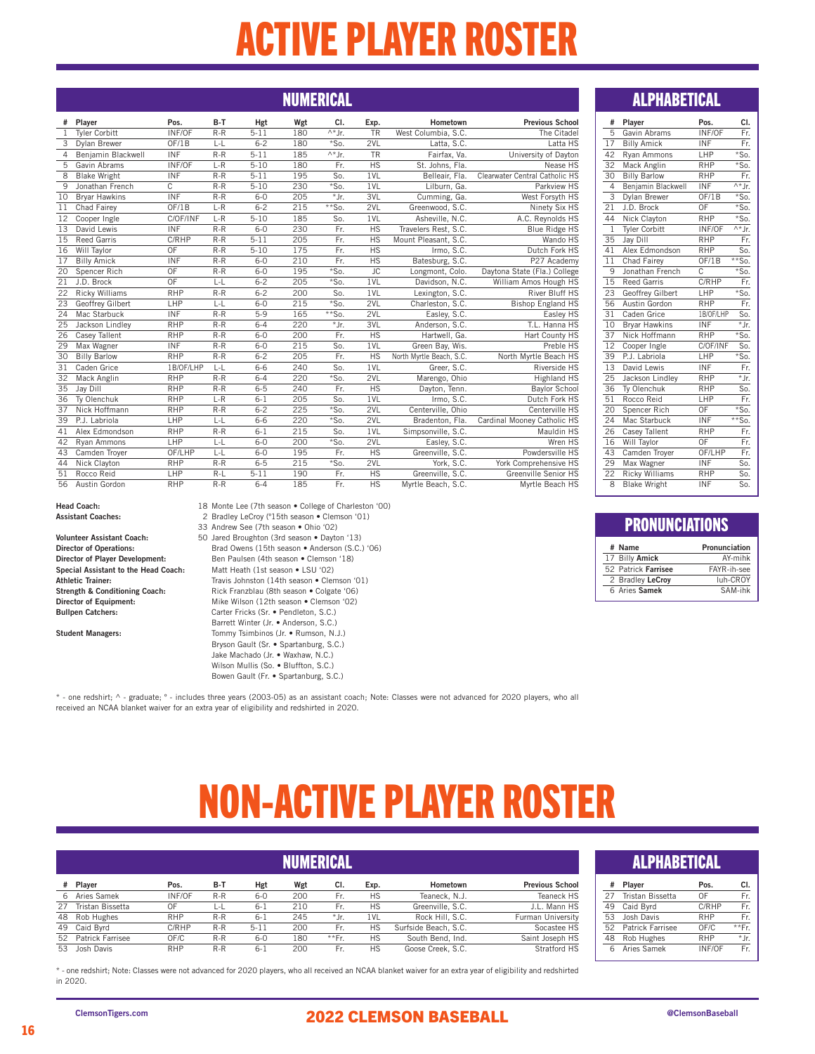# ACTIVE PLAYER ROSTER

## NUMERICAL

| # | Player | Pos. | B-T | Hgt | Wgt | Cl. | Exp. | Hometown | Previous School |
|---|---|---|---|---|---|---|---|---|---|
| 1 | Tyler Corbitt | INF/OF | R-R | 5-11 | 180 | ^*Jr. | TR | West Columbia, S.C. | The Citadel |
| 3 | Dylan Brewer | OF/1B | L-L | 6-2 | 180 | *So. | 2VL | Latta, S.C. | Latta HS |
| 4 | Benjamin Blackwell | INF | R-R | 5-11 | 185 | ^*Jr. | TR | Fairfax, Va. | University of Dayton |
| 5 | Gavin Abrams | INF/OF | L-R | 5-10 | 180 | Fr. | HS | St. Johns, Fla. | Nease HS |
| 8 | Blake Wright | INF | R-R | 5-11 | 195 | So. | 1VL | Belleair, Fla. | Clearwater Central Catholic HS |
| 9 | Jonathan French | C | R-R | 5-10 | 230 | *So. | 1VL | Lilburn, Ga. | Parkview HS |
| 10 | Bryar Hawkins | INF | R-R | 6-0 | 205 | *Jr. | 3VL | Cumming, Ga. | West Forsyth HS |
| 11 | Chad Fairey | OF/1B | L-R | 6-2 | 215 | **So. | 2VL | Greenwood, S.C. | Ninety Six HS |
| 12 | Cooper Ingle | C/OF/INF | L-R | 5-10 | 185 | So. | 1VL | Asheville, N.C. | A.C. Reynolds HS |
| 13 | David Lewis | INF | R-R | 6-0 | 230 | Fr. | HS | Travelers Rest, S.C. | Blue Ridge HS |
| 15 | Reed Garris | C/RHP | R-R | 5-11 | 205 | Fr. | HS | Mount Pleasant, S.C. | Wando HS |
| 16 | Will Taylor | OF | R-R | 5-10 | 175 | Fr. | HS | Irmo, S.C. | Dutch Fork HS |
| 17 | Billy Amick | INF | R-R | 6-0 | 210 | Fr. | HS | Batesburg, S.C. | P27 Academy |
| 20 | Spencer Rich | OF | R-R | 6-0 | 195 | *So. | JC | Longmont, Colo. | Daytona State (Fla.) College |
| 21 | J.D. Brock | OF | L-L | 6-2 | 205 | *So. | 1VL | Davidson, N.C. | William Amos Hough HS |
| 22 | Ricky Williams | RHP | R-R | 6-2 | 200 | So. | 1VL | Lexington, S.C. | River Bluff HS |
| 23 | Geoffrey Gilbert | LHP | L-L | 6-0 | 215 | *So. | 2VL | Charleston, S.C. | Bishop England HS |
| 24 | Mac Starbuck | INF | R-R | 5-9 | 165 | **So. | 2VL | Easley, S.C. | Easley HS |
| 25 | Jackson Lindley | RHP | R-R | 6-4 | 220 | *Jr. | 3VL | Anderson, S.C. | T.L. Hanna HS |
| 26 | Casey Tallent | RHP | R-R | 6-0 | 200 | Fr. | HS | Hartwell, Ga. | Hart County HS |
| 29 | Max Wagner | INF | R-R | 6-0 | 215 | So. | 1VL | Green Bay, Wis. | Preble HS |
| 30 | Billy Barlow | RHP | R-R | 6-2 | 205 | Fr. | HS | North Myrtle Beach, S.C. | North Myrtle Beach HS |
| 31 | Caden Grice | 1B/OF/LHP | L-L | 6-6 | 240 | So. | 1VL | Greer, S.C. | Riverside HS |
| 32 | Mack Anglin | RHP | R-R | 6-4 | 220 | *So. | 2VL | Marengo, Ohio | Highland HS |
| 35 | Jay Dill | RHP | R-R | 6-5 | 240 | Fr. | HS | Dayton, Tenn. | Baylor School |
| 36 | Ty Olenchuk | RHP | L-R | 6-1 | 205 | So. | 1VL | Irmo, S.C. | Dutch Fork HS |
| 37 | Nick Hoffmann | RHP | R-R | 6-2 | 225 | *So. | 2VL | Centerville, Ohio | Centerville HS |
| 39 | P.J. Labriola | LHP | L-L | 6-6 | 220 | *So. | 2VL | Bradenton, Fla. | Cardinal Mooney Catholic HS |
| 41 | Alex Edmondson | RHP | R-R | 6-1 | 215 | So. | 1VL | Simpsonville, S.C. | Mauldin HS |
| 42 | Ryan Ammons | LHP | L-L | 6-0 | 200 | *So. | 2VL | Easley, S.C. | Wren HS |
| 43 | Camden Troyer | OF/LHP | L-L | 6-0 | 195 | Fr. | HS | Greenville, S.C. | Powdersville HS |
| 44 | Nick Clayton | RHP | R-R | 6-5 | 215 | *So. | 2VL | York, S.C. | York Comprehensive HS |
| 51 | Rocco Reid | LHP | R-L | 5-11 | 190 | Fr. | HS | Greenville, S.C. | Greenville Senior HS |
| 56 | Austin Gordon | RHP | R-R | 6-4 | 185 | Fr. | HS | Myrtle Beach, S.C. | Myrtle Beach HS |

## ALPHABETICAL

| # | Player | Pos. | Cl. |
|---|---|---|---|
| 5 | Gavin Abrams | INF/OF | Fr. |
| 17 | Billy Amick | INF | Fr. |
| 42 | Ryan Ammons | LHP | *So. |
| 32 | Mack Anglin | RHP | *So. |
| 30 | Billy Barlow | RHP | Fr. |
| 4 | Benjamin Blackwell | INF | ^*Jr. |
| 3 | Dylan Brewer | OF/1B | *So. |
| 21 | J.D. Brock | OF | *So. |
| 44 | Nick Clayton | RHP | *So. |
| 1 | Tyler Corbitt | INF/OF | ^*Jr. |
| 35 | Jay Dill | RHP | Fr. |
| 41 | Alex Edmondson | RHP | So. |
| 11 | Chad Fairey | OF/1B | **So. |
| 9 | Jonathan French | C | *So. |
| 15 | Reed Garris | C/RHP | Fr. |
| 23 | Geoffrey Gilbert | LHP | *So. |
| 56 | Austin Gordon | RHP | Fr. |
| 31 | Caden Grice | 1B/OF/LHP | So. |
| 10 | Bryar Hawkins | INF | *Jr. |
| 37 | Nick Hoffmann | RHP | *So. |
| 12 | Cooper Ingle | C/OF/INF | So. |
| 39 | P.J. Labriola | LHP | *So. |
| 13 | David Lewis | INF | Fr. |
| 25 | Jackson Lindley | RHP | *Jr. |
| 36 | Ty Olenchuk | RHP | So. |
| 51 | Rocco Reid | LHP | Fr. |
| 20 | Spencer Rich | OF | *So. |
| 24 | Mac Starbuck | INF | **So. |
| 26 | Casey Tallent | RHP | Fr. |
| 16 | Will Taylor | OF | Fr. |
| 43 | Camden Troyer | OF/LHP | Fr. |
| 29 | Max Wagner | INF | So. |
| 22 | Ricky Williams | RHP | So. |
| 8 | Blake Wright | INF | So. |

**Head Coach:** 18 Monte Lee (7th season • College of Charleston '00)
**Assistant Coaches:** 2 Bradley LeCroy (°15th season • Clemson '01)
33 Andrew See (7th season • Ohio '02)
**Volunteer Assistant Coach:** 50 Jared Broughton (3rd season • Dayton '13)
**Director of Operations:** Brad Owens (15th season • Anderson (S.C.) '06)
**Director of Player Development:** Ben Paulsen (4th season • Clemson '18)
**Special Assistant to the Head Coach:** Matt Heath (1st season • LSU '02)
**Athletic Trainer:** Travis Johnston (14th season • Clemson '01)
**Strength & Conditioning Coach:** Rick Franzblau (8th season • Colgate '06)
**Director of Equipment:** Mike Wilson (12th season • Clemson '02)
**Bullpen Catchers:** Carter Fricks (Sr. • Pendleton, S.C.)
Barrett Winter (Jr. • Anderson, S.C.)
**Student Managers:** Tommy Tsimbinos (Jr. • Rumson, N.J.)
Bryson Gault (Sr. • Spartanburg, S.C.)
Jake Machado (Jr. • Waxhaw, N.C.)
Wilson Mullis (So. • Bluffton, S.C.)
Bowen Gault (Fr. • Spartanburg, S.C.)

## PRONUNCIATIONS

| # | Name | Pronunciation |
|---|---|---|
| 17 | Billy **Amick** | AY-mihk |
| 52 | Patrick **Farrisee** | FAYR-ih-see |
| 2 | Bradley **LeCroy** | luh-CROY |
| 6 | Aries **Samek** | SAM-ihk |

* - one redshirt; ^ - graduate; ° - includes three years (2003-05) as an assistant coach; Note: Classes were not advanced for 2020 players, who all received an NCAA blanket waiver for an extra year of eligibility and redshirted in 2020.

# NON-ACTIVE PLAYER ROSTER

## NUMERICAL

| # | Player | Pos. | B-T | Hgt | Wgt | Cl. | Exp. | Hometown | Previous School |
|---|---|---|---|---|---|---|---|---|---|
| 6 | Aries Samek | INF/OF | R-R | 6-0 | 200 | Fr. | HS | Teaneck, N.J. | Teaneck HS |
| 27 | Tristan Bissetta | OF | L-L | 6-1 | 210 | Fr. | HS | Greenville, S.C. | J.L. Mann HS |
| 48 | Rob Hughes | RHP | R-R | 6-1 | 245 | *Jr. | 1VL | Rock Hill, S.C. | Furman University |
| 49 | Caid Byrd | C/RHP | R-R | 5-11 | 200 | Fr. | HS | Surfside Beach, S.C. | Socastee HS |
| 52 | Patrick Farrisee | OF/C | R-R | 6-0 | 180 | **Fr. | HS | South Bend, Ind. | Saint Joseph HS |
| 53 | Josh Davis | RHP | R-R | 6-1 | 200 | Fr. | HS | Goose Creek, S.C. | Stratford HS |

## ALPHABETICAL

| # | Player | Pos. | Cl. |
|---|---|---|---|
| 27 | Tristan Bissetta | OF | Fr. |
| 49 | Caid Byrd | C/RHP | Fr. |
| 53 | Josh Davis | RHP | Fr. |
| 52 | Patrick Farrisee | OF/C | **Fr. |
| 48 | Rob Hughes | RHP | *Jr. |
| 6 | Aries Samek | INF/OF | Fr. |

* - one redshirt; Note: Classes were not advanced for 2020 players, who all received an NCAA blanket waiver for an extra year of eligibility and redshirted in 2020.